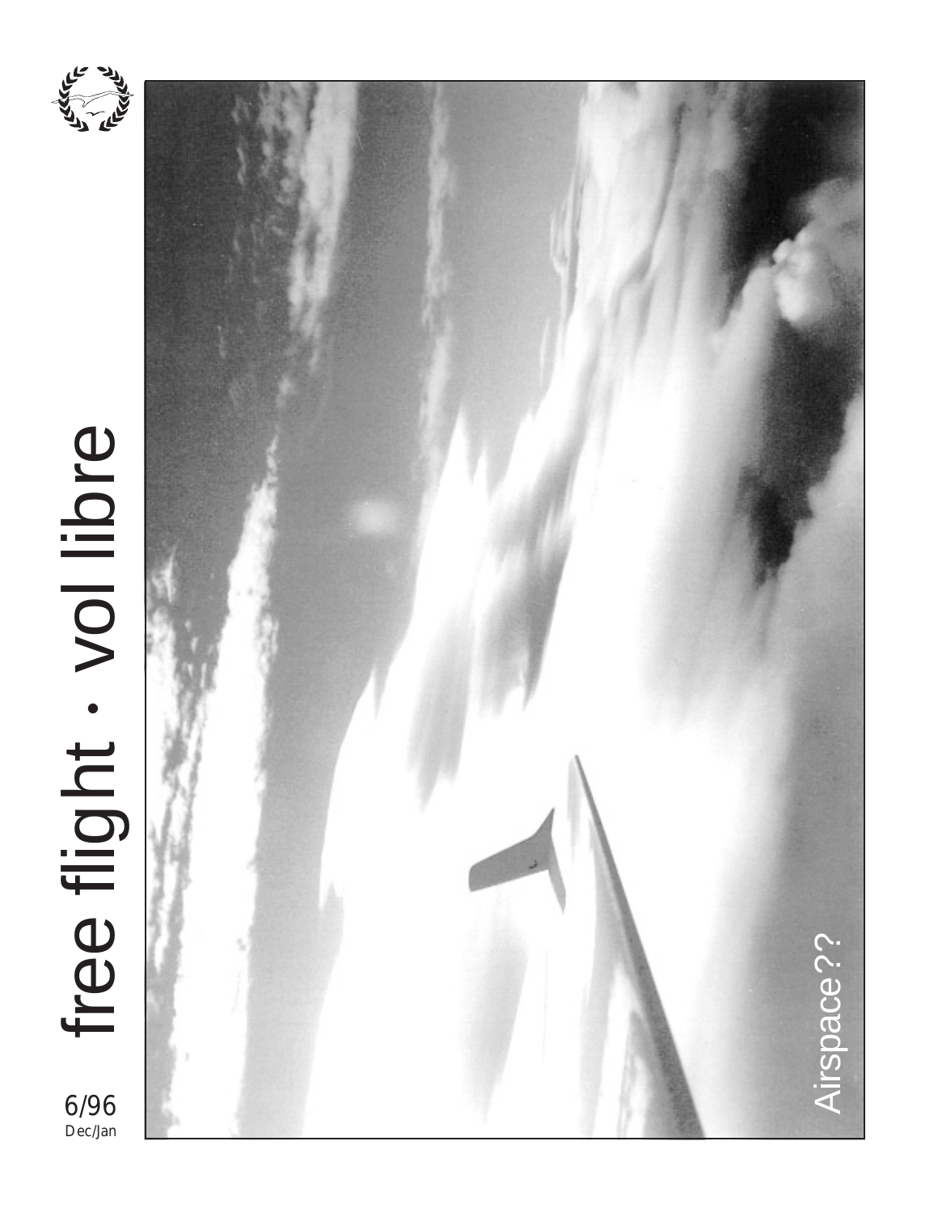# free flight · vol libre

6/96
Dec/Jan

Airspace??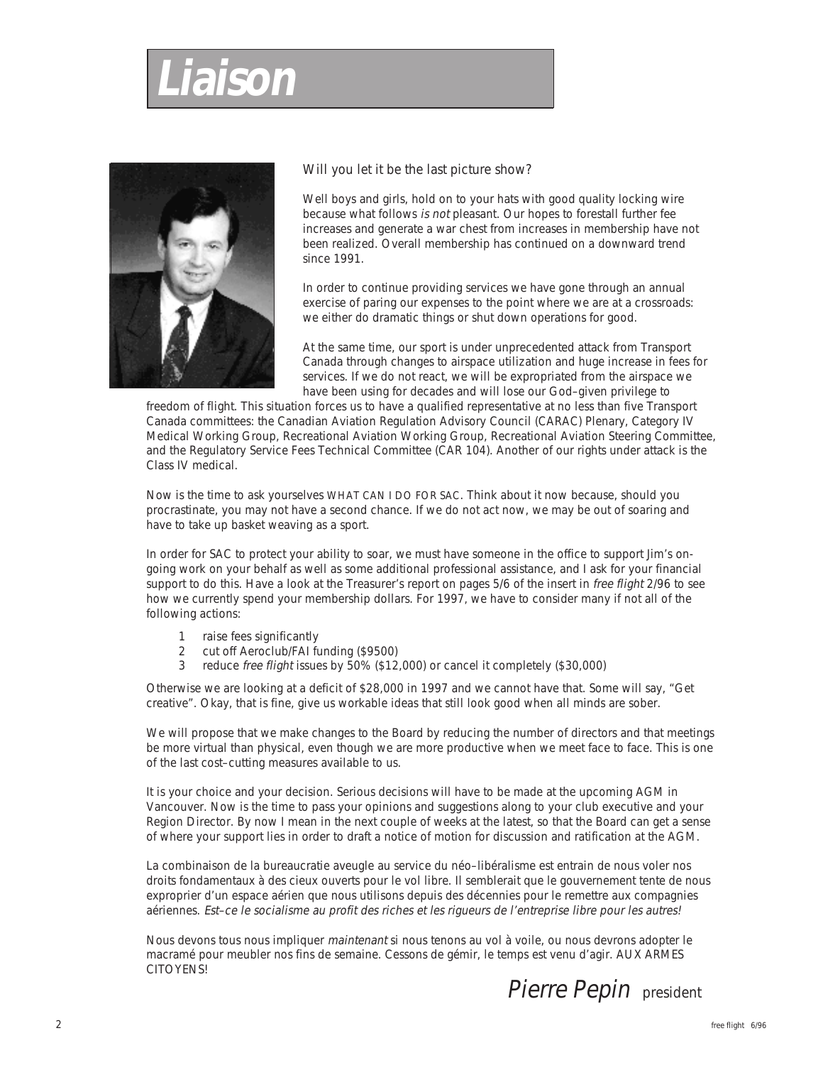# Liaison

Will you let it be the last picture show?

Well boys and girls, hold on to your hats with good quality locking wire because what follows *is not* pleasant. Our hopes to forestall further fee increases and generate a war chest from increases in membership have not been realized. Overall membership has continued on a downward trend since 1991.

In order to continue providing services we have gone through an annual exercise of paring our expenses to the point where we are at a crossroads: we either do dramatic things or shut down operations for good.

At the same time, our sport is under unprecedented attack from Transport Canada through changes to airspace utilization and huge increase in fees for services. If we do not react, we will be expropriated from the airspace we have been using for decades and will lose our God–given privilege to freedom of flight. This situation forces us to have a qualified representative at no less than five Transport Canada committees: the Canadian Aviation Regulation Advisory Council (CARAC) Plenary, Category IV Medical Working Group, Recreational Aviation Working Group, Recreational Aviation Steering Committee, and the Regulatory Service Fees Technical Committee (CAR 104). Another of our rights under attack is the Class IV medical.

Now is the time to ask yourselves WHAT CAN I DO FOR SAC. Think about it now because, should you procrastinate, you may not have a second chance. If we do not act now, we may be out of soaring and have to take up basket weaving as a sport.

In order for SAC to protect your ability to soar, we must have someone in the office to support Jim's on-going work on your behalf as well as some additional professional assistance, and I ask for your financial support to do this. Have a look at the Treasurer's report on pages 5/6 of the insert in *free flight* 2/96 to see how we currently spend your membership dollars. For 1997, we have to consider many if not all of the following actions:

1. raise fees significantly
2. cut off Aeroclub/FAI funding ($9500)
3. reduce *free flight* issues by 50% ($12,000) or cancel it completely ($30,000)

Otherwise we are looking at a deficit of $28,000 in 1997 and we cannot have that. Some will say, "Get creative". Okay, that is fine, give us workable ideas that still look good when all minds are sober.

We will propose that we make changes to the Board by reducing the number of directors and that meetings be more virtual than physical, even though we are more productive when we meet face to face. This is one of the last cost–cutting measures available to us.

It is your choice and your decision. Serious decisions will have to be made at the upcoming AGM in Vancouver. Now is the time to pass your opinions and suggestions along to your club executive and your Region Director. By now I mean in the next couple of weeks at the latest, so that the Board can get a sense of where your support lies in order to draft a notice of motion for discussion and ratification at the AGM.

La combinaison de la bureaucratie aveugle au service du néo–libéralisme est entrain de nous voler nos droits fondamentaux à des cieux ouverts pour le vol libre. Il semblerait que le gouvernement tente de nous exproprier d'un espace aérien que nous utilisons depuis des décennies pour le remettre aux compagnies aériennes. *Est–ce le socialisme au profit des riches et les rigueurs de l'entreprise libre pour les autres!*

Nous devons tous nous impliquer *maintenant* si nous tenons au vol à voile, ou nous devrons adopter le macramé pour meubler nos fins de semaine. Cessons de gémir, le temps est venu d'agir. AUX ARMES CITOYENS!

*Pierre Pepin* president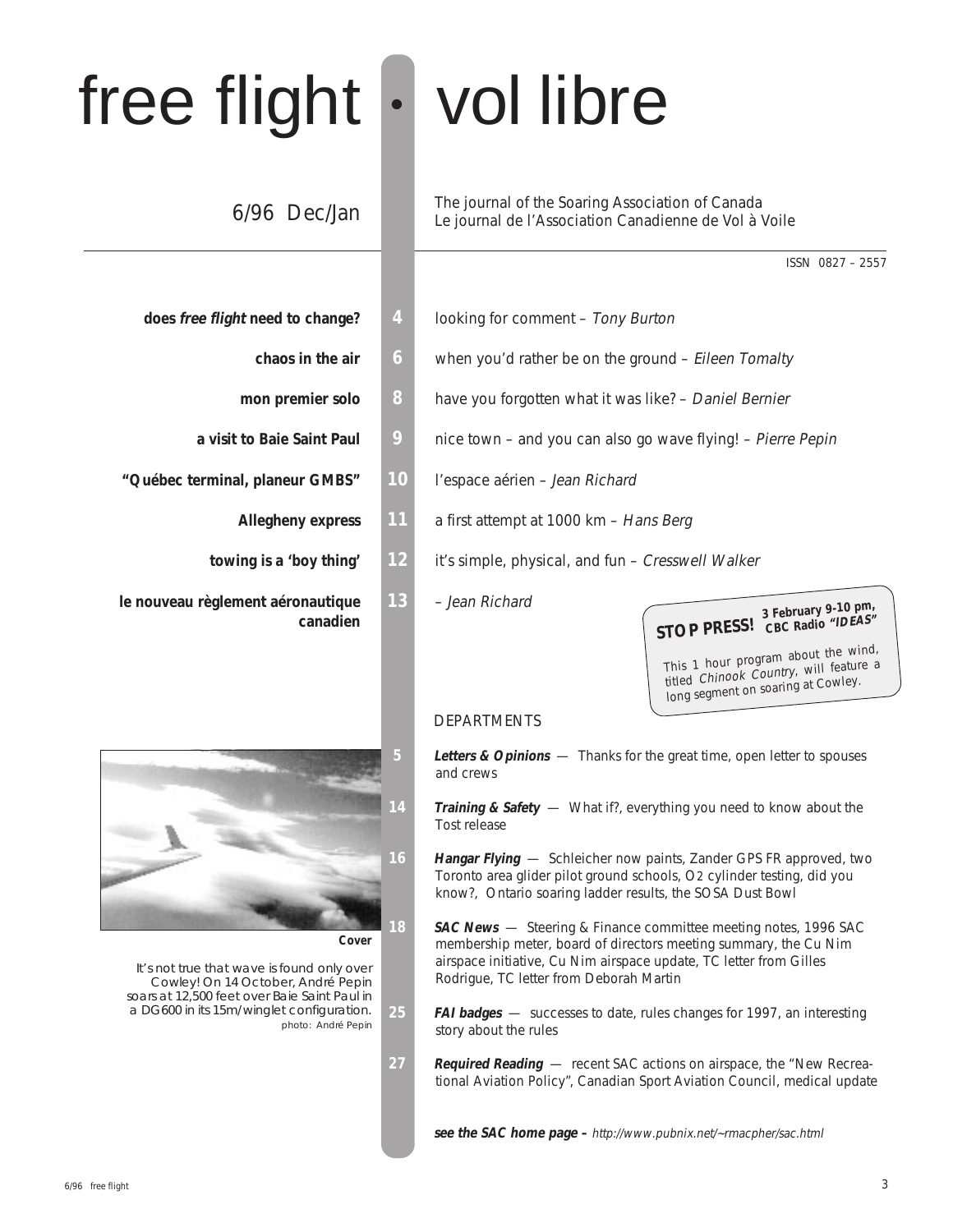# free flight • vol libre

6/96 Dec/Jan

The journal of the Soaring Association of Canada
Le journal de l'Association Canadienne de Vol à Voile

ISSN 0827 – 2557

**does *free flight* need to change?** 4 looking for comment – *Tony Burton*

**chaos in the air** 6 when you'd rather be on the ground – *Eileen Tomalty*

**mon premier solo** 8 have you forgotten what it was like? – *Daniel Bernier*

**a visit to Baie Saint Paul** 9 nice town – and you can also go wave flying! – *Pierre Pepin*

**"Québec terminal, planeur GMBS"** 10 l'espace aérien – *Jean Richard*

**Allegheny express** 11 a first attempt at 1000 km – *Hans Berg*

**towing is a 'boy thing'** 12 it's simple, physical, and fun – *Cresswell Walker*

**le nouveau règlement aéronautique canadien** 13 – *Jean Richard*

**STOP PRESS!** **3 February 9-10 pm, CBC Radio *"IDEAS"***

This 1 hour program about the wind, titled *Chinook Country*, will feature a long segment on soaring at Cowley.

## DEPARTMENTS

5 ***Letters & Opinions*** — Thanks for the great time, open letter to spouses and crews

14 ***Training & Safety*** — What if?, everything you need to know about the Tost release

16 ***Hangar Flying*** — Schleicher now paints, Zander GPS FR approved, two Toronto area glider pilot ground schools, $O_2$ cylinder testing, did you know?, Ontario soaring ladder results, the SOSA Dust Bowl

18 ***SAC News*** — Steering & Finance committee meeting notes, 1996 SAC membership meter, board of directors meeting summary, the Cu Nim airspace initiative, Cu Nim airspace update, TC letter from Gilles Rodrigue, TC letter from Deborah Martin

25 ***FAI badges*** — successes to date, rules changes for 1997, an interesting story about the rules

27 ***Required Reading*** — recent SAC actions on airspace, the "New Recreational Aviation Policy", Canadian Sport Aviation Council, medical update

**Cover**

It's not true that wave is found only over Cowley! On 14 October, André Pepin soars at 12,500 feet over Baie Saint Paul in a DG600 in its 15m/winglet configuration.
photo: André Pepin

***see the SAC home page –*** *http://www.pubnix.net/~rmacpher/sac.html*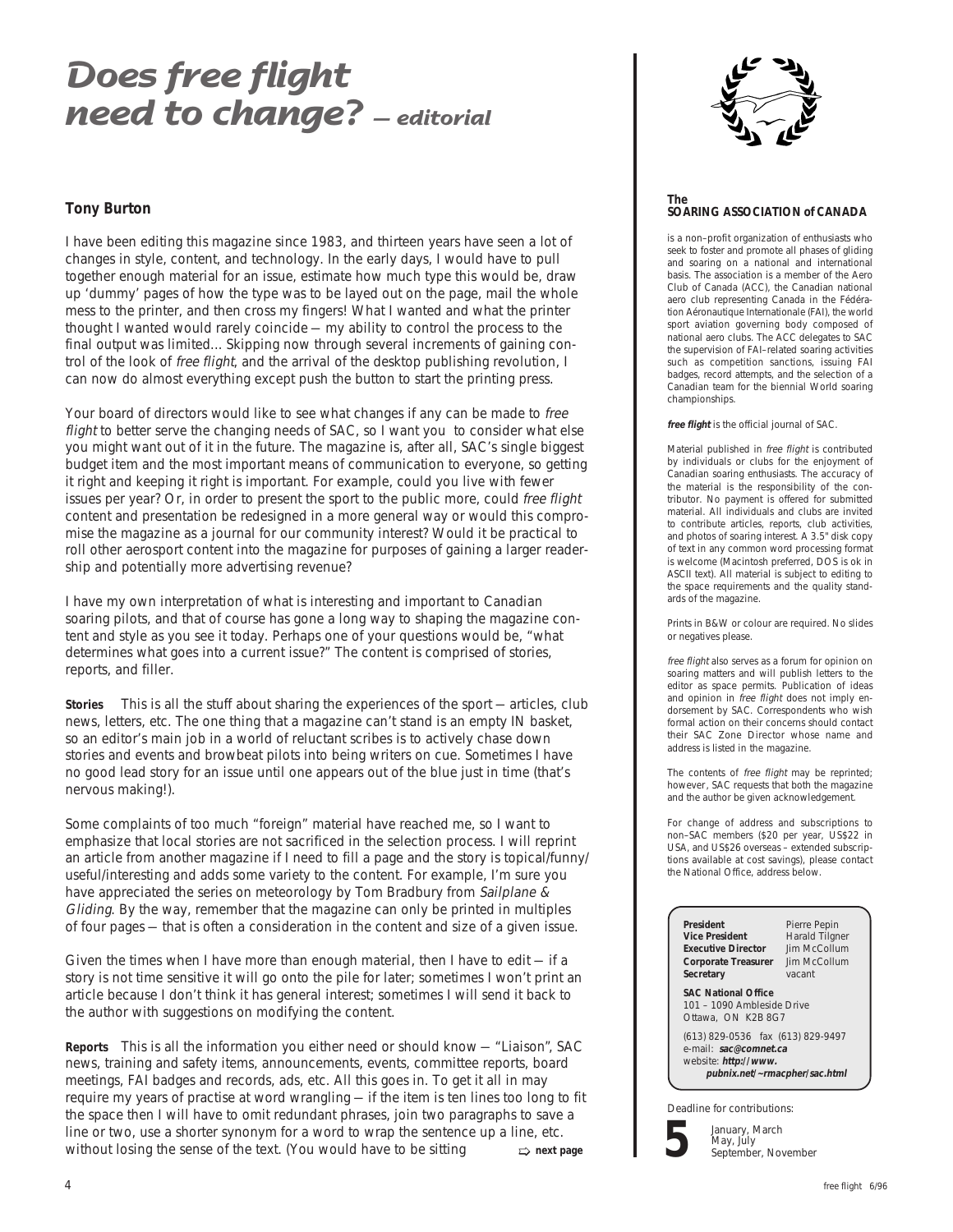# Does free flight need to change? — editorial

**Tony Burton**

I have been editing this magazine since 1983, and thirteen years have seen a lot of changes in style, content, and technology. In the early days, I would have to pull together enough material for an issue, estimate how much type this would be, draw up 'dummy' pages of how the type was to be layed out on the page, mail the whole mess to the printer, and then cross my fingers! What I wanted and what the printer thought I wanted would rarely coincide — my ability to control the process to the final output was limited... Skipping now through several increments of gaining control of the look of *free flight*, and the arrival of the desktop publishing revolution, I can now do almost everything except push the button to start the printing press.

Your board of directors would like to see what changes if any can be made to *free flight* to better serve the changing needs of SAC, so I want you to consider what else you might want out of it in the future. The magazine is, after all, SAC's single biggest budget item and the most important means of communication to everyone, so getting it right and keeping it right is important. For example, could you live with fewer issues per year? Or, in order to present the sport to the public more, could *free flight* content and presentation be redesigned in a more general way or would this compromise the magazine as a journal for our community interest? Would it be practical to roll other aerosport content into the magazine for purposes of gaining a larger readership and potentially more advertising revenue?

I have my own interpretation of what is interesting and important to Canadian soaring pilots, and that of course has gone a long way to shaping the magazine content and style as you see it today. Perhaps one of your questions would be, "what determines what goes into a current issue?" The content is comprised of stories, reports, and filler.

**Stories** This is all the stuff about sharing the experiences of the sport — articles, club news, letters, etc. The one thing that a magazine can't stand is an empty IN basket, so an editor's main job in a world of reluctant scribes is to actively chase down stories and events and browbeat pilots into being writers on cue. Sometimes I have no good lead story for an issue until one appears out of the blue just in time (that's nervous making!).

Some complaints of too much "foreign" material have reached me, so I want to emphasize that local stories are not sacrificed in the selection process. I will reprint an article from another magazine if I need to fill a page and the story is topical/funny/useful/interesting and adds some variety to the content. For example, I'm sure you have appreciated the series on meteorology by Tom Bradbury from *Sailplane & Gliding*. By the way, remember that the magazine can only be printed in multiples of four pages — that is often a consideration in the content and size of a given issue.

Given the times when I have more than enough material, then I have to edit — if a story is not time sensitive it will go onto the pile for later; sometimes I won't print an article because I don't think it has general interest; sometimes I will send it back to the author with suggestions on modifying the content.

**Reports** This is all the information you either need or should know — "Liaison", SAC news, training and safety items, announcements, events, committee reports, board meetings, FAI badges and records, ads, etc. All this goes in. To get it all in may require my years of practise at word wrangling — if the item is ten lines too long to fit the space then I will have to omit redundant phrases, join two paragraphs to save a line or two, use a shorter synonym for a word to wrap the sentence up a line, etc. without losing the sense of the text. (You would have to be sitting ⇨ **next page**

---

**The SOARING ASSOCIATION of CANADA**

is a non–profit organization of enthusiasts who seek to foster and promote all phases of gliding and soaring on a national and international basis. The association is a member of the Aero Club of Canada (ACC), the Canadian national aero club representing Canada in the Fédération Aéronautique Internationale (FAI), the world sport aviation governing body composed of national aero clubs. The ACC delegates to SAC the supervision of FAI–related soaring activities such as competition sanctions, issuing FAI badges, record attempts, and the selection of a Canadian team for the biennial World soaring championships.

***free flight*** is the official journal of SAC.

Material published in *free flight* is contributed by individuals or clubs for the enjoyment of Canadian soaring enthusiasts. The accuracy of the material is the responsibility of the contributor. No payment is offered for submitted material. All individuals and clubs are invited to contribute articles, reports, club activities, and photos of soaring interest. A 3.5" disk copy of text in any common word processing format is welcome (Macintosh preferred, DOS is ok in ASCII text). All material is subject to editing to the space requirements and the quality standards of the magazine.

Prints in B&W or colour are required. No slides or negatives please.

*free flight* also serves as a forum for opinion on soaring matters and will publish letters to the editor as space permits. Publication of ideas and opinion in *free flight* does not imply endorsement by SAC. Correspondents who wish formal action on their concerns should contact their SAC Zone Director whose name and address is listed in the magazine.

The contents of *free flight* may be reprinted; however, SAC requests that both the magazine and the author be given acknowledgement.

For change of address and subscriptions to non–SAC members ($20 per year, US$22 in USA, and US$26 overseas – extended subscriptions available at cost savings), please contact the National Office, address below.

| | |
|---|---|
| **President** | Pierre Pepin |
| **Vice President** | Harald Tilgner |
| **Executive Director** | Jim McCollum |
| **Corporate Treasurer** | Jim McCollum |
| **Secretary** | vacant |

**SAC National Office**
101 – 1090 Ambleside Drive
Ottawa, ON K2B 8G7

(613) 829-0536 fax (613) 829-9497
e-mail: **sac@comnet.ca**
website: **http://www.pubnix.net/~rmacpher/sac.html**

Deadline for contributions:

**5** January, March, May, July, September, November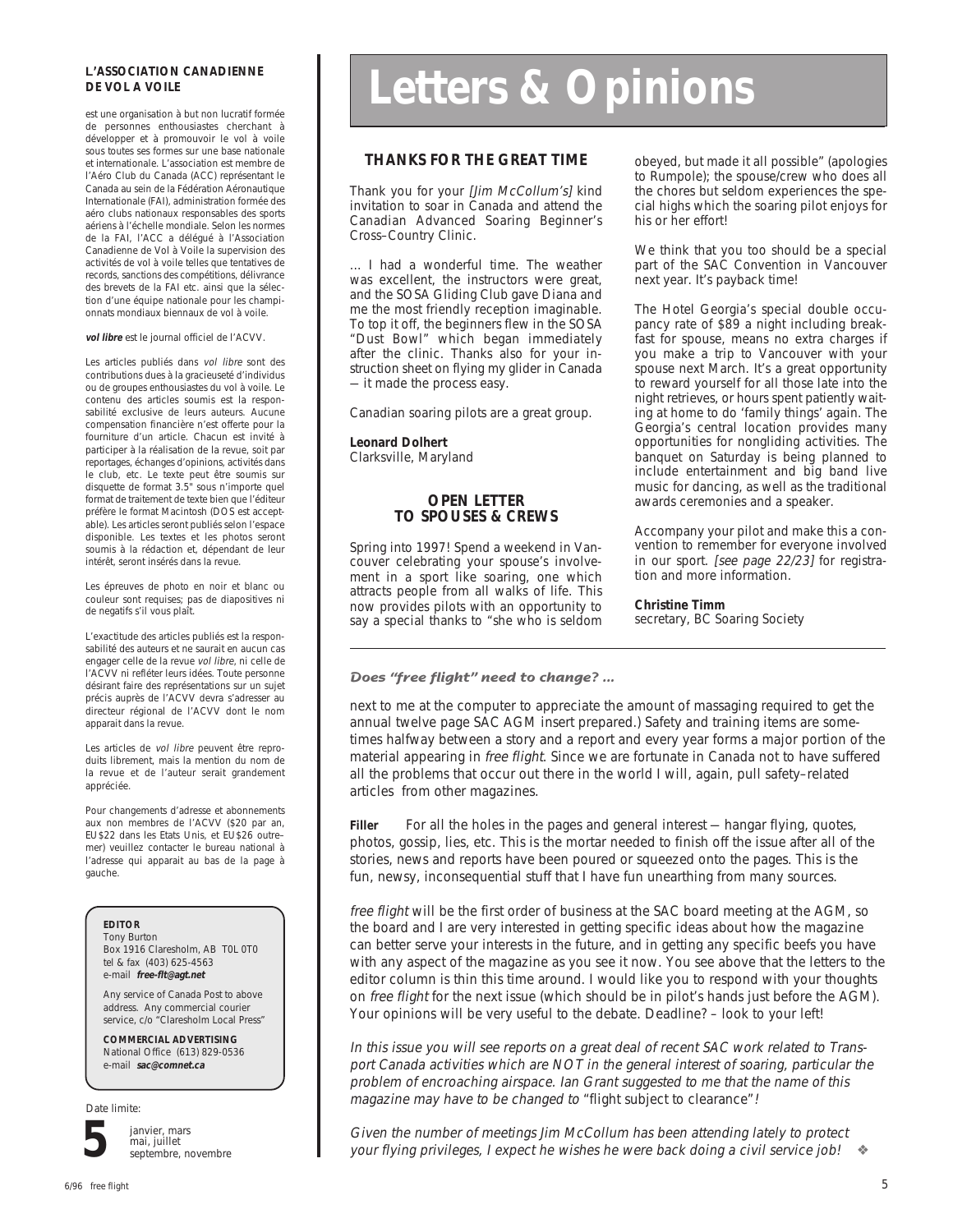**L'ASSOCIATION CANADIENNE DE VOL A VOILE**

est une organisation à but non lucratif formée de personnes enthousiastes cherchant à développer et à promouvoir le vol à voile sous toutes ses formes sur une base nationale et internationale. L'association est membre de l'Aéro Club du Canada (ACC) représentant le Canada au sein de la Fédération Aéronautique Internationale (FAI), administration formée des aéro clubs nationaux responsables des sports aériens à l'échelle mondiale. Selon les normes de la FAI, l'ACC a délégué à l'Association Canadienne de Vol à Voile la supervision des activités de vol à voile telles que tentatives de records, sanctions des compétitions, délivrance des brevets de la FAI etc. ainsi que la sélection d'une équipe nationale pour les championnats mondiaux biennaux de vol à voile.

***vol libre*** est le journal officiel de l'ACVV.

Les articles publiés dans *vol libre* sont des contributions dues à la gracieuseté d'individus ou de groupes enthousiastes du vol à voile. Le contenu des articles soumis est la responsabilité exclusive de leurs auteurs. Aucune compensation financière n'est offerte pour la fourniture d'un article. Chacun est invité à participer à la réalisation de la revue, soit par reportages, échanges d'opinions, activités dans le club, etc. Le texte peut être soumis sur disquette de format 3.5" sous n'importe quel format de traitement de texte bien que l'éditeur préfère le format Macintosh (DOS est acceptable). Les articles seront publiés selon l'espace disponible. Les textes et les photos seront soumis à la rédaction et, dépendant de leur intérêt, seront insérés dans la revue.

Les épreuves de photo en noir et blanc ou couleur sont requises; pas de diapositives ni de negatifs s'il vous plaît.

L'exactitude des articles publiés est la responsabilité des auteurs et ne saurait en aucun cas engager celle de la revue *vol libre*, ni celle de l'ACVV ni refléter leurs idées. Toute personne désirant faire des représentations sur un sujet précis auprès de l'ACVV devra s'adresser au directeur régional de l'ACVV dont le nom apparait dans la revue.

Les articles de *vol libre* peuvent être reproduits librement, mais la mention du nom de la revue et de l'auteur serait grandement appréciée.

Pour changements d'adresse et abonnements aux non membres de l'ACVV ($20 par an, EU$22 dans les Etats Unis, et EU$26 outre–mer) veuillez contacter le bureau national à l'adresse qui apparait au bas de la page à gauche.

**EDITOR**
Tony Burton
Box 1916 Claresholm, AB T0L 0T0
tel & fax (403) 625-4563
e-mail ***free-flt@agt.net***

Any service of Canada Post to above address. Any commercial courier service, c/o "Claresholm Local Press"

**COMMERCIAL ADVERTISING**
National Office (613) 829-0536
e-mail ***sac@comnet.ca***

Date limite:

**5** janvier, mars, mai, juillet, septembre, novembre

# Letters & Opinions

## THANKS FOR THE GREAT TIME

Thank you for your *[Jim McCollum's]* kind invitation to soar in Canada and attend the Canadian Advanced Soaring Beginner's Cross–Country Clinic.

... I had a wonderful time. The weather was excellent, the instructors were great, and the SOSA Gliding Club gave Diana and me the most friendly reception imaginable. To top it off, the beginners flew in the SOSA "Dust Bowl" which began immediately after the clinic. Thanks also for your instruction sheet on flying my glider in Canada — it made the process easy.

Canadian soaring pilots are a great group.

**Leonard Dolhert**
Clarksville, Maryland

## OPEN LETTER TO SPOUSES & CREWS

Spring into 1997! Spend a weekend in Vancouver celebrating your spouse's involvement in a sport like soaring, one which attracts people from all walks of life. This now provides pilots with an opportunity to say a special thanks to "she who is seldom obeyed, but made it all possible" (apologies to Rumpole); the spouse/crew who does all the chores but seldom experiences the special highs which the soaring pilot enjoys for his or her effort!

We think that you too should be a special part of the SAC Convention in Vancouver next year. It's payback time!

The Hotel Georgia's special double occupancy rate of $89 a night including breakfast for spouse, means no extra charges if you make a trip to Vancouver with your spouse next March. It's a great opportunity to reward yourself for all those late into the night retrieves, or hours spent patiently waiting at home to do 'family things' again. The Georgia's central location provides many opportunities for nongliding activities. The banquet on Saturday is being planned to include entertainment and big band live music for dancing, as well as the traditional awards ceremonies and a speaker.

Accompany your pilot and make this a convention to remember for everyone involved in our sport. *[see page 22/23]* for registration and more information.

**Christine Timm**
secretary, BC Soaring Society

***Does "free flight" need to change? ...***

next to me at the computer to appreciate the amount of massaging required to get the annual twelve page SAC AGM insert prepared.) Safety and training items are sometimes halfway between a story and a report and every year forms a major portion of the material appearing in *free flight*. Since we are fortunate in Canada not to have suffered all the problems that occur out there in the world I will, again, pull safety–related articles from other magazines.

**Filler** For all the holes in the pages and general interest — hangar flying, quotes, photos, gossip, lies, etc. This is the mortar needed to finish off the issue after all of the stories, news and reports have been poured or squeezed onto the pages. This is the fun, newsy, inconsequential stuff that I have fun unearthing from many sources.

*free flight* will be the first order of business at the SAC board meeting at the AGM, so the board and I are very interested in getting specific ideas about how the magazine can better serve your interests in the future, and in getting any specific beefs you have with any aspect of the magazine as you see it now. You see above that the letters to the editor column is thin this time around. I would like you to respond with your thoughts on *free flight* for the next issue (which should be in pilot's hands just before the AGM). Your opinions will be very useful to the debate. Deadline? – look to your left!

*In this issue you will see reports on a great deal of recent SAC work related to Transport Canada activities which are NOT in the general interest of soaring, particular the problem of encroaching airspace. Ian Grant suggested to me that the name of this magazine may have to be changed to* "flight subject to clearance"*!*

*Given the number of meetings Jim McCollum has been attending lately to protect your flying privileges, I expect he wishes he were back doing a civil service job!* ❖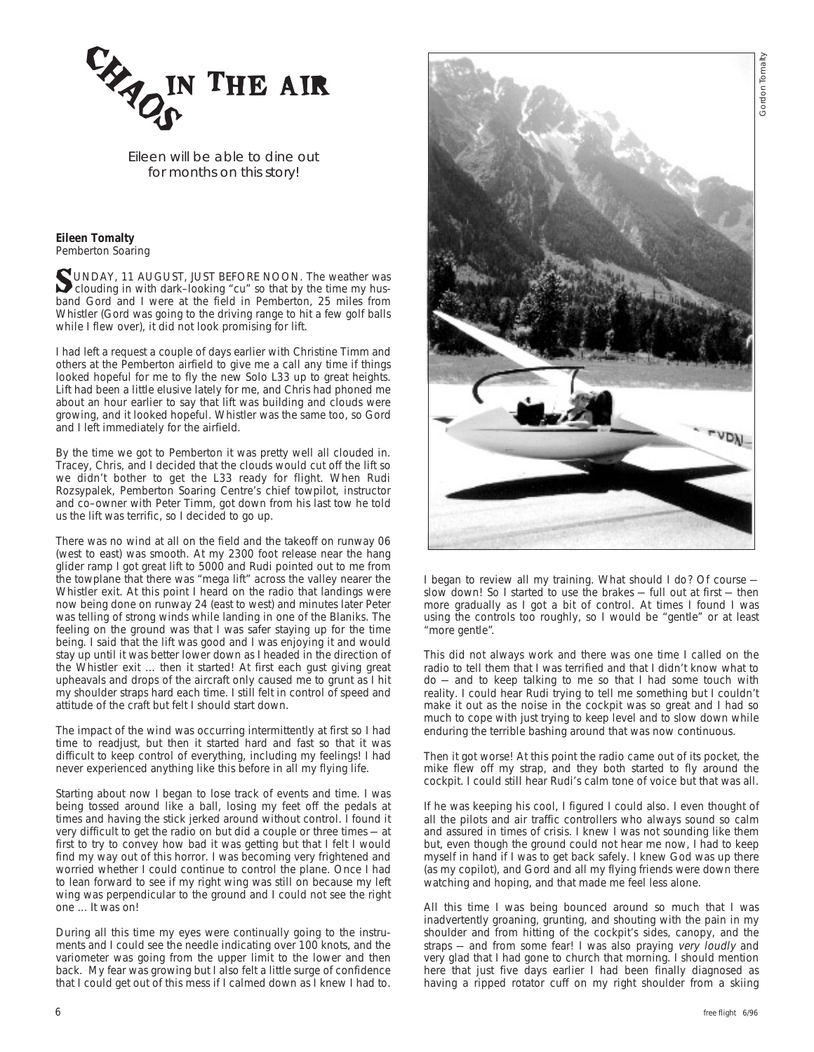# CHAOS IN THE AIR

*Eileen will be able to dine out for months on this story!*

**Eileen Tomalty**
Pemberton Soaring

SUNDAY, 11 AUGUST, JUST BEFORE NOON. The weather was clouding in with dark–looking "cu" so that by the time my husband Gord and I were at the field in Pemberton, 25 miles from Whistler (Gord was going to the driving range to hit a few golf balls while I flew over), it did not look promising for lift.

I had left a request a couple of days earlier with Christine Timm and others at the Pemberton airfield to give me a call any time if things looked hopeful for me to fly the new Solo L33 up to great heights. Lift had been a little elusive lately for me, and Chris had phoned me about an hour earlier to say that lift was building and clouds were growing, and it looked hopeful. Whistler was the same too, so Gord and I left immediately for the airfield.

By the time we got to Pemberton it was pretty well all clouded in. Tracey, Chris, and I decided that the clouds would cut off the lift so we didn't bother to get the L33 ready for flight. When Rudi Rozsypalek, Pemberton Soaring Centre's chief towpilot, instructor and co–owner with Peter Timm, got down from his last tow he told us the lift was terrific, so I decided to go up.

There was no wind at all on the field and the takeoff on runway 06 (west to east) was smooth. At my 2300 foot release near the hang glider ramp I got great lift to 5000 and Rudi pointed out to me from the towplane that there was "mega lift" across the valley nearer the Whistler exit. At this point I heard on the radio that landings were now being done on runway 24 (east to west) and minutes later Peter was telling of strong winds while landing in one of the Blaniks. The feeling on the ground was that I was safer staying up for the time being. I said that the lift was good and I was enjoying it and would stay up until it was better lower down as I headed in the direction of the Whistler exit … then it started! At first each gust giving great upheavals and drops of the aircraft only caused me to grunt as I hit my shoulder straps hard each time. I still felt in control of speed and attitude of the craft but felt I should start down.

The impact of the wind was occurring intermittently at first so I had time to readjust, but then it started hard and fast so that it was difficult to keep control of everything, including my feelings! I had never experienced anything like this before in all my flying life.

Starting about now I began to lose track of events and time. I was being tossed around like a ball, losing my feet off the pedals at times and having the stick jerked around without control. I found it very difficult to get the radio on but did a couple or three times — at first to try to convey how bad it was getting but that I felt I would find my way out of this horror. I was becoming very frightened and worried whether I could continue to control the plane. Once I had to lean forward to see if my right wing was still on because my left wing was perpendicular to the ground and I could not see the right one … It was on!

During all this time my eyes were continually going to the instruments and I could see the needle indicating over 100 knots, and the variometer was going from the upper limit to the lower and then back. My fear was growing but I also felt a little surge of confidence that I could get out of this mess if I calmed down as I knew I had to.

Gordon Tomalty

I began to review all my training. What should I do? Of course — slow down! So I started to use the brakes — full out at first — then more gradually as I got a bit of control. At times I found I was using the controls too roughly, so I would be "gentle" or at least "more gentle".

This did not always work and there was one time I called on the radio to tell them that I was terrified and that I didn't know what to do — and to keep talking to me so that I had some touch with reality. I could hear Rudi trying to tell me something but I couldn't make it out as the noise in the cockpit was so great and I had so much to cope with just trying to keep level and to slow down while enduring the terrible bashing around that was now continuous.

Then it got worse! At this point the radio came out of its pocket, the mike flew off my strap, and they both started to fly around the cockpit. I could still hear Rudi's calm tone of voice but that was all.

If he was keeping his cool, I figured I could also. I even thought of all the pilots and air traffic controllers who always sound so calm and assured in times of crisis. I knew I was not sounding like them but, even though the ground could not hear me now, I had to keep myself in hand if I was to get back safely. I knew God was up there (as my copilot), and Gord and all my flying friends were down there watching and hoping, and that made me feel less alone.

All this time I was being bounced around so much that I was inadvertently groaning, grunting, and shouting with the pain in my shoulder and from hitting of the cockpit's sides, canopy, and the straps — and from some fear! I was also praying *very loudly* and very glad that I had gone to church that morning. I should mention here that just five days earlier I had been finally diagnosed as having a ripped rotator cuff on my right shoulder from a skiing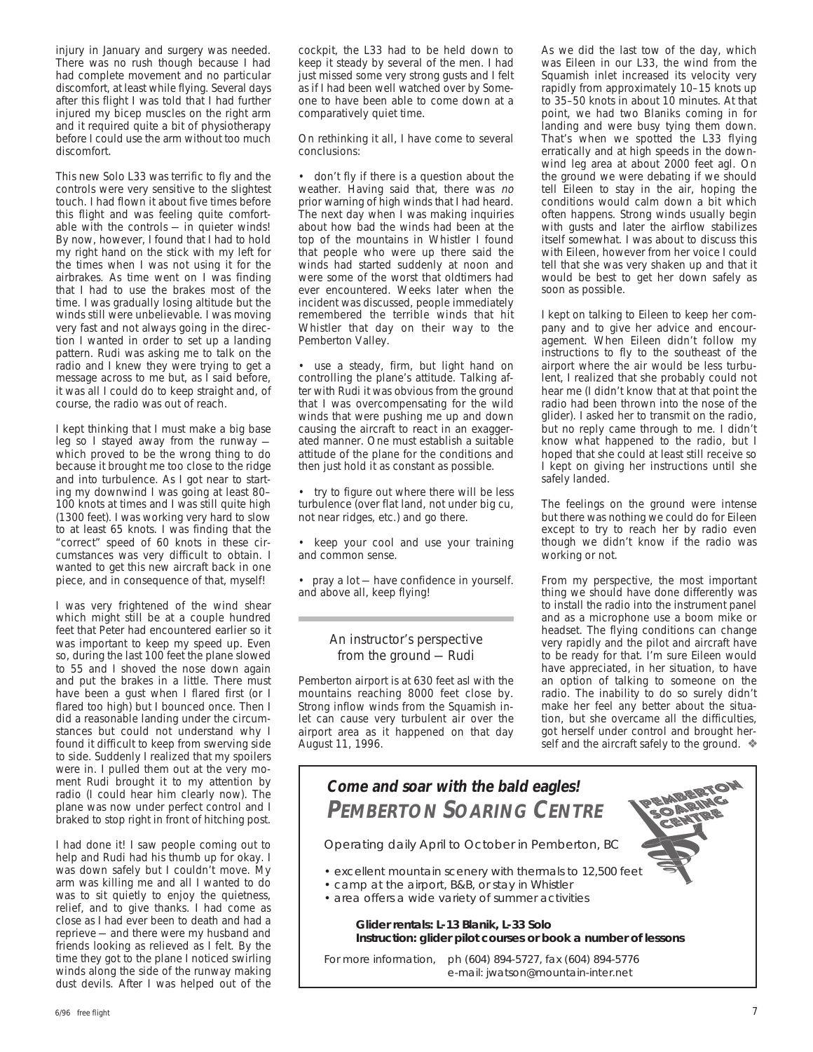injury in January and surgery was needed. There was no rush though because I had had complete movement and no particular discomfort, at least while flying. Several days after this flight I was told that I had further injured my bicep muscles on the right arm and it required quite a bit of physiotherapy before I could use the arm without too much discomfort.

This new Solo L33 was terrific to fly and the controls were very sensitive to the slightest touch. I had flown it about five times before this flight and was feeling quite comfortable with the controls — in quieter winds! By now, however, I found that I had to hold my right hand on the stick with my left for the times when I was not using it for the airbrakes. As time went on I was finding that I had to use the brakes most of the time. I was gradually losing altitude but the winds still were unbelievable. I was moving very fast and not always going in the direction I wanted in order to set up a landing pattern. Rudi was asking me to talk on the radio and I knew they were trying to get a message across to me but, as I said before, it was all I could do to keep straight and, of course, the radio was out of reach.

I kept thinking that I must make a big base leg so I stayed away from the runway — which proved to be the wrong thing to do because it brought me too close to the ridge and into turbulence. As I got near to starting my downwind I was going at least 80–100 knots at times and I was still quite high (1300 feet). I was working very hard to slow to at least 65 knots. I was finding that the "correct" speed of 60 knots in these circumstances was very difficult to obtain. I wanted to get this new aircraft back in one piece, and in consequence of that, myself!

I was very frightened of the wind shear which might still be at a couple hundred feet that Peter had encountered earlier so it was important to keep my speed up. Even so, during the last 100 feet the plane slowed to 55 and I shoved the nose down again and put the brakes in a little. There must have been a gust when I flared first (or I flared too high) but I bounced once. Then I did a reasonable landing under the circumstances but could not understand why I found it difficult to keep from swerving side to side. Suddenly I realized that my spoilers were in. I pulled them out at the very moment Rudi brought it to my attention by radio (I could hear him clearly now). The plane was now under perfect control and I braked to stop right in front of hitching post.

I had done it! I saw people coming out to help and Rudi had his thumb up for okay. I was down safely but I couldn't move. My arm was killing me and all I wanted to do was to sit quietly to enjoy the quietness, relief, and to give thanks. I had come as close as I had ever been to death and had a reprieve — and there were my husband and friends looking as relieved as I felt. By the time they got to the plane I noticed swirling winds along the side of the runway making dust devils. After I was helped out of the cockpit, the L33 had to be held down to keep it steady by several of the men. I had just missed some very strong gusts and I felt as if I had been well watched over by Someone to have been able to come down at a comparatively quiet time.

On rethinking it all, I have come to several conclusions:

- don't fly if there is a question about the weather. Having said that, there was *no* prior warning of high winds that I had heard. The next day when I was making inquiries about how bad the winds had been at the top of the mountains in Whistler I found that people who were up there said the winds had started suddenly at noon and were some of the worst that oldtimers had ever encountered. Weeks later when the incident was discussed, people immediately remembered the terrible winds that hit Whistler that day on their way to the Pemberton Valley.
- use a steady, firm, but light hand on controlling the plane's attitude. Talking after with Rudi it was obvious from the ground that I was overcompensating for the wild winds that were pushing me up and down causing the aircraft to react in an exaggerated manner. One must establish a suitable attitude of the plane for the conditions and then just hold it as constant as possible.
- try to figure out where there will be less turbulence (over flat land, not under big cu, not near ridges, etc.) and go there.
- keep your cool and use your training and common sense.
- pray a lot — have confidence in yourself. and above all, keep flying!

## An instructor's perspective from the ground — Rudi

Pemberton airport is at 630 feet asl with the mountains reaching 8000 feet close by. Strong inflow winds from the Squamish inlet can cause very turbulent air over the airport area as it happened on that day August 11, 1996.

As we did the last tow of the day, which was Eileen in our L33, the wind from the Squamish inlet increased its velocity very rapidly from approximately 10–15 knots up to 35–50 knots in about 10 minutes. At that point, we had two Blaniks coming in for landing and were busy tying them down. That's when we spotted the L33 flying erratically and at high speeds in the downwind leg area at about 2000 feet agl. On the ground we were debating if we should tell Eileen to stay in the air, hoping the conditions would calm down a bit which often happens. Strong winds usually begin with gusts and later the airflow stabilizes itself somewhat. I was about to discuss this with Eileen, however from her voice I could tell that she was very shaken up and that it would be best to get her down safely as soon as possible.

I kept on talking to Eileen to keep her company and to give her advice and encouragement. When Eileen didn't follow my instructions to fly to the southeast of the airport where the air would be less turbulent, I realized that she probably could not hear me (I didn't know that at that point the radio had been thrown into the nose of the glider). I asked her to transmit on the radio, but no reply came through to me. I didn't know what happened to the radio, but I hoped that she could at least still receive so I kept on giving her instructions until she safely landed.

The feelings on the ground were intense but there was nothing we could do for Eileen except to try to reach her by radio even though we didn't know if the radio was working or not.

From my perspective, the most important thing we should have done differently was to install the radio into the instrument panel and as a microphone use a boom mike or headset. The flying conditions can change very rapidly and the pilot and aircraft have to be ready for that. I'm sure Eileen would have appreciated, in her situation, to have an option of talking to someone on the radio. The inability to do so surely didn't make her feel any better about the situation, but she overcame all the difficulties, got herself under control and brought herself and the aircraft safely to the ground. ❖

---

**Come and soar with the bald eagles!**

**PEMBERTON SOARING CENTRE**

Operating daily April to October in Pemberton, BC

- excellent mountain scenery with thermals to 12,500 feet
- camp at the airport, B&B, or stay in Whistler
- area offers a wide variety of summer activities

**Glider rentals: L-13 Blanik, L-33 Solo**
**Instruction: glider pilot courses or book a number of lessons**

For more information, ph (604) 894-5727, fax (604) 894-5776
e-mail: jwatson@mountain-inter.net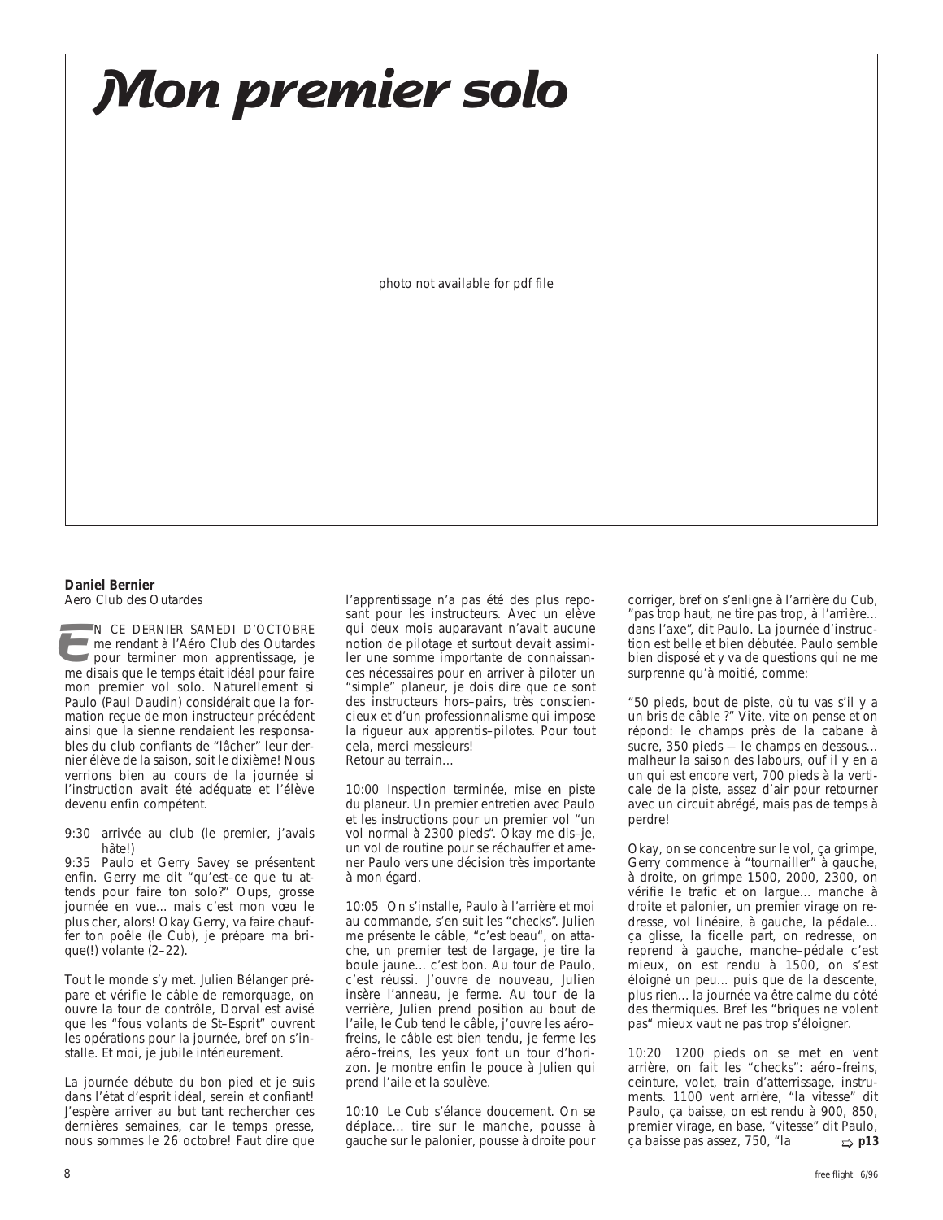# Mon premier solo

photo not available for pdf file

**Daniel Bernier**
Aero Club des Outardes

EN CE DERNIER SAMEDI D'OCTOBRE me rendant à l'Aéro Club des Outardes pour terminer mon apprentissage, je me disais que le temps était idéal pour faire mon premier vol solo. Naturellement si Paulo (Paul Daudin) considérait que la formation reçue de mon instructeur précédent ainsi que la sienne rendaient les responsables du club confiants de "lâcher" leur dernier élève de la saison, soit le dixième! Nous verrions bien au cours de la journée si l'instruction avait été adéquate et l'élève devenu enfin compétent.

9:30 arrivée au club (le premier, j'avais hâte!)
9:35 Paulo et Gerry Savey se présentent enfin. Gerry me dit "qu'est–ce que tu attends pour faire ton solo?" Oups, grosse journée en vue... mais c'est mon vœu le plus cher, alors! Okay Gerry, va faire chauffer ton poêle (le Cub), je prépare ma brique(!) volante (2–22).

Tout le monde s'y met. Julien Bélanger prépare et vérifie le câble de remorquage, on ouvre la tour de contrôle, Dorval est avisé que les "fous volants de St–Esprit" ouvrent les opérations pour la journée, bref on s'installe. Et moi, je jubile intérieurement.

La journée débute du bon pied et je suis dans l'état d'esprit idéal, serein et confiant! J'espère arriver au but tant rechercher ces dernières semaines, car le temps presse, nous sommes le 26 octobre! Faut dire que l'apprentissage n'a pas été des plus reposant pour les instructeurs. Avec un elève qui deux mois auparavant n'avait aucune notion de pilotage et surtout devait assimiler une somme importante de connaissances nécessaires pour en arriver à piloter un "simple" planeur, je dois dire que ce sont des instructeurs hors–pairs, très consciencieux et d'un professionnalisme qui impose la rigueur aux apprentis–pilotes. Pour tout cela, merci messieurs!
Retour au terrain...

10:00 Inspection terminée, mise en piste du planeur. Un premier entretien avec Paulo et les instructions pour un premier vol "un vol normal à 2300 pieds". Okay me dis–je, un vol de routine pour se réchauffer et amener Paulo vers une décision très importante à mon égard.

10:05 On s'installe, Paulo à l'arrière et moi au commande, s'en suit les "checks". Julien me présente le câble, "c'est beau", on attache, un premier test de largage, je tire la boule jaune... c'est bon. Au tour de Paulo, c'est réussi. J'ouvre de nouveau, Julien insère l'anneau, je ferme. Au tour de la verrière, Julien prend position au bout de l'aile, le Cub tend le câble, j'ouvre les aéro–freins, le câble est bien tendu, je ferme les aéro–freins, les yeux font un tour d'horizon. Je montre enfin le pouce à Julien qui prend l'aile et la soulève.

10:10 Le Cub s'élance doucement. On se déplace... tire sur le manche, pousse à gauche sur le palonier, pousse à droite pour corriger, bref on s'enligne à l'arrière du Cub, "pas trop haut, ne tire pas trop, à l'arrière... dans l'axe", dit Paulo. La journée d'instruction est belle et bien débutée. Paulo semble bien disposé et y va de questions qui ne me surprenne qu'à moitié, comme:

"50 pieds, bout de piste, où tu vas s'il y a un bris de câble ?" Vite, vite on pense et on répond: le champs près de la cabane à sucre, 350 pieds — le champs en dessous... malheur la saison des labours, ouf il y en a un qui est encore vert, 700 pieds à la verticale de la piste, assez d'air pour retourner avec un circuit abrégé, mais pas de temps à perdre!

Okay, on se concentre sur le vol, ça grimpe, Gerry commence à "tournailler" à gauche, à droite, on grimpe 1500, 2000, 2300, on vérifie le trafic et on largue... manche à droite et palonier, un premier virage on redresse, vol linéaire, à gauche, la pédale... ça glisse, la ficelle part, on redresse, on reprend à gauche, manche–pédale c'est mieux, on est rendu à 1500, on s'est éloigné un peu... puis que de la descente, plus rien... la journée va être calme du côté des thermiques. Bref les "briques ne volent pas" mieux vaut ne pas trop s'éloigner.

10:20 1200 pieds on se met en vent arrière, on fait les "checks": aéro–freins, ceinture, volet, train d'atterrissage, instruments. 1100 vent arrière, "la vitesse" dit Paulo, ça baisse, on est rendu à 900, 850, premier virage, en base, "vitesse" dit Paulo, ça baisse pas assez, 750, "la ⇨ **p13**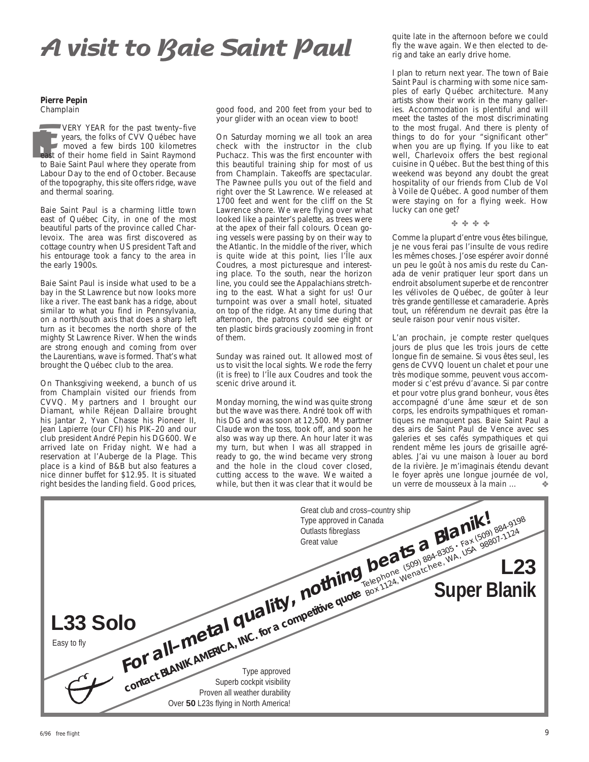# A visit to Baie Saint Paul

**Pierre Pepin**
Champlain

EVERY YEAR for the past twenty–five years, the folks of CVV Québec have moved a few birds 100 kilometres east of their home field in Saint Raymond to Baie Saint Paul where they operate from Labour Day to the end of October. Because of the topography, this site offers ridge, wave and thermal soaring.

Baie Saint Paul is a charming little town east of Québec City, in one of the most beautiful parts of the province called Charlevoix. The area was first discovered as cottage country when US president Taft and his entourage took a fancy to the area in the early 1900s.

Baie Saint Paul is inside what used to be a bay in the St Lawrence but now looks more like a river. The east bank has a ridge, about similar to what you find in Pennsylvania, on a north/south axis that does a sharp left turn as it becomes the north shore of the mighty St Lawrence River. When the winds are strong enough and coming from over the Laurentians, wave is formed. That's what brought the Québec club to the area.

On Thanksgiving weekend, a bunch of us from Champlain visited our friends from CVVQ. My partners and I brought our Diamant, while Réjean Dallaire brought his Jantar 2, Yvan Chasse his Pioneer II, Jean Lapierre (our CFI) his PIK–20 and our club president André Pepin his DG600. We arrived late on Friday night. We had a reservation at l'Auberge de la Plage. This place is a kind of B&B but also features a nice dinner buffet for $12.95. It is situated right besides the landing field. Good prices, good food, and 200 feet from your bed to your glider with an ocean view to boot!

On Saturday morning we all took an area check with the instructor in the club Puchacz. This was the first encounter with this beautiful training ship for most of us from Champlain. Takeoffs are spectacular. The Pawnee pulls you out of the field and right over the St Lawrence. We released at 1700 feet and went for the cliff on the St Lawrence shore. We were flying over what looked like a painter's palette, as trees were at the apex of their fall colours. Ocean going vessels were passing by on their way to the Atlantic. In the middle of the river, which is quite wide at this point, lies l'Île aux Coudres, a most picturesque and interesting place. To the south, near the horizon line, you could see the Appalachians stretching to the east. What a sight for us! Our turnpoint was over a small hotel, situated on top of the ridge. At any time during that afternoon, the patrons could see eight or ten plastic birds graciously zooming in front of them.

Sunday was rained out. It allowed most of us to visit the local sights. We rode the ferry (it is free) to l'Île aux Coudres and took the scenic drive around it.

Monday morning, the wind was quite strong but the wave was there. André took off with his DG and was soon at 12,500. My partner Claude won the toss, took off, and soon he also was way up there. An hour later it was my turn, but when I was all strapped in ready to go, the wind became very strong and the hole in the cloud cover closed, cutting access to the wave. We waited a while, but then it was clear that it would be quite late in the afternoon before we could fly the wave again. We then elected to derig and take an early drive home.

I plan to return next year. The town of Baie Saint Paul is charming with some nice samples of early Québec architecture. Many artists show their work in the many galleries. Accommodation is plentiful and will meet the tastes of the most discriminating to the most frugal. And there is plenty of things to do for your "significant other" when you are up flying. If you like to eat well, Charlevoix offers the best regional cuisine in Québec. But the best thing of this weekend was beyond any doubt the great hospitality of our friends from Club de Vol à Voile de Québec. A good number of them were staying on for a flying week. How lucky can one get?

✤ ✤ ✤ ✤

Comme la plupart d'entre vous êtes bilingue, je ne vous ferai pas l'insulte de vous redire les mêmes choses. J'ose espérer avoir donné un peu le goût à nos amis du reste du Canada de venir pratiquer leur sport dans un endroit absolument superbe et de rencontrer les vélivoles de Québec, de goûter à leur très grande gentillesse et camaraderie. Après tout, un référendum ne devrait pas être la seule raison pour venir nous visiter.

L'an prochain, je compte rester quelques jours de plus que les trois jours de cette longue fin de semaine. Si vous êtes seul, les gens de CVVQ louent un chalet et pour une très modique somme, peuvent vous accommoder si c'est prévu d'avance. Si par contre et pour votre plus grand bonheur, vous êtes accompagné d'une âme sœur et de son corps, les endroits sympathiques et romantiques ne manquent pas. Baie Saint Paul a des airs de Saint Paul de Vence avec ses galeries et ses cafés sympathiques et qui rendent même les jours de grisaille agréables. J'ai vu une maison à louer au bord de la rivière. Je m'imaginais étendu devant le foyer après une longue journée de vol, un verre de mousseux à la main … ✤

---

**L23 Super Blanik**

Great club and cross–country ship
Type approved in Canada
Outlasts fibreglass
Great value

**For all–metal quality, nothing beats a Blanik!**

**contact BLANIK AMERICA, INC. for a competitive quote**
Telephone (509) 884-8305 • Fax (509) 884-9198
Box 1124, Wenatchee, WA, USA 98807-1124

**L33 Solo**

Easy to fly
Type approved
Superb cockpit visibility
Proven all weather durability
Over **50** L23s flying in North America!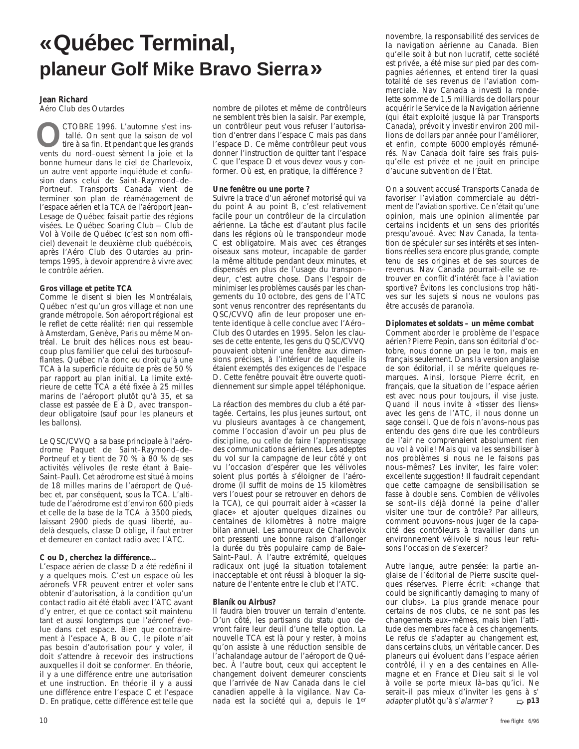# «Québec Terminal, planeur Golf Mike Bravo Sierra»

**Jean Richard**
*Aéro Club des Outardes*

OCTOBRE 1996. L'automne s'est installé. On sent que la saison de vol tire à sa fin. Et pendant que les grands vents du nord–ouest sèment la joie et la bonne humeur dans le ciel de Charlevoix, un autre vent apporte inquiétude et confusion dans celui de Saint–Raymond–de–Portneuf. Transports Canada vient de terminer son plan de réaménagement de l'espace aérien et la TCA de l'aéroport Jean-Lesage de Québec faisait partie des régions visées. Le Québec Soaring Club — Club de Vol à Voile de Québec (c'est son nom officiel) devenait le deuxième club québécois, après l'Aéro Club des Outardes au printemps 1995, à devoir apprendre à vivre avec le contrôle aérien.

**Gros village et petite TCA**
Comme le disent si bien les Montréalais, Québec n'est qu'un gros village et non une grande métropole. Son aéroport régional est le reflet de cette réalité: rien qui ressemble à Amsterdam, Genève, Paris ou même Montréal. Le bruit des hélices nous est beaucoup plus familier que celui des turbosouf–flantes. Québec n'a donc eu droit qu'à une TCA à la superficie réduite de près de 50 % par rapport au plan initial. La limite extérieure de cette TCA a été fixée à 25 milles marins de l'aéroport plutôt qu'à 35, et sa classe est passée de E à D, avec transpondeur obligatoire (sauf pour les planeurs et les ballons).

Le QSC/CVVQ a sa base principale à l'aérodrome Paquet de Saint–Raymond–de–Portneuf et y tient de 70 % à 80 % de ses activités vélivoles (le reste étant à Baie–Saint–Paul). Cet aérodrome est situé à moins de 18 milles marins de l'aéroport de Québec et, par conséquent, sous la TCA. L'altitude de l'aérodrome est d'environ 600 pieds et celle de la base de la TCA à 3500 pieds, laissant 2900 pieds de quasi liberté, au–delà desquels, classe D oblige, il faut entrer et demeurer en contact radio avec l'ATC.

**C ou D, cherchez la différence…**
L'espace aérien de classe D a été redéfini il y a quelques mois. C'est un espace où les aéronefs VFR peuvent entrer et voler sans obtenir d'autorisation, à la condition qu'un contact radio ait été établi avec l'ATC avant d'y entrer, et que ce contact soit maintenu tant et aussi longtemps que l'aéronef évolue dans cet espace. Bien que contrairement à l'espace A, B ou C, le pilote n'ait pas besoin d'autorisation pour y voler, il doit s'attendre à recevoir des instructions auxquelles il doit se conformer. En théorie, il y a une différence entre une autorisation et une instruction. En théorie il y a aussi une différence entre l'espace C et l'espace D. En pratique, cette différence est telle que nombre de pilotes et même de contrôleurs ne semblent très bien la saisir. Par exemple, un contrôleur peut vous refuser l'autorisation d'entrer dans l'espace C mais pas dans l'espace D. Ce même contrôleur peut vous donner l'instruction de quitter tant l'espace C que l'espace D et vous devez vous y conformer. Où est, en pratique, la différence ?

**Une fenêtre ou une porte ?**
Suivre la trace d'un aéronef motorisé qui va du point A au point B, c'est relativement facile pour un contrôleur de la circulation aérienne. La tâche est d'autant plus facile dans les régions où le transpondeur mode C est obligatoire. Mais avec ces étranges oiseaux sans moteur, incapable de garder la même altitude pendant deux minutes, et dispensés en plus de l'usage du transpondeur, c'est autre chose. Dans l'espoir de minimiser les problèmes causés par les changements du 10 octobre, des gens de l'ATC sont venus rencontrer des représentants du QSC/CVVQ afin de leur proposer une entente identique à celle conclue avec l'Aéro–Club des Outardes en 1995. Selon les clauses de cette entente, les gens du QSC/CVVQ pouvaient obtenir une fenêtre aux dimensions précises, à l'intérieur de laquelle ils étaient exemptés des exigences de l'espace D. Cette fenêtre pouvait être ouverte quotidiennement sur simple appel téléphonique.

La réaction des membres du club a été partagée. Certains, les plus jeunes surtout, ont vu plusieurs avantages à ce changement, comme l'occasion d'avoir un peu plus de discipline, ou celle de faire l'apprentissage des communications aériennes. Les adeptes du vol sur la campagne de leur côté y ont vu l'occasion d'espérer que les vélivoles soient plus portés à s'éloigner de l'aérodrome (il suffit de moins de 15 kilomètres vers l'ouest pour se retrouver en dehors de la TCA), ce qui pourrait aider à «casser la glace» et ajouter quelques dizaines ou centaines de kilomètres à notre maigre bilan annuel. Les amoureux de Charlevoix ont pressenti une bonne raison d'allonger la durée du très populaire camp de Baie–Saint–Paul. À l'autre extrémité, quelques radicaux ont jugé la situation totalement inacceptable et ont réussi à bloquer la signature de l'entente entre le club et l'ATC.

**Blaník ou Airbus?**
Il faudra bien trouver un terrain d'entente. D'un côté, les partisans du statu quo devront faire leur deuil d'une telle option. La nouvelle TCA est là pour rester, à moins qu'on assiste à une réduction sensible de l'achalandage autour de l'aéroport de Québec. À l'autre bout, ceux qui acceptent le changement doivent demeurer conscients que l'arrivée de Nav Canada dans le ciel canadien appelle à la vigilance. Nav Canada est la société qui a, depuis le 1er novembre, la responsabilité des services de la navigation aérienne au Canada. Bien qu'elle soit à but non lucratif, cette société est privée, a été mise sur pied par des compagnies aériennes, et entend tirer la quasi totalité de ses revenus de l'aviation commerciale. Nav Canada a investi la rondelette somme de 1,5 milliards de dollars pour acquérir le Service de la Navigation aérienne (qui était exploité jusque là par Transports Canada), prévoit y investir environ 200 millions de dollars par année pour l'améliorer, et enfin, compte 6000 employés rémunérés. Nav Canada doit faire ses frais puisqu'elle est privée et ne jouit en principe d'aucune subvention de l'État.

On a souvent accusé Transports Canada de favoriser l'aviation commerciale au détriment de l'aviation sportive. Ce n'était qu'une opinion, mais une opinion alimentée par certains incidents et un sens des priorités presqu'avoué. Avec Nav Canada, la tentation de spéculer sur ses intérêts et ses intentions réelles sera encore plus grande, compte tenu de ses origines et de ses sources de revenus. Nav Canada pourrait–elle se retrouver en conflit d'intérêt face à l'aviation sportive? Évitons les conclusions trop hâtives sur les sujets si nous ne voulons pas être accusés de paranoïa.

**Diplomates et soldats – un même combat**
Comment aborder le problème de l'espace aérien? Pierre Pepin, dans son éditorial d'octobre, nous donne un peu le ton, mais en français seulement. Dans la version anglaise de son éditorial, il se mérite quelques remarques. Ainsi, lorsque Pierre écrit, en français, que la situation de l'espace aérien est avec nous pour toujours, il vise juste. Quand il nous invite à «tisser des liens» avec les gens de l'ATC, il nous donne un sage conseil. Que de fois n'avons–nous pas entendu des gens dire que les contrôleurs de l'air ne comprenaient absolument rien au vol à voile! Mais qui va les sensibiliser à nos problèmes si nous ne le faisons pas nous–mêmes? Les inviter, les faire voler: excellente suggestion! Il faudrait cependant que cette campagne de sensibilisation se fasse à double sens. Combien de vélivoles se sont–ils déjà donné la peine d'aller visiter une tour de contrôle? Par ailleurs, comment pouvons–nous juger de la capacité des contrôleurs à travailler dans un environnement vélivole si nous leur refusons l'occasion de s'exercer?

Autre langue, autre pensée: la partie anglaise de l'éditorial de Pierre suscite quelques réserves. Pierre écrit: «change that could be significantly damaging to many of our clubs». La plus grande menace pour certains de nos clubs, ce ne sont pas les changements eux–mêmes, mais bien l'attitude des membres face à ces changements. Le refus de s'adapter au changement est, dans certains clubs, un véritable cancer. Des planeurs qui évoluent dans l'espace aérien contrôlé, il y en a des centaines en Allemagne et en France et Dieu sait si le vol à voile se porte mieux là–bas qu'ici. Ne serait–il pas mieux d'inviter les gens à s'*adapter* plutôt qu'à s'*alarmer* ? ⇨ **p13**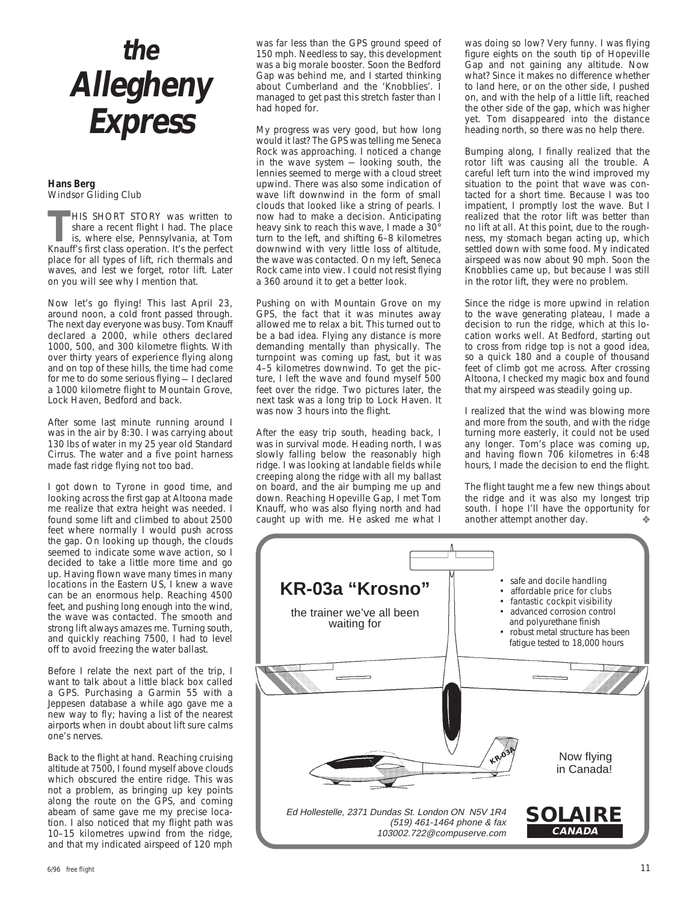# the Allegheny Express

**Hans Berg**
Windsor Gliding Club

THIS SHORT STORY was written to share a recent flight I had. The place is, where else, Pennsylvania, at Tom Knauff's first class operation. It's the perfect place for all types of lift, rich thermals and waves, and lest we forget, rotor lift. Later on you will see why I mention that.

Now let's go flying! This last April 23, around noon, a cold front passed through. The next day everyone was busy. Tom Knauff declared a 2000, while others declared 1000, 500, and 300 kilometre flights. With over thirty years of experience flying along and on top of these hills, the time had come for me to do some serious flying — I declared a 1000 kilometre flight to Mountain Grove, Lock Haven, Bedford and back.

After some last minute running around I was in the air by 8:30. I was carrying about 130 lbs of water in my 25 year old Standard Cirrus. The water and a five point harness made fast ridge flying not too bad.

I got down to Tyrone in good time, and looking across the first gap at Altoona made me realize that extra height was needed. I found some lift and climbed to about 2500 feet where normally I would push across the gap. On looking up though, the clouds seemed to indicate some wave action, so I decided to take a little more time and go up. Having flown wave many times in many locations in the Eastern US, I knew a wave can be an enormous help. Reaching 4500 feet, and pushing long enough into the wind, the wave was contacted. The smooth and strong lift always amazes me. Turning south, and quickly reaching 7500, I had to level off to avoid freezing the water ballast.

Before I relate the next part of the trip, I want to talk about a little black box called a GPS. Purchasing a Garmin 55 with a Jeppesen database a while ago gave me a new way to fly; having a list of the nearest airports when in doubt about lift sure calms one's nerves.

Back to the flight at hand. Reaching cruising altitude at 7500, I found myself above clouds which obscured the entire ridge. This was not a problem, as bringing up key points along the route on the GPS, and coming abeam of same gave me my precise location. I also noticed that my flight path was 10–15 kilometres upwind from the ridge, and that my indicated airspeed of 120 mph was far less than the GPS ground speed of 150 mph. Needless to say, this development was a big morale booster. Soon the Bedford Gap was behind me, and I started thinking about Cumberland and the 'Knobblies'. I managed to get past this stretch faster than I had hoped for.

My progress was very good, but how long would it last? The GPS was telling me Seneca Rock was approaching. I noticed a change in the wave system — looking south, the lennies seemed to merge with a cloud street upwind. There was also some indication of wave lift downwind in the form of small clouds that looked like a string of pearls. I now had to make a decision. Anticipating heavy sink to reach this wave, I made a 30° turn to the left, and shifting 6–8 kilometres downwind with very little loss of altitude, the wave was contacted. On my left, Seneca Rock came into view. I could not resist flying a 360 around it to get a better look.

Pushing on with Mountain Grove on my GPS, the fact that it was minutes away allowed me to relax a bit. This turned out to be a bad idea. Flying any distance is more demanding mentally than physically. The turnpoint was coming up fast, but it was 4–5 kilometres downwind. To get the picture, I left the wave and found myself 500 feet over the ridge. Two pictures later, the next task was a long trip to Lock Haven. It was now 3 hours into the flight.

After the easy trip south, heading back, I was in survival mode. Heading north, I was slowly falling below the reasonably high ridge. I was looking at landable fields while creeping along the ridge with all my ballast on board, and the air bumping me up and down. Reaching Hopeville Gap, I met Tom Knauff, who was also flying north and had caught up with me. He asked me what I was doing so low? Very funny. I was flying figure eights on the south tip of Hopeville Gap and not gaining any altitude. Now what? Since it makes no difference whether to land here, or on the other side, I pushed on, and with the help of a little lift, reached the other side of the gap, which was higher yet. Tom disappeared into the distance heading north, so there was no help there.

Bumping along, I finally realized that the rotor lift was causing all the trouble. A careful left turn into the wind improved my situation to the point that wave was contacted for a short time. Because I was too impatient, I promptly lost the wave. But I realized that the rotor lift was better than no lift at all. At this point, due to the roughness, my stomach began acting up, which settled down with some food. My indicated airspeed was now about 90 mph. Soon the Knobblies came up, but because I was still in the rotor lift, they were no problem.

Since the ridge is more upwind in relation to the wave generating plateau, I made a decision to run the ridge, which at this location works well. At Bedford, starting out to cross from ridge top is not a good idea, so a quick 180 and a couple of thousand feet of climb got me across. After crossing Altoona, I checked my magic box and found that my airspeed was steadily going up.

I realized that the wind was blowing more and more from the south, and with the ridge turning more easterly, it could not be used any longer. Tom's place was coming up, and having flown 706 kilometres in 6:48 hours, I made the decision to end the flight.

The flight taught me a few new things about the ridge and it was also my longest trip south. I hope I'll have the opportunity for another attempt another day. ❖

---

**KR-03a "Krosno"**

the trainer we've all been waiting for

- safe and docile handling
- affordable price for clubs
- fantastic cockpit visibility
- advanced corrosion control and polyurethane finish
- robust metal structure has been fatigue tested to 18,000 hours

Now flying in Canada!

*Ed Hollestelle, 2371 Dundas St. London ON N5V 1R4*
*(519) 461-1464 phone & fax*
*103002.722@compuserve.com*

**SOLAIRE CANADA**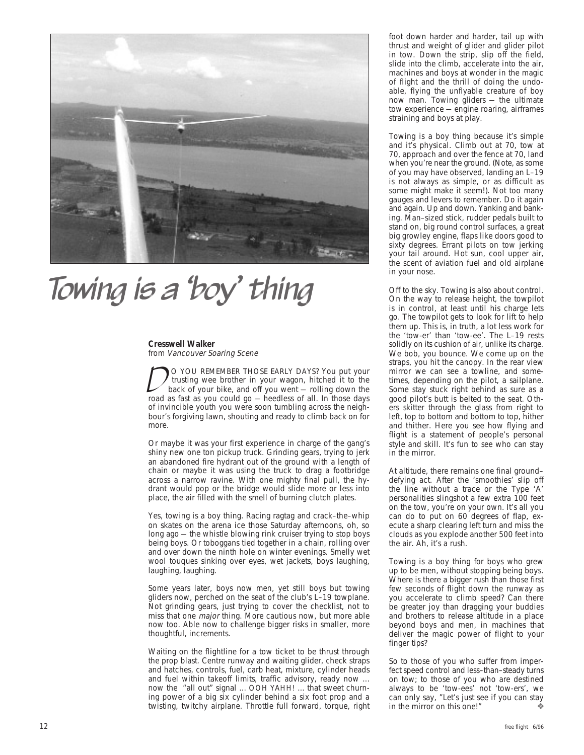# Towing is a 'boy' thing

**Cresswell Walker**
from *Vancouver Soaring Scene*

DO YOU REMEMBER THOSE EARLY DAYS? You put your trusting wee brother in your wagon, hitched it to the back of your bike, and off you went — rolling down the road as fast as you could go — heedless of all. In those days of invincible youth you were soon tumbling across the neighbour's forgiving lawn, shouting and ready to climb back on for more.

Or maybe it was your first experience in charge of the gang's shiny new one ton pickup truck. Grinding gears, trying to jerk an abandoned fire hydrant out of the ground with a length of chain or maybe it was using the truck to drag a footbridge across a narrow ravine. With one mighty final pull, the hydrant would pop or the bridge would slide more or less into place, the air filled with the smell of burning clutch plates.

Yes, towing is a boy thing. Racing ragtag and crack–the–whip on skates on the arena ice those Saturday afternoons, oh, so long ago — the whistle blowing rink cruiser trying to stop boys being boys. Or toboggans tied together in a chain, rolling over and over down the ninth hole on winter evenings. Smelly wet wool touques sinking over eyes, wet jackets, boys laughing, laughing, laughing.

Some years later, boys now men, yet still boys but towing gliders now, perched on the seat of the club's L–19 towplane. Not grinding gears, just trying to cover the checklist, not to miss that one *major* thing. More cautious now, but more able now too. Able now to challenge bigger risks in smaller, more thoughtful, increments.

Waiting on the flightline for a tow ticket to be thrust through the prop blast. Centre runway and waiting glider, check straps and hatches, controls, fuel, carb heat, mixture, cylinder heads and fuel within takeoff limits, traffic advisory, ready now … now the "all out" signal … OOH YAHH! … that sweet churning power of a big six cylinder behind a six foot prop and a twisting, twitchy airplane. Throttle full forward, torque, right foot down harder and harder, tail up with thrust and weight of glider and glider pilot in tow. Down the strip, slip off the field, slide into the climb, accelerate into the air, machines and boys at wonder in the magic of flight and the thrill of doing the undoable, flying the unflyable creature of boy now man. Towing gliders — the ultimate tow experience — engine roaring, airframes straining and boys at play.

Towing is a boy thing because it's simple and it's physical. Climb out at 70, tow at 70, approach and over the fence at 70, land when you're near the ground. (Note, as some of you may have observed, landing an L–19 is not always as simple, or as difficult as some might make it seem!). Not too many gauges and levers to remember. Do it again and again. Up and down. Yanking and banking. Man–sized stick, rudder pedals built to stand on, big round control surfaces, a great big growley engine, flaps like doors good to sixty degrees. Errant pilots on tow jerking your tail around. Hot sun, cool upper air, the scent of aviation fuel and old airplane in your nose.

Off to the sky. Towing is also about control. On the way to release height, the towpilot is in control, at least until his charge lets go. The towpilot gets to look for lift to help them up. This is, in truth, a lot less work for the 'tow-er' than 'tow-ee'. The L–19 rests solidly on its cushion of air, unlike its charge. We bob, you bounce. We come up on the straps, you hit the canopy. In the rear view mirror we can see a towline, and sometimes, depending on the pilot, a sailplane. Some stay stuck right behind as sure as a good pilot's butt is belted to the seat. Others skitter through the glass from right to left, top to bottom and bottom to top, hither and thither. Here you see how flying and flight is a statement of people's personal style and skill. It's fun to see who can stay in the mirror.

At altitude, there remains one final ground–defying act. After the 'smoothies' slip off the line without a trace or the Type 'A' personalities slingshot a few extra 100 feet on the tow, you're on your own. It's all you can do to put on 60 degrees of flap, execute a sharp clearing left turn and miss the clouds as you explode another 500 feet into the air. Ah, it's a rush.

Towing is a boy thing for boys who grew up to be men, without stopping being boys. Where is there a bigger rush than those first few seconds of flight down the runway as you accelerate to climb speed? Can there be greater joy than dragging your buddies and brothers to release altitude in a place beyond boys and men, in machines that deliver the magic power of flight to your finger tips?

So to those of you who suffer from imperfect speed control and less–than–steady turns on tow; to those of you who are destined always to be 'tow-ees' not 'tow-ers', we can only say, "Let's just see if you can stay in the mirror on this one!" ❖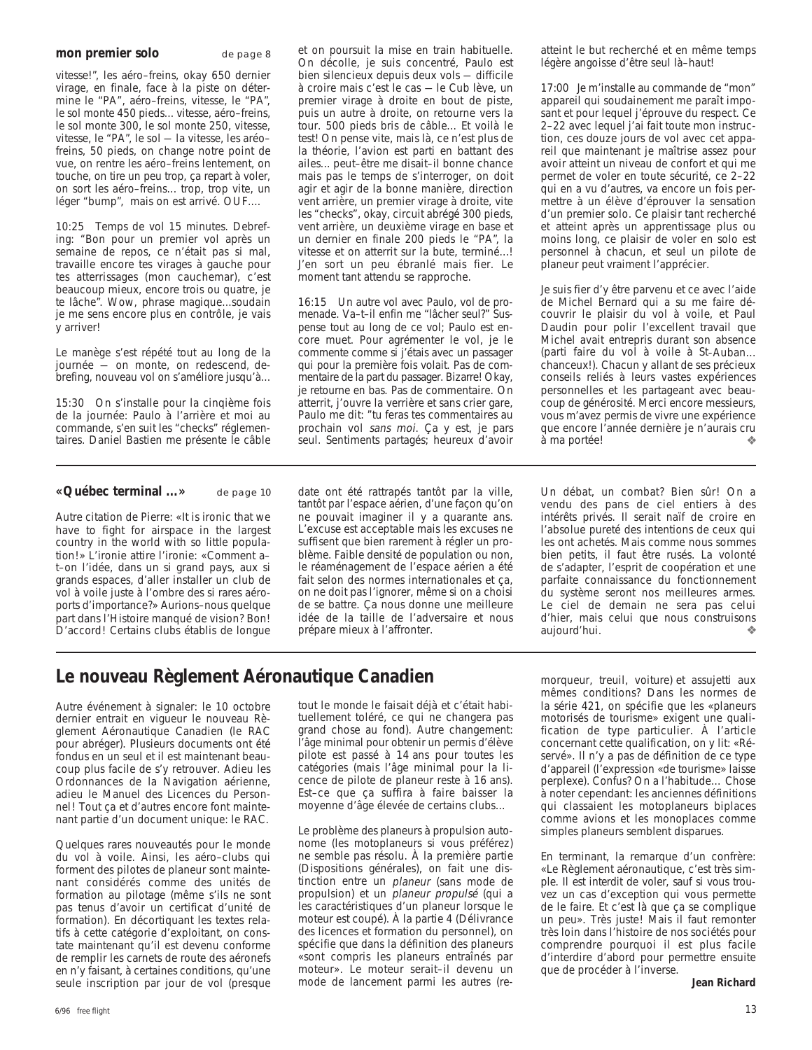**mon premier solo** de page 8

vitesse!", les aéro–freins, okay 650 dernier virage, en finale, face à la piste on détermine le "PA", aéro–freins, vitesse, le "PA", le sol monte 450 pieds... vitesse, aéro–freins, le sol monte 300, le sol monte 250, vitesse, vitesse, le "PA", le sol — la vitesse, les aréo–freins, 50 pieds, on change notre point de vue, on rentre les aéro–freins lentement, on touche, on tire un peu trop, ça repart à voler, on sort les aéro–freins... trop, trop vite, un léger "bump", mais on est arrivé. OUF....

10:25 Temps de vol 15 minutes. Debrefing: "Bon pour un premier vol après un semaine de repos, ce n'était pas si mal, travaille encore tes virages à gauche pour tes atterrissages (mon cauchemar), c'est beaucoup mieux, encore trois ou quatre, je te lâche". Wow, phrase magique...soudain je me sens encore plus en contrôle, je vais y arriver!

Le manège s'est répété tout au long de la journée — on monte, on redescend, debrefing, nouveau vol on s'améliore jusqu'à...

15:30 On s'installe pour la cinqième fois de la journée: Paulo à l'arrière et moi au commande, s'en suit les "checks" réglementaires. Daniel Bastien me présente le câble et on poursuit la mise en train habituelle. On décolle, je suis concentré, Paulo est bien silencieux depuis deux vols — difficile à croire mais c'est le cas — le Cub lève, un premier virage à droite en bout de piste, puis un autre à droite, on retourne vers la tour. 500 pieds bris de câble... Et voilà le test! On pense vite, mais là, ce n'est plus de la théorie, l'avion est parti en battant des ailes... peut–être me disait–il bonne chance mais pas le temps de s'interroger, on doit agir et agir de la bonne manière, direction vent arrière, un premier virage à droite, vite les "checks", okay, circuit abrégé 300 pieds, vent arrière, un deuxième virage en base et un dernier en finale 200 pieds le "PA", la vitesse et on atterrit sur la bute, terminé...! J'en sort un peu ébranlé mais fier. Le moment tant attendu se rapproche.

16:15 Un autre vol avec Paulo, vol de promenade. Va–t–il enfin me "lâcher seul?" Suspense tout au long de ce vol; Paulo est encore muet. Pour agrémenter le vol, je le commente comme si j'étais avec un passager qui pour la première fois volait. Pas de commentaire de la part du passager. Bizarre! Okay, je retourne en bas. Pas de commentaire. On atterrit, j'ouvre la verrière et sans crier gare, Paulo me dit: "tu feras tes commentaires au prochain vol *sans moi*. Ça y est, je pars seul. Sentiments partagés; heureux d'avoir atteint le but recherché et en même temps légère angoisse d'être seul là–haut!

17:00 Je m'installe au commande de "mon" appareil qui soudainement me paraît imposant et pour lequel j'éprouve du respect. Ce 2–22 avec lequel j'ai fait toute mon instruction, ces douze jours de vol avec cet appareil que maintenant je maîtrise assez pour avoir atteint un niveau de confort et qui me permet de voler en toute sécurité, ce 2–22 qui en a vu d'autres, va encore un fois permettre à un élève d'éprouver la sensation d'un premier solo. Ce plaisir tant recherché et atteint après un apprentissage plus ou moins long, ce plaisir de voler en solo est personnel à chacun, et seul un pilote de planeur peut vraiment l'apprécier.

Je suis fier d'y être parvenu et ce avec l'aide de Michel Bernard qui a su me faire découvrir le plaisir du vol à voile, et Paul Daudin pour polir l'excellent travail que Michel avait entrepris durant son absence (parti faire du vol à voile à St–Auban... chanceux!). Chacun y allant de ses précieux conseils reliés à leurs vastes expériences personnelles et les partageant avec beaucoup de générosité. Merci encore messieurs, vous m'avez permis de vivre une expérience que encore l'année dernière je n'aurais cru à ma portée! ❖

---

**«Québec terminal ...»** de page 10

Autre citation de Pierre: «It is ironic that we have to fight for airspace in the largest country in the world with so little population!» L'ironie attire l'ironie: «Comment a–t–on l'idée, dans un si grand pays, aux si grands espaces, d'aller installer un club de vol à voile juste à l'ombre des si rares aéroports d'importance?» Aurions–nous quelque part dans l'Histoire manqué de vision? Bon! D'accord! Certains clubs établis de longue date ont été rattrapés tantôt par la ville, tantôt par l'espace aérien, d'une façon qu'on ne pouvait imaginer il y a quarante ans. L'excuse est acceptable mais les excuses ne suffisent que bien rarement à régler un problème. Faible densité de population ou non, le réaménagement de l'espace aérien a été fait selon des normes internationales et ça, on ne doit pas l'ignorer, même si on a choisi de se battre. Ça nous donne une meilleure idée de la taille de l'adversaire et nous prépare mieux à l'affronter.

Un débat, un combat? Bien sûr! On a vendu des pans de ciel entiers à des intérêts privés. Il serait naïf de croire en l'absolue pureté des intentions de ceux qui les ont achetés. Mais comme nous sommes bien petits, il faut être rusés. La volonté de s'adapter, l'esprit de coopération et une parfaite connaissance du fonctionnement du système seront nos meilleures armes. Le ciel de demain ne sera pas celui d'hier, mais celui que nous construisons aujourd'hui. ❖

---

## Le nouveau Règlement Aéronautique Canadien

Autre événement à signaler: le 10 octobre dernier entrait en vigueur le nouveau Règlement Aéronautique Canadien (le RAC pour abréger). Plusieurs documents ont été fondus en un seul et il est maintenant beaucoup plus facile de s'y retrouver. Adieu les Ordonnances de la Navigation aérienne, adieu le Manuel des Licences du Personnel! Tout ça et d'autres encore font maintenant partie d'un document unique: le RAC.

Quelques rares nouveautés pour le monde du vol à voile. Ainsi, les aéro–clubs qui forment des pilotes de planeur sont maintenant considérés comme des unités de formation au pilotage (même s'ils ne sont pas tenus d'avoir un certificat d'unité de formation). En décortiquant les textes relatifs à cette catégorie d'exploitant, on constate maintenant qu'il est devenu conforme de remplir les carnets de route des aéronefs en n'y faisant, à certaines conditions, qu'une seule inscription par jour de vol (presque tout le monde le faisait déjà et c'était habituellement toléré, ce qui ne changera pas grand chose au fond). Autre changement: l'âge minimal pour obtenir un permis d'élève pilote est passé à 14 ans pour toutes les catégories (mais l'âge minimal pour la licence de pilote de planeur reste à 16 ans). Est–ce que ça suffira à faire baisser la moyenne d'âge élevée de certains clubs...

Le problème des planeurs à propulsion autonome (les motoplaneurs si vous préférez) ne semble pas résolu. À la première partie (Dispositions générales), on fait une distinction entre un *planeur* (sans mode de propulsion) et un *planeur propulsé* (qui a les caractéristiques d'un planeur lorsque le moteur est coupé). À la partie 4 (Délivrance des licences et formation du personnel), on spécifie que dans la définition des planeurs «sont compris les planeurs entraînés par moteur». Le moteur serait–il devenu un mode de lancement parmi les autres (remorqueur, treuil, voiture) et assujetti aux mêmes conditions? Dans les normes de la série 421, on spécifie que les «planeurs motorisés de tourisme» exigent une qualification de type particulier. À l'article concernant cette qualification, on y lit: «Réservé». Il n'y a pas de définition de ce type d'appareil (l'expression «de tourisme» laisse perplexe). Confus? On a l'habitude... Chose à noter cependant: les anciennes définitions qui classaient les motoplaneurs biplaces comme avions et les monoplaces comme simples planeurs semblent disparues.

En terminant, la remarque d'un confrère: «Le Règlement aéronautique, c'est très simple. Il est interdit de voler, sauf si vous trouvez un cas d'exception qui vous permette de le faire. Et c'est là que ça se complique un peu». Très juste! Mais il faut remonter très loin dans l'histoire de nos sociétés pour comprendre pourquoi il est plus facile d'interdire d'abord pour permettre ensuite que de procéder à l'inverse.

**Jean Richard**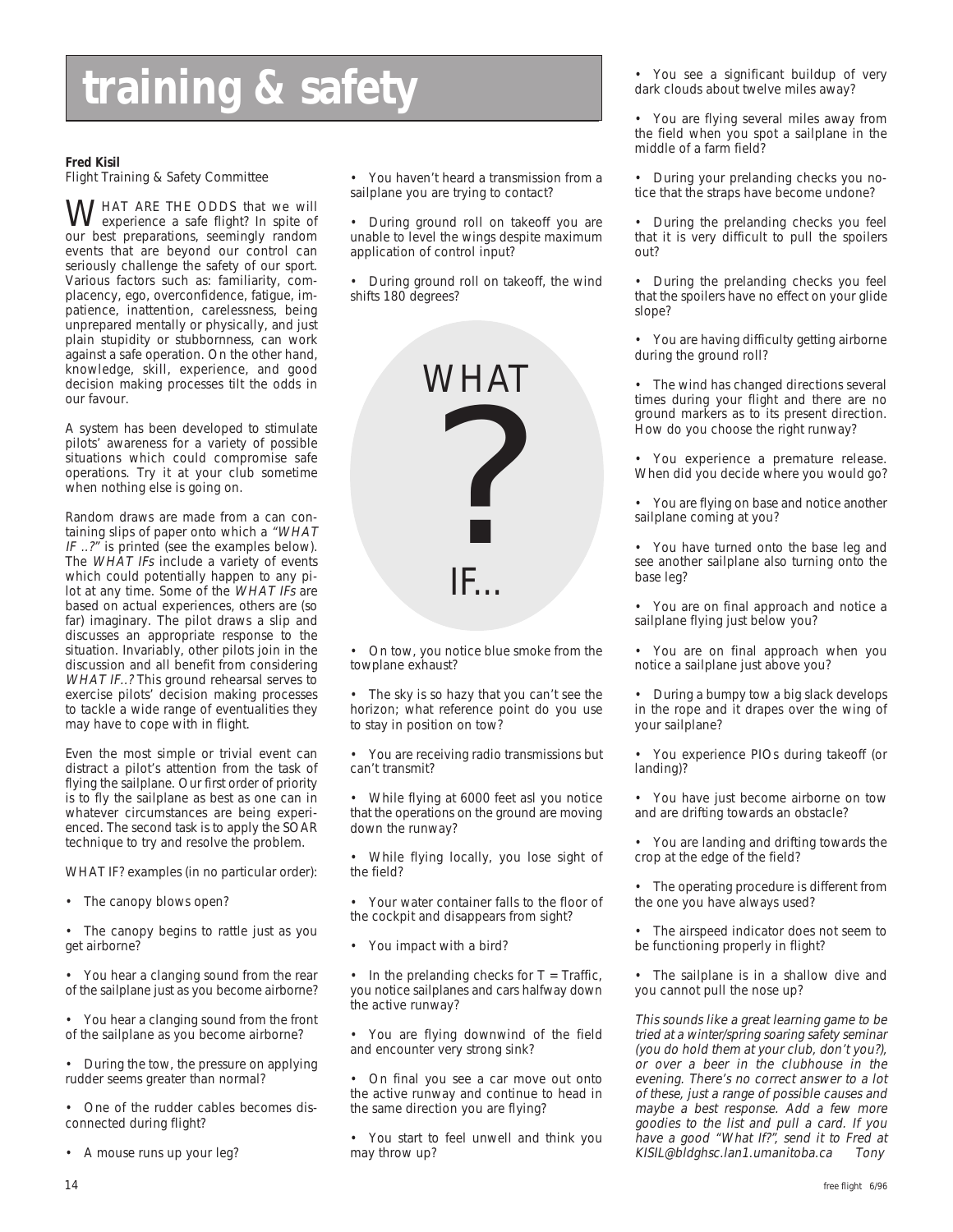# training & safety

**Fred Kisil**
Flight Training & Safety Committee

WHAT ARE THE ODDS that we will experience a safe flight? In spite of our best preparations, seemingly random events that are beyond our control can seriously challenge the safety of our sport. Various factors such as: familiarity, complacency, ego, overconfidence, fatigue, impatience, inattention, carelessness, being unprepared mentally or physically, and just plain stupidity or stubbornness, can work against a safe operation. On the other hand, knowledge, skill, experience, and good decision making processes tilt the odds in our favour.

A system has been developed to stimulate pilots' awareness for a variety of possible situations which could compromise safe operations. Try it at your club sometime when nothing else is going on.

Random draws are made from a can containing slips of paper onto which a *"WHAT IF ..?"* is printed (see the examples below). The *WHAT IFs* include a variety of events which could potentially happen to any pilot at any time. Some of the *WHAT IFs* are based on actual experiences, others are (so far) imaginary. The pilot draws a slip and discusses an appropriate response to the situation. Invariably, other pilots join in the discussion and all benefit from considering *WHAT IF..?* This ground rehearsal serves to exercise pilots' decision making processes to tackle a wide range of eventualities they may have to cope with in flight.

Even the most simple or trivial event can distract a pilot's attention from the task of flying the sailplane. Our first order of priority is to fly the sailplane as best as one can in whatever circumstances are being experienced. The second task is to apply the SOAR technique to try and resolve the problem.

WHAT IF? examples (in no particular order):

- The canopy blows open?
- The canopy begins to rattle just as you get airborne?
- You hear a clanging sound from the rear of the sailplane just as you become airborne?
- You hear a clanging sound from the front of the sailplane as you become airborne?
- During the tow, the pressure on applying rudder seems greater than normal?
- One of the rudder cables becomes disconnected during flight?
- A mouse runs up your leg?
- You haven't heard a transmission from a sailplane you are trying to contact?
- During ground roll on takeoff you are unable to level the wings despite maximum application of control input?
- During ground roll on takeoff, the wind shifts 180 degrees?

WHAT ? IF...

- On tow, you notice blue smoke from the towplane exhaust?
- The sky is so hazy that you can't see the horizon; what reference point do you use to stay in position on tow?
- You are receiving radio transmissions but can't transmit?
- While flying at 6000 feet asl you notice that the operations on the ground are moving down the runway?
- While flying locally, you lose sight of the field?
- Your water container falls to the floor of the cockpit and disappears from sight?
- You impact with a bird?
- In the prelanding checks for T = Traffic, you notice sailplanes and cars halfway down the active runway?
- You are flying downwind of the field and encounter very strong sink?
- On final you see a car move out onto the active runway and continue to head in the same direction you are flying?
- You start to feel unwell and think you may throw up?
- You see a significant buildup of very dark clouds about twelve miles away?
- You are flying several miles away from the field when you spot a sailplane in the middle of a farm field?
- During your prelanding checks you notice that the straps have become undone?
- During the prelanding checks you feel that it is very difficult to pull the spoilers out?
- During the prelanding checks you feel that the spoilers have no effect on your glide slope?
- You are having difficulty getting airborne during the ground roll?
- The wind has changed directions several times during your flight and there are no ground markers as to its present direction. How do you choose the right runway?
- You experience a premature release. When did you decide where you would go?
- You are flying on base and notice another sailplane coming at you?
- You have turned onto the base leg and see another sailplane also turning onto the base leg?
- You are on final approach and notice a sailplane flying just below you?
- You are on final approach when you notice a sailplane just above you?
- During a bumpy tow a big slack develops in the rope and it drapes over the wing of your sailplane?
- You experience PIOs during takeoff (or landing)?
- You have just become airborne on tow and are drifting towards an obstacle?
- You are landing and drifting towards the crop at the edge of the field?
- The operating procedure is different from the one you have always used?
- The airspeed indicator does not seem to be functioning properly in flight?
- The sailplane is in a shallow dive and you cannot pull the nose up?

*This sounds like a great learning game to be tried at a winter/spring soaring safety seminar (you do hold them at your club, don't you?), or over a beer in the clubhouse in the evening. There's no correct answer to a lot of these, just a range of possible causes and maybe a best response. Add a few more goodies to the list and pull a card. If you have a good "What If?", send it to Fred at KISIL@bldghsc.lan1.umanitoba.ca Tony*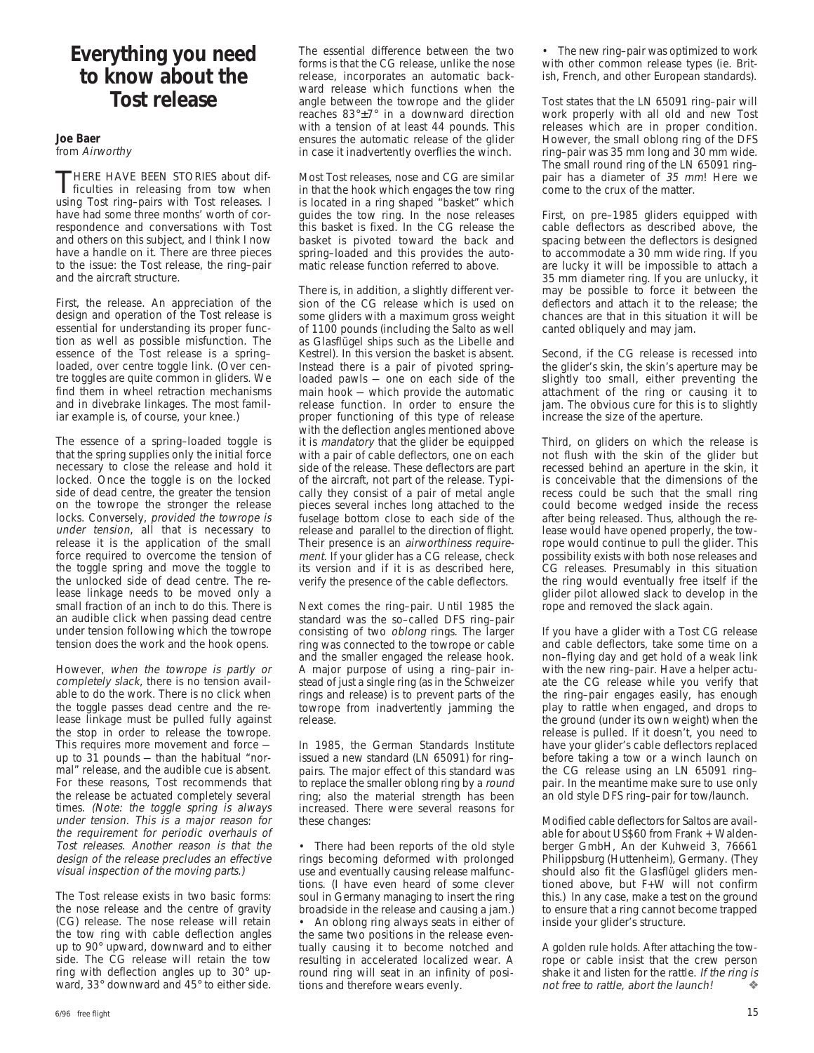# Everything you need to know about the Tost release

**Joe Baer**
*from Airworthy*

THERE HAVE BEEN STORIES about difficulties in releasing from tow when using Tost ring–pairs with Tost releases. I have had some three months' worth of correspondence and conversations with Tost and others on this subject, and I think I now have a handle on it. There are three pieces to the issue: the Tost release, the ring–pair and the aircraft structure.

First, the release. An appreciation of the design and operation of the Tost release is essential for understanding its proper function as well as possible misfunction. The essence of the Tost release is a spring–loaded, over centre toggle link. (Over centre toggles are quite common in gliders. We find them in wheel retraction mechanisms and in divebrake linkages. The most familiar example is, of course, your knee.)

The essence of a spring–loaded toggle is that the spring supplies only the initial force necessary to close the release and hold it locked. Once the toggle is on the locked side of dead centre, the greater the tension on the towrope the stronger the release locks. Conversely, *provided the towrope is under tension*, all that is necessary to release it is the application of the small force required to overcome the tension of the toggle spring and move the toggle to the unlocked side of dead centre. The release linkage needs to be moved only a small fraction of an inch to do this. There is an audible click when passing dead centre under tension following which the towrope tension does the work and the hook opens.

However, *when the towrope is partly or completely slack*, there is no tension available to do the work. There is no click when the toggle passes dead centre and the release linkage must be pulled fully against the stop in order to release the towrope. This requires more movement and force — up to 31 pounds — than the habitual "normal" release, and the audible cue is absent. For these reasons, Tost recommends that the release be actuated completely several times. *(Note: the toggle spring is always under tension. This is a major reason for the requirement for periodic overhauls of Tost releases. Another reason is that the design of the release precludes an effective visual inspection of the moving parts.)*

The Tost release exists in two basic forms: the nose release and the centre of gravity (CG) release. The nose release will retain the tow ring with cable deflection angles up to 90° upward, downward and to either side. The CG release will retain the tow ring with deflection angles up to 30° upward, 33° downward and 45° to either side.

The essential difference between the two forms is that the CG release, unlike the nose release, incorporates an automatic backward release which functions when the angle between the towrope and the glider reaches 83°±7° in a downward direction with a tension of at least 44 pounds. This ensures the automatic release of the glider in case it inadvertently overflies the winch.

Most Tost releases, nose and CG are similar in that the hook which engages the tow ring is located in a ring shaped "basket" which guides the tow ring. In the nose releases this basket is fixed. In the CG release the basket is pivoted toward the back and spring–loaded and this provides the automatic release function referred to above.

There is, in addition, a slightly different version of the CG release which is used on some gliders with a maximum gross weight of 1100 pounds (including the Salto as well as Glasflügel ships such as the Libelle and Kestrel). In this version the basket is absent. Instead there is a pair of pivoted spring-loaded pawls — one on each side of the main hook — which provide the automatic release function. In order to ensure the proper functioning of this type of release with the deflection angles mentioned above it is *mandatory* that the glider be equipped with a pair of cable deflectors, one on each side of the release. These deflectors are part of the aircraft, not part of the release. Typically they consist of a pair of metal angle pieces several inches long attached to the fuselage bottom close to each side of the release and parallel to the direction of flight. Their presence is an *airworthiness requirement*. If your glider has a CG release, check its version and if it is as described here, verify the presence of the cable deflectors.

Next comes the ring–pair. Until 1985 the standard was the so–called DFS ring–pair consisting of two *oblong* rings. The larger ring was connected to the towrope or cable and the smaller engaged the release hook. A major purpose of using a ring–pair instead of just a single ring (as in the Schweizer rings and release) is to prevent parts of the towrope from inadvertently jamming the release.

In 1985, the German Standards Institute issued a new standard (LN 65091) for ring–pairs. The major effect of this standard was to replace the smaller oblong ring by a *round* ring; also the material strength has been increased. There were several reasons for these changes:

- There had been reports of the old style rings becoming deformed with prolonged use and eventually causing release malfunctions. (I have even heard of some clever soul in Germany managing to insert the ring broadside in the release and causing a jam.)
- An oblong ring always seats in either of the same two positions in the release eventually causing it to become notched and resulting in accelerated localized wear. A round ring will seat in an infinity of positions and therefore wears evenly.
- The new ring–pair was optimized to work with other common release types (ie. British, French, and other European standards).

Tost states that the LN 65091 ring–pair will work properly with all old and new Tost releases which are in proper condition. However, the small oblong ring of the DFS ring–pair was 35 mm long and 30 mm wide. The small round ring of the LN 65091 ring–pair has a diameter of *35 mm*! Here we come to the crux of the matter.

First, on pre–1985 gliders equipped with cable deflectors as described above, the spacing between the deflectors is designed to accommodate a 30 mm wide ring. If you are lucky it will be impossible to attach a 35 mm diameter ring. If you are unlucky, it may be possible to force it between the deflectors and attach it to the release; the chances are that in this situation it will be canted obliquely and may jam.

Second, if the CG release is recessed into the glider's skin, the skin's aperture may be slightly too small, either preventing the attachment of the ring or causing it to jam. The obvious cure for this is to slightly increase the size of the aperture.

Third, on gliders on which the release is not flush with the skin of the glider but recessed behind an aperture in the skin, it is conceivable that the dimensions of the recess could be such that the small ring could become wedged inside the recess after being released. Thus, although the release would have opened properly, the towrope would continue to pull the glider. This possibility exists with both nose releases and CG releases. Presumably in this situation the ring would eventually free itself if the glider pilot allowed slack to develop in the rope and removed the slack again.

If you have a glider with a Tost CG release and cable deflectors, take some time on a non–flying day and get hold of a weak link with the new ring–pair. Have a helper actuate the CG release while you verify that the ring–pair engages easily, has enough play to rattle when engaged, and drops to the ground (under its own weight) when the release is pulled. If it doesn't, you need to have your glider's cable deflectors replaced before taking a tow or a winch launch on the CG release using an LN 65091 ring–pair. In the meantime make sure to use only an old style DFS ring–pair for tow/launch.

Modified cable deflectors for Saltos are available for about US$60 from Frank + Waldenberger GmbH, An der Kuhweid 3, 76661 Philippsburg (Huttenheim), Germany. (They should also fit the Glasflügel gliders mentioned above, but F+W will not confirm this.) In any case, make a test on the ground to ensure that a ring cannot become trapped inside your glider's structure.

A golden rule holds. After attaching the towrope or cable insist that the crew person shake it and listen for the rattle. *If the ring is not free to rattle, abort the launch!* ❖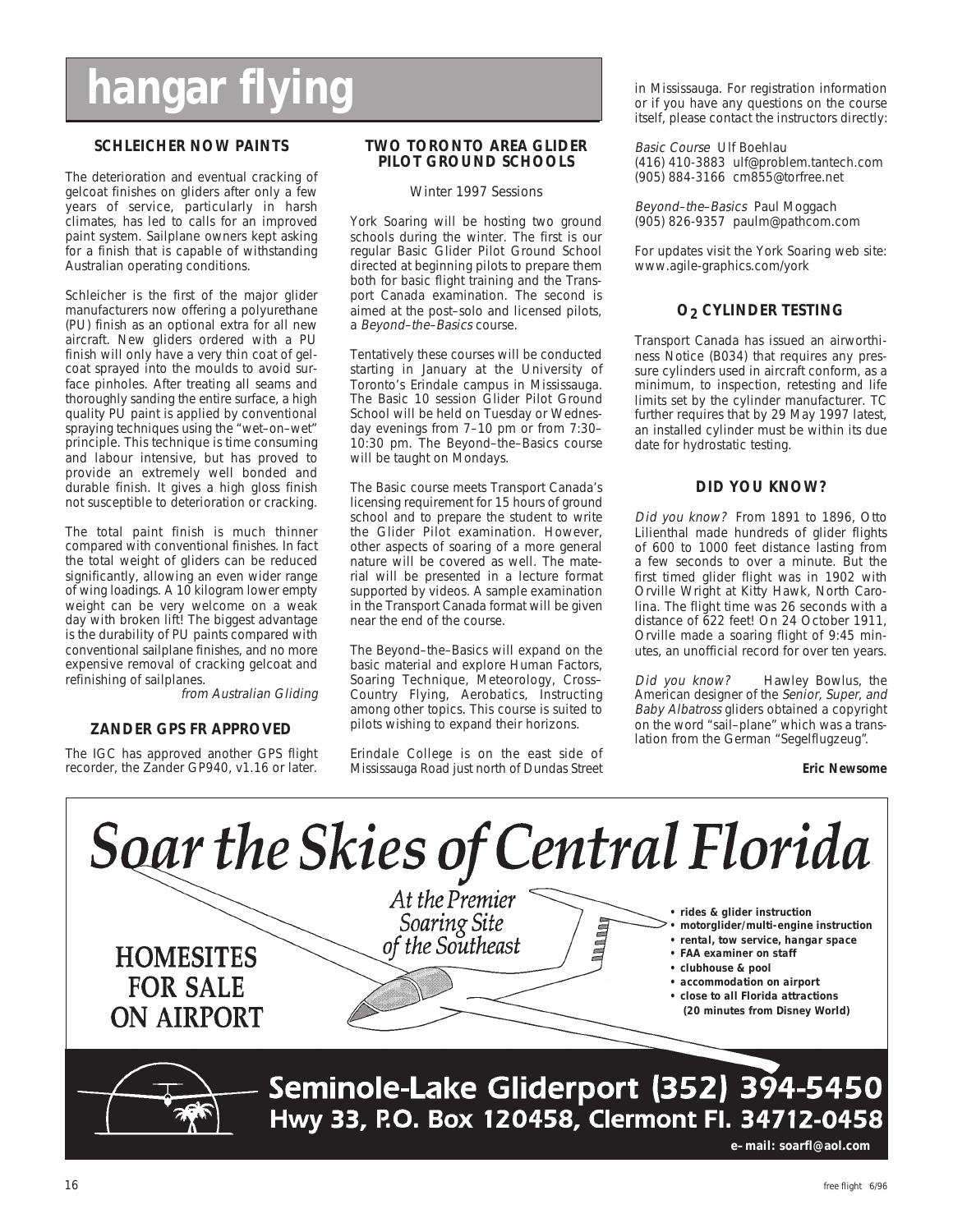# hangar flying

## SCHLEICHER NOW PAINTS

The deterioration and eventual cracking of gelcoat finishes on gliders after only a few years of service, particularly in harsh climates, has led to calls for an improved paint system. Sailplane owners kept asking for a finish that is capable of withstanding Australian operating conditions.

Schleicher is the first of the major glider manufacturers now offering a polyurethane (PU) finish as an optional extra for all new aircraft. New gliders ordered with a PU finish will only have a very thin coat of gelcoat sprayed into the moulds to avoid surface pinholes. After treating all seams and thoroughly sanding the entire surface, a high quality PU paint is applied by conventional spraying techniques using the "wet–on–wet" principle. This technique is time consuming and labour intensive, but has proved to provide an extremely well bonded and durable finish. It gives a high gloss finish not susceptible to deterioration or cracking.

The total paint finish is much thinner compared with conventional finishes. In fact the total weight of gliders can be reduced significantly, allowing an even wider range of wing loadings. A 10 kilogram lower empty weight can be very welcome on a weak day with broken lift! The biggest advantage is the durability of PU paints compared with conventional sailplane finishes, and no more expensive removal of cracking gelcoat and refinishing of sailplanes.

*from Australian Gliding*

## ZANDER GPS FR APPROVED

The IGC has approved another GPS flight recorder, the Zander GP940, v1.16 or later.

## TWO TORONTO AREA GLIDER PILOT GROUND SCHOOLS

Winter 1997 Sessions

York Soaring will be hosting two ground schools during the winter. The first is our regular Basic Glider Pilot Ground School directed at beginning pilots to prepare them both for basic flight training and the Transport Canada examination. The second is aimed at the post–solo and licensed pilots, a *Beyond–the–Basics* course.

Tentatively these courses will be conducted starting in January at the University of Toronto's Erindale campus in Mississauga. The Basic 10 session Glider Pilot Ground School will be held on Tuesday or Wednesday evenings from 7–10 pm or from 7:30–10:30 pm. The Beyond–the–Basics course will be taught on Mondays.

The Basic course meets Transport Canada's licensing requirement for 15 hours of ground school and to prepare the student to write the Glider Pilot examination. However, other aspects of soaring of a more general nature will be covered as well. The material will be presented in a lecture format supported by videos. A sample examination in the Transport Canada format will be given near the end of the course.

The Beyond–the–Basics will expand on the basic material and explore Human Factors, Soaring Technique, Meteorology, Cross–Country Flying, Aerobatics, Instructing among other topics. This course is suited to pilots wishing to expand their horizons.

Erindale College is on the east side of Mississauga Road just north of Dundas Street in Mississauga. For registration information or if you have any questions on the course itself, please contact the instructors directly:

*Basic Course* Ulf Boehlau
(416) 410-3883 ulf@problem.tantech.com
(905) 884-3166 cm855@torfree.net

*Beyond–the–Basics* Paul Moggach
(905) 826-9357 paulm@pathcom.com

For updates visit the York Soaring web site: www.agile-graphics.com/york

## $O_2$ CYLINDER TESTING

Transport Canada has issued an airworthiness Notice (B034) that requires any pressure cylinders used in aircraft conform, as a minimum, to inspection, retesting and life limits set by the cylinder manufacturer. TC further requires that by 29 May 1997 latest, an installed cylinder must be within its due date for hydrostatic testing.

## DID YOU KNOW?

*Did you know?* From 1891 to 1896, Otto Lilienthal made hundreds of glider flights of 600 to 1000 feet distance lasting from a few seconds to over a minute. But the first timed glider flight was in 1902 with Orville Wright at Kitty Hawk, North Carolina. The flight time was 26 seconds with a distance of 622 feet! On 24 October 1911, Orville made a soaring flight of 9:45 minutes, an unofficial record for over ten years.

*Did you know?* Hawley Bowlus, the American designer of the *Senior, Super, and Baby Albatross* gliders obtained a copyright on the word "sail–plane" which was a translation from the German "Segelflugzeug".

**Eric Newsome**

---

# Soar the Skies of Central Florida

At the Premier Soaring Site of the Southeast

HOMESITES FOR SALE ON AIRPORT

- **rides & glider instruction**
- **motorglider/multi-engine instruction**
- **rental, tow service, hangar space**
- **FAA examiner on staff**
- **clubhouse & pool**
- **accommodation on airport**
- **close to all Florida attractions (20 minutes from Disney World)**

**Seminole-Lake Gliderport (352) 394-5450**
**Hwy 33, P.O. Box 120458, Clermont Fl. 34712-0458**

**e–mail: soarfl@aol.com**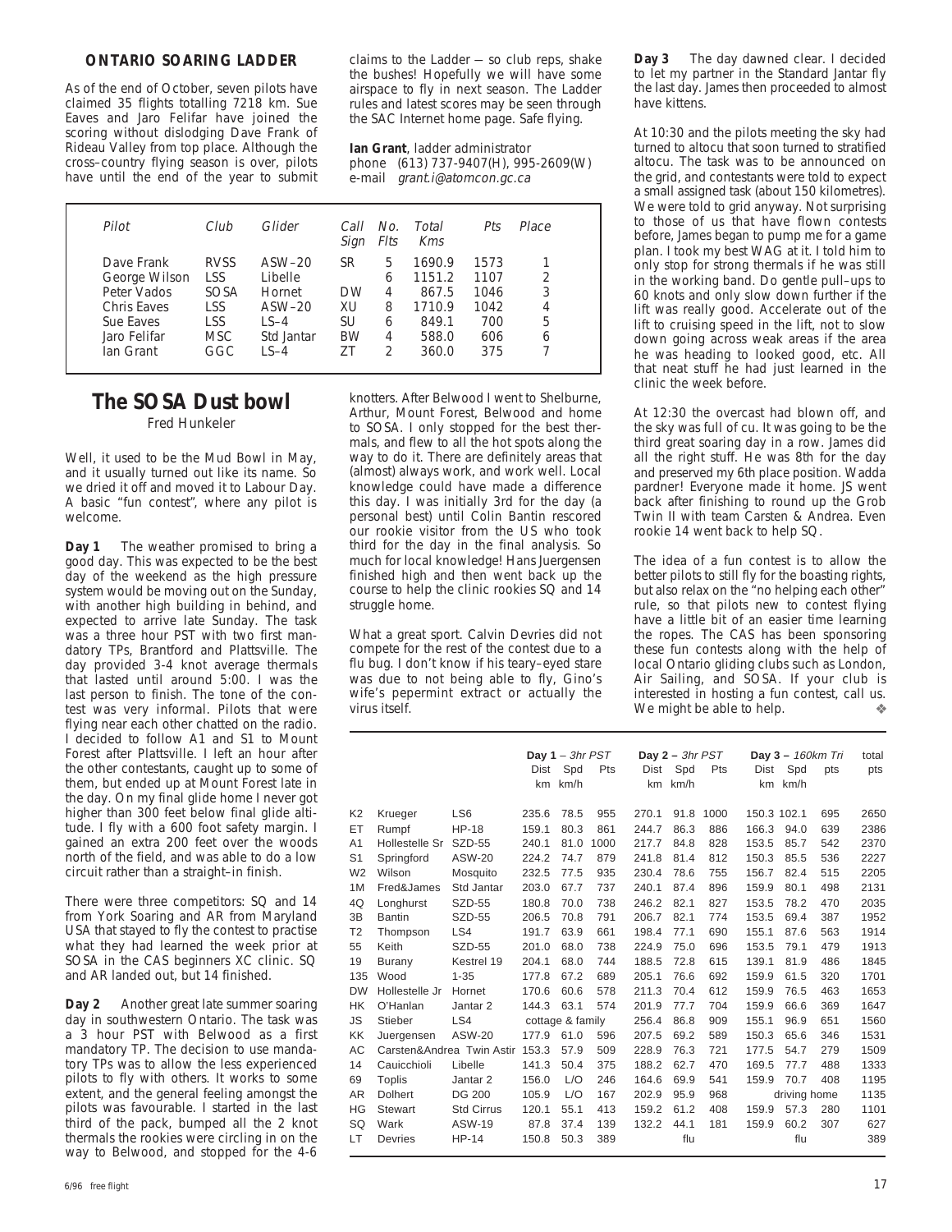### ONTARIO SOARING LADDER

As of the end of October, seven pilots have claimed 35 flights totalling 7218 km. Sue Eaves and Jaro Felifar have joined the scoring without dislodging Dave Frank of Rideau Valley from top place. Although the cross–country flying season is over, pilots have until the end of the year to submit claims to the Ladder — so club reps, shake the bushes! Hopefully we will have some airspace to fly in next season. The Ladder rules and latest scores may be seen through the SAC Internet home page. Safe flying.

**Ian Grant**, ladder administrator
phone (613) 737-9407(H), 995-2609(W)
e-mail *grant.i@atomcon.gc.ca*

| *Pilot* | *Club* | *Glider* | *Call Sign* | *No. Flts* | *Total Kms* | *Pts* | *Place* |
|---|---|---|---|---|---|---|---|
| Dave Frank | RVSS | ASW–20 | SR | 5 | 1690.9 | 1573 | 1 |
| George Wilson | LSS | Libelle | | 6 | 1151.2 | 1107 | 2 |
| Peter Vados | SOSA | Hornet | DW | 4 | 867.5 | 1046 | 3 |
| Chris Eaves | LSS | ASW–20 | XU | 8 | 1710.9 | 1042 | 4 |
| Sue Eaves | LSS | LS–4 | SU | 6 | 849.1 | 700 | 5 |
| Jaro Felifar | MSC | Std Jantar | BW | 4 | 588.0 | 606 | 6 |
| Ian Grant | GGC | LS–4 | ZT | 2 | 360.0 | 375 | 7 |

## The SOSA Dustbowl

Fred Hunkeler

Well, it used to be the Mud Bowl in May, and it usually turned out like its name. So we dried it off and moved it to Labour Day. A basic "fun contest", where any pilot is welcome.

**Day 1** The weather promised to bring a good day. This was expected to be the best day of the weekend as the high pressure system would be moving out on the Sunday, with another high building in behind, and expected to arrive late Sunday. The task was a three hour PST with two first mandatory TPs, Brantford and Plattsville. The day provided 3-4 knot average thermals that lasted until around 5:00. I was the last person to finish. The tone of the contest was very informal. Pilots that were flying near each other chatted on the radio. I decided to follow A1 and S1 to Mount Forest after Plattsville. I left an hour after the other contestants, caught up to some of them, but ended up at Mount Forest late in the day. On my final glide home I never got higher than 300 feet below final glide altitude. I fly with a 600 foot safety margin. I gained an extra 200 feet over the woods north of the field, and was able to do a low circuit rather than a straight–in finish.

There were three competitors: SQ and 14 from York Soaring and AR from Maryland USA that stayed to fly the contest to practise what they had learned the week prior at SOSA in the CAS beginners XC clinic. SQ and AR landed out, but 14 finished.

**Day 2** Another great late summer soaring day in southwestern Ontario. The task was a 3 hour PST with Belwood as a first mandatory TP. The decision to use mandatory TPs was to allow the less experienced pilots to fly with others. It works to some extent, and the general feeling amongst the pilots was favourable. I started in the last third of the pack, bumped all the 2 knot thermals the rookies were circling in on the way to Belwood, and stopped for the 4-6 knotters. After Belwood I went to Shelburne, Arthur, Mount Forest, Belwood and home to SOSA. I only stopped for the best thermals, and flew to all the hot spots along the way to do it. There are definitely areas that (almost) always work, and work well. Local knowledge could have made a difference this day. I was initially 3rd for the day (a personal best) until Colin Bantin rescored our rookie visitor from the US who took third for the day in the final analysis. So much for local knowledge! Hans Juergensen finished high and then went back up the course to help the clinic rookies SQ and 14 struggle home.

What a great sport. Calvin Devries did not compete for the rest of the contest due to a flu bug. I don't know if his teary–eyed stare was due to not being able to fly, Gino's wife's permemint extract or actually the virus itself.

**Day 3** The day dawned clear. I decided to let my partner in the Standard Jantar fly the last day. James then proceeded to almost have kittens.

At 10:30 and the pilots meeting the sky had turned to altocu that soon turned to stratified altocu. The task was to be announced on the grid, and contestants were told to expect a small assigned task (about 150 kilometres). We were told to grid anyway. Not surprising to those of us that have flown contests before, James began to pump me for a game plan. I took my best WAG at it. I told him to only stop for strong thermals if he was still in the working band. Do gentle pull–ups to 60 knots and only slow down further if the lift was really good. Accelerate out of the lift to cruising speed in the lift, not to slow down going across weak areas if the area he was heading to looked good, etc. All that neat stuff he had just learned in the clinic the week before.

At 12:30 the overcast had blown off, and the sky was full of cu. It was going to be the third great soaring day in a row. James did all the right stuff. He was 8th for the day and preserved my 6th place position. Wadda pardner! Everyone made it home. JS went back after finishing to round up the Grob Twin II with team Carsten & Andrea. Even rookie 14 went back to help SQ.

The idea of a fun contest is to allow the better pilots to still fly for the boasting rights, but also relax on the "no helping each other" rule, so that pilots new to contest flying have a little bit of an easier time learning the ropes. The CAS has been sponsoring these fun contests along with the help of local Ontario gliding clubs such as London, Air Sailing, and SOSA. If your club is interested in hosting a fun contest, call us. We might be able to help.

| | | | **Day 1** – *3hr PST* | | | **Day 2** – *3hr PST* | | | **Day 3** – *160km Tri* | | | total |
|---|---|---|---|---|---|---|---|---|---|---|---|---|
| | | | Dist km | Spd km/h | Pts | Dist km | Spd km/h | Pts | Dist km | Spd km/h | pts | pts |
| K2 | Krueger | LS6 | 235.6 | 78.5 | 955 | 270.1 | 91.8 | 1000 | 150.3 | 102.1 | 695 | 2650 |
| ET | Rumpf | HP-18 | 159.1 | 80.3 | 861 | 244.7 | 86.3 | 886 | 166.3 | 94.0 | 639 | 2386 |
| A1 | Hollestelle Sr | SZD-55 | 240.1 | 81.0 | 1000 | 217.7 | 84.8 | 828 | 153.5 | 85.7 | 542 | 2370 |
| S1 | Springford | ASW-20 | 224.2 | 74.7 | 879 | 241.8 | 81.4 | 812 | 150.3 | 85.5 | 536 | 2227 |
| W2 | Wilson | Mosquito | 232.5 | 77.5 | 935 | 230.4 | 78.6 | 755 | 156.7 | 82.4 | 515 | 2205 |
| 1M | Fred&James | Std Jantar | 203.0 | 67.7 | 737 | 240.1 | 87.4 | 896 | 159.9 | 80.1 | 498 | 2131 |
| 4Q | Longhurst | SZD-55 | 180.8 | 70.0 | 738 | 246.2 | 82.1 | 827 | 153.5 | 78.2 | 470 | 2035 |
| 3B | Bantin | SZD-55 | 206.5 | 70.8 | 791 | 206.7 | 82.1 | 774 | 153.5 | 69.4 | 387 | 1952 |
| T2 | Thompson | LS4 | 191.7 | 63.9 | 661 | 198.4 | 77.1 | 690 | 155.1 | 87.6 | 563 | 1914 |
| 55 | Keith | SZD-55 | 201.0 | 68.0 | 738 | 224.9 | 75.0 | 696 | 153.5 | 79.1 | 479 | 1913 |
| 19 | Burany | Kestrel 19 | 204.1 | 68.0 | 744 | 188.5 | 72.8 | 615 | 139.1 | 81.9 | 486 | 1845 |
| 135 | Wood | 1-35 | 177.8 | 67.2 | 689 | 205.1 | 76.6 | 692 | 159.9 | 61.5 | 320 | 1701 |
| DW | Hollestelle Jr | Hornet | 170.6 | 60.6 | 578 | 211.3 | 70.4 | 612 | 159.9 | 76.5 | 463 | 1653 |
| HK | O'Hanlan | Jantar 2 | 144.3 | 63.1 | 574 | 201.9 | 77.7 | 704 | 159.9 | 66.6 | 369 | 1647 |
| JS | Stieber | LS4 | cottage & family | | | 256.4 | 86.8 | 909 | 155.1 | 96.9 | 651 | 1560 |
| KK | Juergensen | ASW-20 | 177.9 | 61.0 | 596 | 207.5 | 69.2 | 589 | 150.3 | 65.6 | 346 | 1531 |
| AC | Carsten&Andrea | Twin Astir | 153.3 | 57.9 | 509 | 228.9 | 76.3 | 721 | 177.5 | 54.7 | 279 | 1509 |
| 14 | Cauicchioli | Libelle | 141.3 | 50.4 | 375 | 188.2 | 62.7 | 470 | 169.5 | 77.7 | 488 | 1333 |
| 69 | Toplis | Jantar 2 | 156.0 | L/O | 246 | 164.6 | 69.9 | 541 | 159.9 | 70.7 | 408 | 1195 |
| AR | Dolhert | DG 200 | 105.9 | L/O | 167 | 202.9 | 95.9 | 968 | driving home | | | 1135 |
| HG | Stewart | Std Cirrus | 120.1 | 55.1 | 413 | 159.2 | 61.2 | 408 | 159.9 | 57.3 | 280 | 1101 |
| SQ | Wark | ASW-19 | 87.8 | 37.4 | 139 | 132.2 | 44.1 | 181 | 159.9 | 60.2 | 307 | 627 |
| LT | Devries | HP-14 | 150.8 | 50.3 | 389 | | flu | | | flu | | 389 |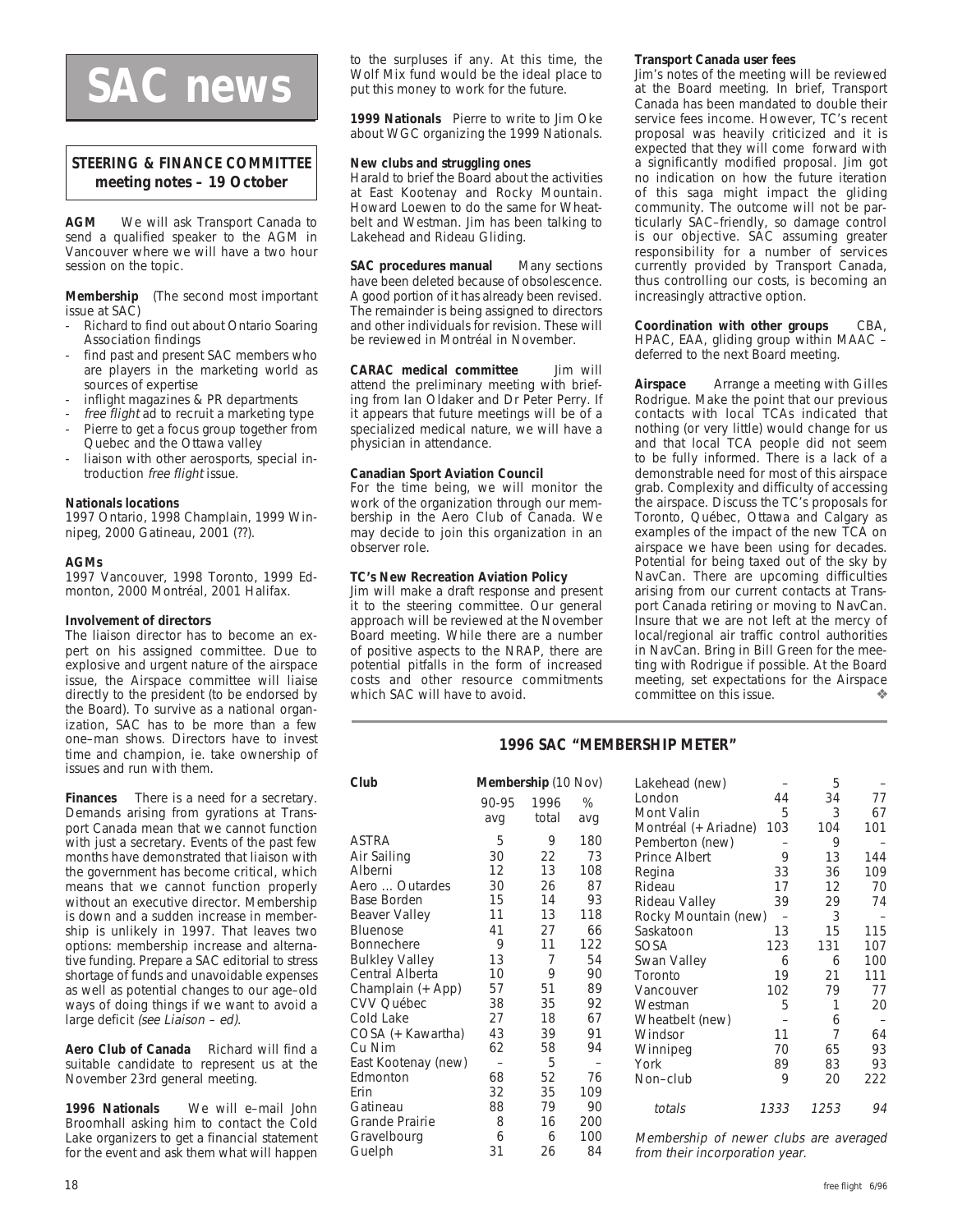# SAC news

## STEERING & FINANCE COMMITTEE meeting notes – 19 October

**AGM** We will ask Transport Canada to send a qualified speaker to the AGM in Vancouver where we will have a two hour session on the topic.

**Membership** (The second most important issue at SAC)

- Richard to find out about Ontario Soaring Association findings
- find past and present SAC members who are players in the marketing world as sources of expertise
- inflight magazines & PR departments
- *free flight* ad to recruit a marketing type
- Pierre to get a focus group together from Quebec and the Ottawa valley
- liaison with other aerosports, special introduction *free flight* issue.

**Nationals locations**
1997 Ontario, 1998 Champlain, 1999 Winnipeg, 2000 Gatineau, 2001 (??).

**AGMs**
1997 Vancouver, 1998 Toronto, 1999 Edmonton, 2000 Montréal, 2001 Halifax.

**Involvement of directors**
The liaison director has to become an expert on his assigned committee. Due to explosive and urgent nature of the airspace issue, the Airspace committee will liaise directly to the president (to be endorsed by the Board). To survive as a national organization, SAC has to be more than a few one–man shows. Directors have to invest time and champion, ie. take ownership of issues and run with them.

**Finances** There is a need for a secretary. Demands arising from gyrations at Transport Canada mean that we cannot function with just a secretary. Events of the past few months have demonstrated that liaison with the government has become critical, which means that we cannot function properly without an executive director. Membership is down and a sudden increase in membership is unlikely in 1997. That leaves two options: membership increase and alternative funding. Prepare a SAC editorial to stress shortage of funds and unavoidable expenses as well as potential changes to our age–old ways of doing things if we want to avoid a large deficit *(see Liaison – ed)*.

**Aero Club of Canada** Richard will find a suitable candidate to represent us at the November 23rd general meeting.

**1996 Nationals** We will e–mail John Broomhall asking him to contact the Cold Lake organizers to get a financial statement for the event and ask them what will happen to the surpluses if any. At this time, the Wolf Mix fund would be the ideal place to put this money to work for the future.

**1999 Nationals** Pierre to write to Jim Oke about WGC organizing the 1999 Nationals.

**New clubs and struggling ones**
Harald to brief the Board about the activities at East Kootenay and Rocky Mountain. Howard Loewen to do the same for Wheatbelt and Westman. Jim has been talking to Lakehead and Rideau Gliding.

**SAC procedures manual** Many sections have been deleted because of obsolescence. A good portion of it has already been revised. The remainder is being assigned to directors and other individuals for revision. These will be reviewed in Montréal in November.

**CARAC medical committee** Jim will attend the preliminary meeting with briefing from Ian Oldaker and Dr Peter Perry. If it appears that future meetings will be of a specialized medical nature, we will have a physician in attendance.

**Canadian Sport Aviation Council**
For the time being, we will monitor the work of the organization through our membership in the Aero Club of Canada. We may decide to join this organization in an observer role.

**TC's New Recreation Aviation Policy**
Jim will make a draft response and present it to the steering committee. Our general approach will be reviewed at the November Board meeting. While there are a number of positive aspects to the NRAP, there are potential pitfalls in the form of increased costs and other resource commitments which SAC will have to avoid.

**Transport Canada user fees**
Jim's notes of the meeting will be reviewed at the Board meeting. In brief, Transport Canada has been mandated to double their service fees income. However, TC's recent proposal was heavily criticized and it is expected that they will come forward with a significantly modified proposal. Jim got no indication on how the future iteration of this saga might impact the gliding community. The outcome will not be particularly SAC–friendly, so damage control is our objective. SAC assuming greater responsibility for a number of services currently provided by Transport Canada, thus controlling our costs, is becoming an increasingly attractive option.

**Coordination with other groups** CBA, HPAC, EAA, gliding group within MAAC – deferred to the next Board meeting.

**Airspace** Arrange a meeting with Gilles Rodrigue. Make the point that our previous contacts with local TCAs indicated that nothing (or very little) would change for us and that local TCA people did not seem to be fully informed. There is a lack of a demonstrable need for most of this airspace grab. Complexity and difficulty of accessing the airspace. Discuss the TC's proposals for Toronto, Québec, Ottawa and Calgary as examples of the impact of the new TCA on airspace we have been using for decades. Potential for being taxed out of the sky by NavCan. There are upcoming difficulties arising from our current contacts at Transport Canada retiring or moving to NavCan. Insure that we are not left at the mercy of local/regional air traffic control authorities in NavCan. Bring in Bill Green for the meeting with Rodrigue if possible. At the Board meeting, set expectations for the Airspace committee on this issue. ❖

## 1996 SAC "MEMBERSHIP METER"

| Club | Membership (10 Nov) 90-95 avg | 1996 total | % avg |
|---|---|---|---|
| ASTRA | 5 | 9 | 180 |
| Air Sailing | 30 | 22 | 73 |
| Alberni | 12 | 13 | 108 |
| Aero ... Outardes | 30 | 26 | 87 |
| Base Borden | 15 | 14 | 93 |
| Beaver Valley | 11 | 13 | 118 |
| Bluenose | 41 | 27 | 66 |
| Bonnechere | 9 | 11 | 122 |
| Bulkley Valley | 13 | 7 | 54 |
| Central Alberta | 10 | 9 | 90 |
| Champlain (+ App) | 57 | 51 | 89 |
| CVV Québec | 38 | 35 | 92 |
| Cold Lake | 27 | 18 | 67 |
| COSA (+ Kawartha) | 43 | 39 | 91 |
| Cu Nim | 62 | 58 | 94 |
| East Kootenay (new) | – | 5 | – |
| Edmonton | 68 | 52 | 76 |
| Erin | 32 | 35 | 109 |
| Gatineau | 88 | 79 | 90 |
| Grande Prairie | 8 | 16 | 200 |
| Gravelbourg | 6 | 6 | 100 |
| Guelph | 31 | 26 | 84 |
| Lakehead (new) | – | 5 | – |
| London | 44 | 34 | 77 |
| Mont Valin | 5 | 3 | 67 |
| Montréal (+ Ariadne) | 103 | 104 | 101 |
| Pemberton (new) | – | 9 | – |
| Prince Albert | 9 | 13 | 144 |
| Regina | 33 | 36 | 109 |
| Rideau | 17 | 12 | 70 |
| Rideau Valley | 39 | 29 | 74 |
| Rocky Mountain (new) | – | 3 | – |
| Saskatoon | 13 | 15 | 115 |
| SOSA | 123 | 131 | 107 |
| Swan Valley | 6 | 6 | 100 |
| Toronto | 19 | 21 | 111 |
| Vancouver | 102 | 79 | 77 |
| Westman | 5 | 1 | 20 |
| Wheatbelt (new) | – | 6 | – |
| Windsor | 11 | 7 | 64 |
| Winnipeg | 70 | 65 | 93 |
| York | 89 | 83 | 93 |
| Non–club | 9 | 20 | 222 |
| *totals* | *1333* | *1253* | *94* |

*Membership of newer clubs are averaged from their incorporation year.*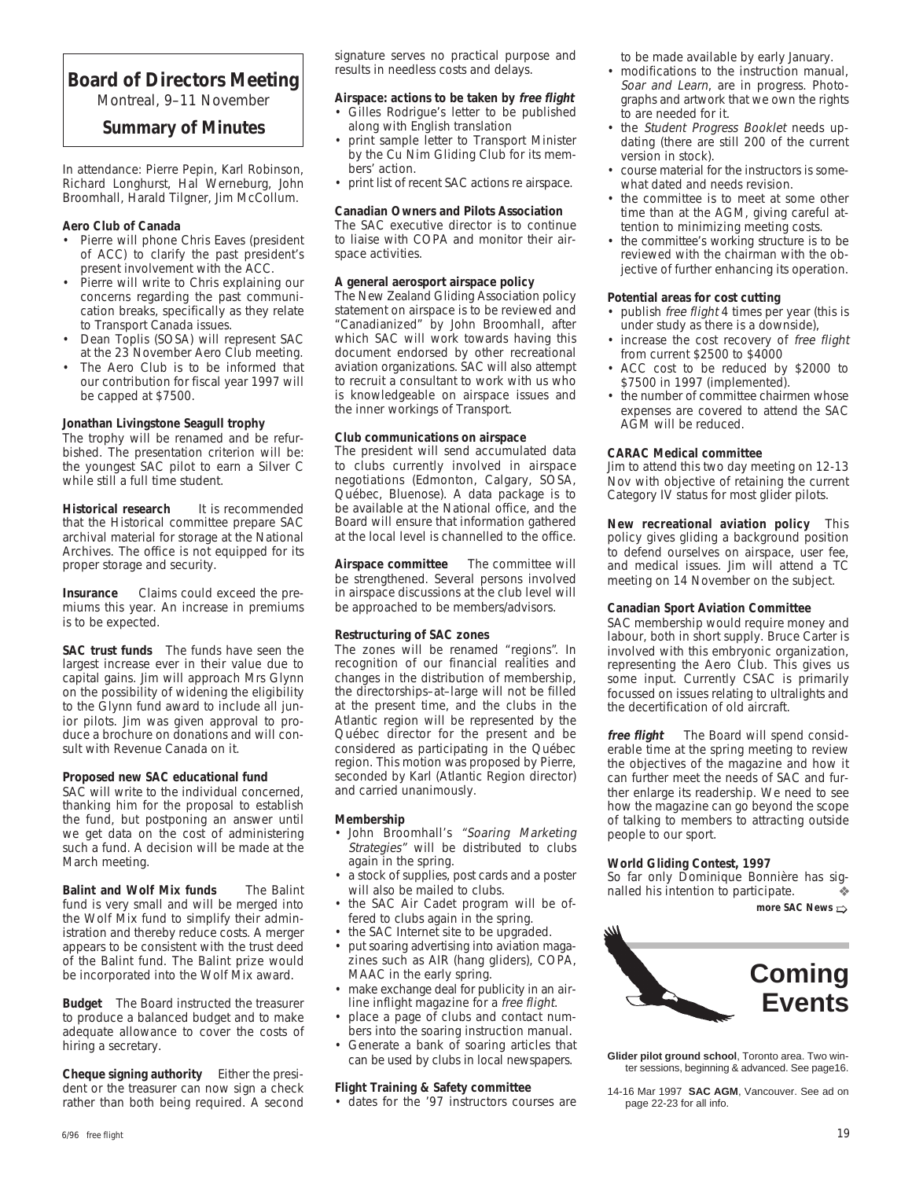# Board of Directors Meeting

Montreal, 9–11 November

## Summary of Minutes

In attendance: Pierre Pepin, Karl Robinson, Richard Longhurst, Hal Werneburg, John Broomhall, Harald Tilgner, Jim McCollum.

**Aero Club of Canada**

- Pierre will phone Chris Eaves (president of ACC) to clarify the past president's present involvement with the ACC.
- Pierre will write to Chris explaining our concerns regarding the past communication breaks, specifically as they relate to Transport Canada issues.
- Dean Toplis (SOSA) will represent SAC at the 23 November Aero Club meeting.
- The Aero Club is to be informed that our contribution for fiscal year 1997 will be capped at $7500.

**Jonathan Livingstone Seagull trophy**

The trophy will be renamed and be refurbished. The presentation criterion will be: the youngest SAC pilot to earn a Silver C while still a full time student.

**Historical research** It is recommended that the Historical committee prepare SAC archival material for storage at the National Archives. The office is not equipped for its proper storage and security.

**Insurance** Claims could exceed the premiums this year. An increase in premiums is to be expected.

**SAC trust funds** The funds have seen the largest increase ever in their value due to capital gains. Jim will approach Mrs Glynn on the possibility of widening the eligibility to the Glynn fund award to include all junior pilots. Jim was given approval to produce a brochure on donations and will consult with Revenue Canada on it.

**Proposed new SAC educational fund**

SAC will write to the individual concerned, thanking him for the proposal to establish the fund, but postponing an answer until we get data on the cost of administering such a fund. A decision will be made at the March meeting.

**Balint and Wolf Mix funds** The Balint fund is very small and will be merged into the Wolf Mix fund to simplify their administration and thereby reduce costs. A merger appears to be consistent with the trust deed of the Balint fund. The Balint prize would be incorporated into the Wolf Mix award.

**Budget** The Board instructed the treasurer to produce a balanced budget and to make adequate allowance to cover the costs of hiring a secretary.

**Cheque signing authority** Either the president or the treasurer can now sign a check rather than both being required. A second signature serves no practical purpose and results in needless costs and delays.

**Airspace: actions to be taken by *free flight***

- Gilles Rodrigue's letter to be published along with English translation
- print sample letter to Transport Minister by the Cu Nim Gliding Club for its members' action.
- print list of recent SAC actions re airspace.

**Canadian Owners and Pilots Association**

The SAC executive director is to continue to liaise with COPA and monitor their airspace activities.

**A general aerosport airspace policy**

The New Zealand Gliding Association policy statement on airspace is to be reviewed and "Canadianized" by John Broomhall, after which SAC will work towards having this document endorsed by other recreational aviation organizations. SAC will also attempt to recruit a consultant to work with us who is knowledgeable on airspace issues and the inner workings of Transport.

**Club communications on airspace**

The president will send accumulated data to clubs currently involved in airspace negotiations (Edmonton, Calgary, SOSA, Québec, Bluenose). A data package is to be available at the National office, and the Board will ensure that information gathered at the local level is channelled to the office.

**Airspace committee** The committee will be strengthened. Several persons involved in airspace discussions at the club level will be approached to be members/advisors.

**Restructuring of SAC zones**

The zones will be renamed "regions". In recognition of our financial realities and changes in the distribution of membership, the directorships–at–large will not be filled at the present time, and the clubs in the Atlantic region will be represented by the Québec director for the present and be considered as participating in the Québec region. This motion was proposed by Pierre, seconded by Karl (Atlantic Region director) and carried unanimously.

**Membership**

- John Broomhall's *"Soaring Marketing Strategies"* will be distributed to clubs again in the spring.
- a stock of supplies, post cards and a poster will also be mailed to clubs.
- the SAC Air Cadet program will be offered to clubs again in the spring.
- the SAC Internet site to be upgraded.
- put soaring advertising into aviation magazines such as AIR (hang gliders), COPA, MAAC in the early spring.
- make exchange deal for publicity in an airline inflight magazine for a *free flight*.
- place a page of clubs and contact numbers into the soaring instruction manual.
- Generate a bank of soaring articles that can be used by clubs in local newspapers.

**Flight Training & Safety committee**

- dates for the '97 instructors courses are to be made available by early January.
- modifications to the instruction manual, *Soar and Learn*, are in progress. Photographs and artwork that we own the rights to are needed for it.
- the *Student Progress Booklet* needs updating (there are still 200 of the current version in stock).
- course material for the instructors is somewhat dated and needs revision.
- the committee is to meet at some other time than at the AGM, giving careful attention to minimizing meeting costs.
- the committee's working structure is to be reviewed with the chairman with the objective of further enhancing its operation.

**Potential areas for cost cutting**

- publish *free flight* 4 times per year (this is under study as there is a downside),
- increase the cost recovery of *free flight* from current $2500 to $4000
- ACC cost to be reduced by $2000 to $7500 in 1997 (implemented).
- the number of committee chairmen whose expenses are covered to attend the SAC AGM will be reduced.

**CARAC Medical committee**

Jim to attend this two day meeting on 12-13 Nov with objective of retaining the current Category IV status for most glider pilots.

**New recreational aviation policy** This policy gives gliding a background position to defend ourselves on airspace, user fee, and medical issues. Jim will attend a TC meeting on 14 November on the subject.

**Canadian Sport Aviation Committee**

SAC membership would require money and labour, both in short supply. Bruce Carter is involved with this embryonic organization, representing the Aero Club. This gives us some input. Currently CSAC is primarily focussed on issues relating to ultralights and the decertification of old aircraft.

***free flight*** The Board will spend considerable time at the spring meeting to review the objectives of the magazine and how it can further meet the needs of SAC and further enlarge its readership. We need to see how the magazine can go beyond the scope of talking to members to attracting outside people to our sport.

**World Gliding Contest, 1997**

So far only Dominique Bonnière has signalled his intention to participate. ❖

**more SAC News ⇨**

# Coming Events

**Glider pilot ground school**, Toronto area. Two winter sessions, beginning & advanced. See page16.

14-16 Mar 1997 **SAC AGM**, Vancouver. See ad on page 22-23 for all info.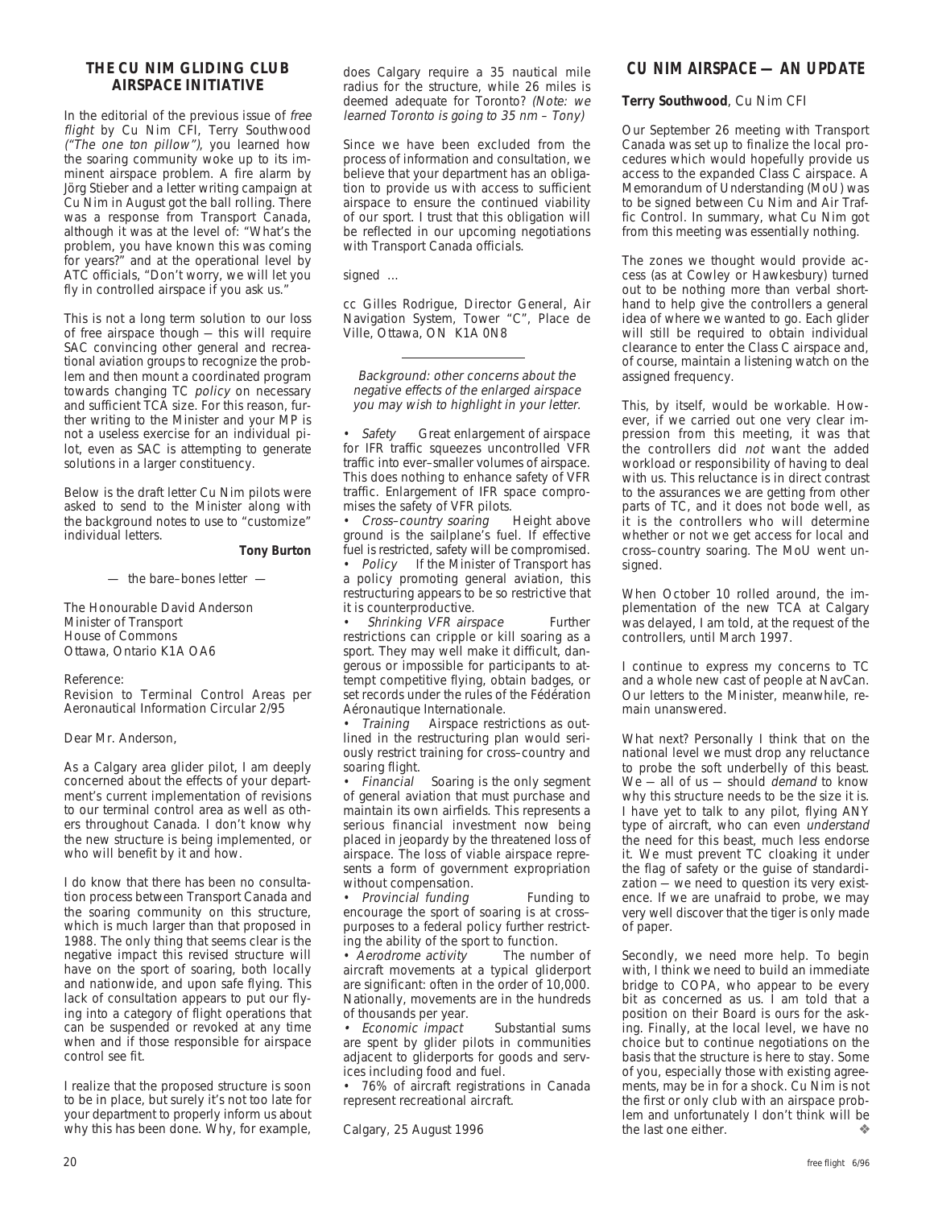## THE CU NIM GLIDING CLUB AIRSPACE INITIATIVE

In the editorial of the previous issue of *free flight* by Cu Nim CFI, Terry Southwood *("The one ton pillow")*, you learned how the soaring community woke up to its imminent airspace problem. A fire alarm by Jörg Stieber and a letter writing campaign at Cu Nim in August got the ball rolling. There was a response from Transport Canada, although it was at the level of: "What's the problem, you have known this was coming for years?" and at the operational level by ATC officials, "Don't worry, we will let you fly in controlled airspace if you ask us."

This is not a long term solution to our loss of free airspace though — this will require SAC convincing other general and recreational aviation groups to recognize the problem and then mount a coordinated program towards changing TC *policy* on necessary and sufficient TCA size. For this reason, further writing to the Minister and your MP is not a useless exercise for an individual pilot, even as SAC is attempting to generate solutions in a larger constituency.

Below is the draft letter Cu Nim pilots were asked to send to the Minister along with the background notes to use to "customize" individual letters.

**Tony Burton**

— the bare–bones letter —

The Honourable David Anderson
Minister of Transport
House of Commons
Ottawa, Ontario K1A OA6

Reference:
Revision to Terminal Control Areas per Aeronautical Information Circular 2/95

Dear Mr. Anderson,

As a Calgary area glider pilot, I am deeply concerned about the effects of your department's current implementation of revisions to our terminal control area as well as others throughout Canada. I don't know why the new structure is being implemented, or who will benefit by it and how.

I do know that there has been no consultation process between Transport Canada and the soaring community on this structure, which is much larger than that proposed in 1988. The only thing that seems clear is the negative impact this revised structure will have on the sport of soaring, both locally and nationwide, and upon safe flying. This lack of consultation appears to put our flying into a category of flight operations that can be suspended or revoked at any time when and if those responsible for airspace control see fit.

I realize that the proposed structure is soon to be in place, but surely it's not too late for your department to properly inform us about why this has been done. Why, for example, does Calgary require a 35 nautical mile radius for the structure, while 26 miles is deemed adequate for Toronto? *(Note: we learned Toronto is going to 35 nm – Tony)*

Since we have been excluded from the process of information and consultation, we believe that your department has an obligation to provide us with access to sufficient airspace to ensure the continued viability of our sport. I trust that this obligation will be reflected in our upcoming negotiations with Transport Canada officials.

signed ...

cc Gilles Rodrigue, Director General, Air Navigation System, Tower "C", Place de Ville, Ottawa, ON K1A 0N8

---

*Background: other concerns about the negative effects of the enlarged airspace you may wish to highlight in your letter.*

- *Safety* Great enlargement of airspace for IFR traffic squeezes uncontrolled VFR traffic into ever–smaller volumes of airspace. This does nothing to enhance safety of VFR traffic. Enlargement of IFR space compromises the safety of VFR pilots.
- *Cross–country soaring* Height above ground is the sailplane's fuel. If effective fuel is restricted, safety will be compromised.
- *Policy* If the Minister of Transport has a policy promoting general aviation, this restructuring appears to be so restrictive that it is counterproductive.
- *Shrinking VFR airspace* Further restrictions can cripple or kill soaring as a sport. They may well make it difficult, dangerous or impossible for participants to attempt competitive flying, obtain badges, or set records under the rules of the Fédération Aéronautique Internationale.
- *Training* Airspace restrictions as outlined in the restructuring plan would seriously restrict training for cross–country and soaring flight.
- *Financial* Soaring is the only segment of general aviation that must purchase and maintain its own airfields. This represents a serious financial investment now being placed in jeopardy by the threatened loss of airspace. The loss of viable airspace represents a form of government expropriation without compensation.
- *Provincial funding* Funding to encourage the sport of soaring is at cross–purposes to a federal policy further restricting the ability of the sport to function.
- *Aerodrome activity* The number of aircraft movements at a typical gliderport are significant: often in the order of 10,000. Nationally, movements are in the hundreds of thousands per year.
- *Economic impact* Substantial sums are spent by glider pilots in communities adjacent to gliderports for goods and services including food and fuel.
- 76% of aircraft registrations in Canada represent recreational aircraft.

Calgary, 25 August 1996

## CU NIM AIRSPACE — AN UPDATE

**Terry Southwood**, Cu Nim CFI

Our September 26 meeting with Transport Canada was set up to finalize the local procedures which would hopefully provide us access to the expanded Class C airspace. A Memorandum of Understanding (MoU) was to be signed between Cu Nim and Air Traffic Control. In summary, what Cu Nim got from this meeting was essentially nothing.

The zones we thought would provide access (as at Cowley or Hawkesbury) turned out to be nothing more than verbal shorthand to help give the controllers a general idea of where we wanted to go. Each glider will still be required to obtain individual clearance to enter the Class C airspace and, of course, maintain a listening watch on the assigned frequency.

This, by itself, would be workable. However, if we carried out one very clear impression from this meeting, it was that the controllers did *not* want the added workload or responsibility of having to deal with us. This reluctance is in direct contrast to the assurances we are getting from other parts of TC, and it does not bode well, as it is the controllers who will determine whether or not we get access for local and cross–country soaring. The MoU went unsigned.

When October 10 rolled around, the implementation of the new TCA at Calgary was delayed, I am told, at the request of the controllers, until March 1997.

I continue to express my concerns to TC and a whole new cast of people at NavCan. Our letters to the Minister, meanwhile, remain unanswered.

What next? Personally I think that on the national level we must drop any reluctance to probe the soft underbelly of this beast. We — all of us — should *demand* to know why this structure needs to be the size it is. I have yet to talk to any pilot, flying ANY type of aircraft, who can even *understand* the need for this beast, much less endorse it. We must prevent TC cloaking it under the flag of safety or the guise of standardization — we need to question its very existence. If we are unafraid to probe, we may very well discover that the tiger is only made of paper.

Secondly, we need more help. To begin with, I think we need to build an immediate bridge to COPA, who appear to be every bit as concerned as us. I am told that a position on their Board is ours for the asking. Finally, at the local level, we have no choice but to continue negotiations on the basis that the structure is here to stay. Some of you, especially those with existing agreements, may be in for a shock. Cu Nim is not the first or only club with an airspace problem and unfortunately I don't think will be the last one either. ❖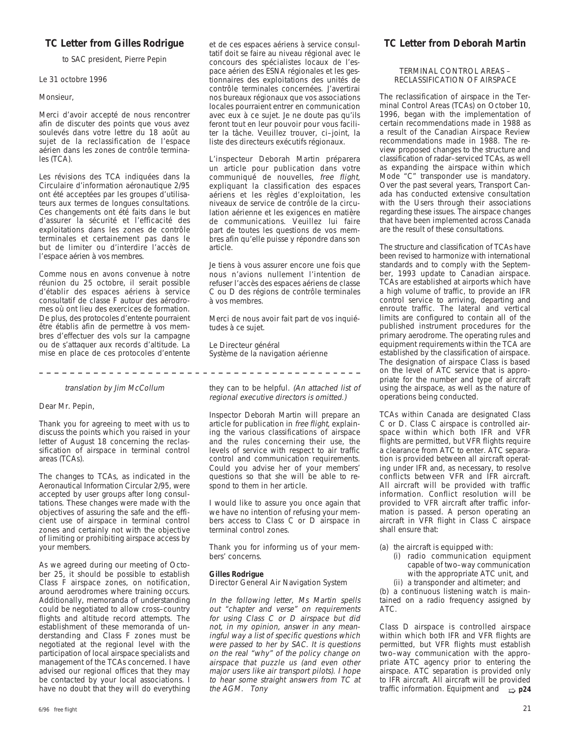## TC Letter from Gilles Rodrigue

to SAC president, Pierre Pepin

Le 31 octobre 1996

Monsieur,

Merci d'avoir accepté de nous rencontrer afin de discuter des points que vous avez soulevés dans votre lettre du 18 août au sujet de la reclassification de l'espace aérien dans les zones de contrôle terminales (TCA).

Les révisions des TCA indiquées dans la Circulaire d'information aéronautique 2/95 ont été acceptées par les groupes d'utilisateurs aux termes de longues consultations. Ces changements ont été faits dans le but d'assurer la sécurité et l'efficacité des exploitations dans les zones de contrôle terminales et certainement pas dans le but de limiter ou d'interdire l'accès de l'espace aérien à vos membres.

Comme nous en avons convenue à notre réunion du 25 octobre, il serait possible d'établir des espaces aériens à service consultatif de classe F autour des aérodromes où ont lieu des exercices de formation. De plus, des protocoles d'entente pourraient être établis afin de permettre à vos membres d'effectuer des vols sur la campagne ou de s'attaquer aux records d'altitude. La mise en place de ces protocoles d'entente et de ces espaces aériens à service consultatif doit se faire au niveau régional avec le concours des spécialistes locaux de l'espace aérien des ESNA régionales et les gestionnaires des exploitations des unités de contrôle terminales concernées. J'avertirai nos bureaux régionaux que vos associations locales pourraient entrer en communication avec eux à ce sujet. Je ne doute pas qu'ils feront tout en leur pouvoir pour vous faciliter la tâche. Veuillez trouver, ci–joint, la liste des directeurs exécutifs régionaux.

L'inspecteur Deborah Martin préparera un article pour publication dans votre communiqué de nouvelles, *free flight*, expliquant la classification des espaces aériens et les règles d'exploitation, les niveaux de service de contrôle de la circulation aérienne et les exigences en matière de communications. Veuillez lui faire part de toutes les questions de vos membres afin qu'elle puisse y répondre dans son article.

Je tiens à vous assurer encore une fois que nous n'avions nullement l'intention de refuser l'accès des espaces aériens de classe C ou D des régions de contrôle terminales à vos membres.

Merci de nous avoir fait part de vos inquiétudes à ce sujet.

Le Directeur général
Système de la navigation aérienne

---

*translation by Jim McCollum*

Dear Mr. Pepin,

Thank you for agreeing to meet with us to discuss the points which you raised in your letter of August 18 concerning the reclassification of airspace in terminal control areas (TCAs).

The changes to TCAs, as indicated in the Aeronautical Information Circular 2/95, were accepted by user groups after long consultations. These changes were made with the objectives of assuring the safe and the efficient use of airspace in terminal control zones and certainly not with the objective of limiting or prohibiting airspace access by your members.

As we agreed during our meeting of October 25, it should be possible to establish Class F airspace zones, on notification, around aerodromes where training occurs. Additionally, memoranda of understanding could be negotiated to allow cross–country flights and altitude record attempts. The establishment of these memoranda of understanding and Class F zones must be negotiated at the regional level with the participation of local airspace specialists and management of the TCAs concerned. I have advised our regional offices that they may be contacted by your local associations. I have no doubt that they will do everything they can to be helpful. *(An attached list of regional executive directors is omitted.)*

Inspector Deborah Martin will prepare an article for publication in *free flight*, explaining the various classifications of airspace and the rules concerning their use, the levels of service with respect to air traffic control and communication requirements. Could you advise her of your members' questions so that she will be able to respond to them in her article.

I would like to assure you once again that we have no intention of refusing your members access to Class C or D airspace in terminal control zones.

Thank you for informing us of your members' concerns.

**Gilles Rodrigue**
Director General Air Navigation System

*In the following letter, Ms Martin spells out "chapter and verse" on requirements for using Class C or D airspace but did not, in my opinion, answer in any meaningful way a list of specific questions which were passed to her by SAC. It is questions on the real "why" of the policy change on airspace that puzzle us (and even other major users like air transport pilots). I hope to hear some straight answers from TC at the AGM. Tony*

## TC Letter from Deborah Martin

TERMINAL CONTROL AREAS – RECLASSIFICATION OF AIRSPACE

The reclassification of airspace in the Terminal Control Areas (TCAs) on October 10, 1996, began with the implementation of certain recommendations made in 1988 as a result of the Canadian Airspace Review recommendations made in 1988. The review proposed changes to the structure and classification of radar–serviced TCAs, as well as expanding the airspace within which Mode "C" transponder use is mandatory. Over the past several years, Transport Canada has conducted extensive consultation with the Users through their associations regarding these issues. The airspace changes that have been implemented across Canada are the result of these consultations.

The structure and classification of TCAs have been revised to harmonize with international standards and to comply with the September, 1993 update to Canadian airspace. TCAs are established at airports which have a high volume of traffic, to provide an IFR control service to arriving, departing and enroute traffic. The lateral and vertical limits are configured to contain all of the published instrument procedures for the primary aerodrome. The operating rules and equipment requirements within the TCA are established by the classification of airspace. The designation of airspace Class is based on the level of ATC service that is appropriate for the number and type of aircraft using the airspace, as well as the nature of operations being conducted.

TCAs within Canada are designated Class C or D. Class C airspace is controlled airspace within which both IFR and VFR flights are permitted, but VFR flights require a clearance from ATC to enter. ATC separation is provided between all aircraft operating under IFR and, as necessary, to resolve conflicts between VFR and IFR aircraft. All aircraft will be provided with traffic information. Conflict resolution will be provided to VFR aircraft after traffic information is passed. A person operating an aircraft in VFR flight in Class C airspace shall ensure that:

(a) the aircraft is equipped with:
   (i) radio communication equipment capable of two–way communication with the appropriate ATC unit, and
   (ii) a transponder and altimeter; and

(b) a continuous listening watch is maintained on a radio frequency assigned by ATC.

Class D airspace is controlled airspace within which both IFR and VFR flights are permitted, but VFR flights must establish two–way communication with the appropriate ATC agency prior to entering the airspace. ATC separation is provided only to IFR aircraft. All aircraft will be provided traffic information. Equipment and ⇨ p24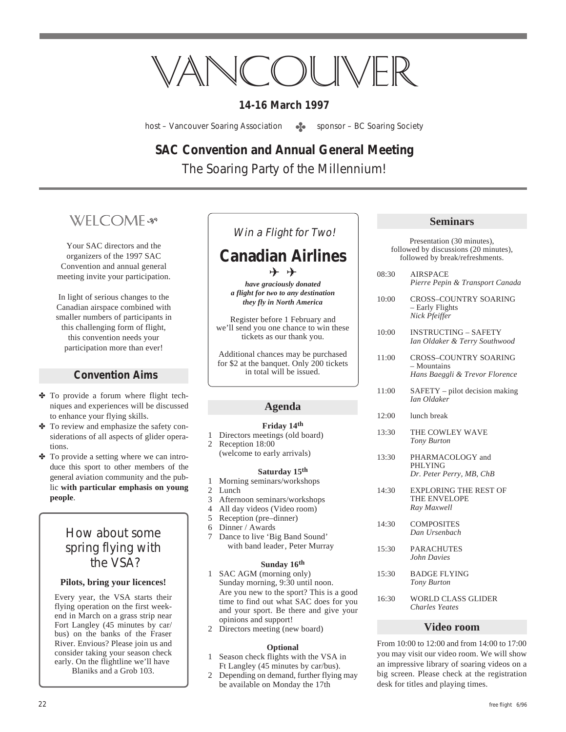# VANCOUVER

**14-16 March 1997**

host – Vancouver Soaring Association ✤ sponsor – BC Soaring Society

## SAC Convention and Annual General Meeting

The Soaring Party of the Millennium!

## WELCOME

Your SAC directors and the organizers of the 1997 SAC Convention and annual general meeting invite your participation.

In light of serious changes to the Canadian airspace combined with smaller numbers of participants in this challenging form of flight, this convention needs your participation more than ever!

### Convention Aims

- ✤ To provide a forum where flight techniques and experiences will be discussed to enhance your flying skills.
- ✤ To review and emphasize the safety considerations of all aspects of glider operations.
- ✤ To provide a setting where we can introduce this sport to other members of the general aviation community and the public **with particular emphasis on young people**.

### How about some spring flying with the VSA?

**Pilots, bring your licences!**

Every year, the VSA starts their flying operation on the first weekend in March on a grass strip near Fort Langley (45 minutes by car/bus) on the banks of the Fraser River. Envious? Please join us and consider taking your season check early. On the flightline we'll have Blaniks and a Grob 103.

### Win a Flight for Two!

## Canadian Airlines

✈ ✈

***have graciously donated a flight for two to any destination they fly in North America***

Register before 1 February and we'll send you one chance to win these tickets as our thank you.

Additional chances may be purchased for $2 at the banquet. Only 200 tickets in total will be issued.

### Agenda

**Friday 14th**

1. Directors meetings (old board)
2. Reception 18:00 (welcome to early arrivals)

**Saturday 15th**

1. Morning seminars/workshops
2. Lunch
3. Afternoon seminars/workshops
4. All day videos (Video room)
5. Reception (pre–dinner)
6. Dinner / Awards
7. Dance to live 'Big Band Sound' with band leader, Peter Murray

**Sunday 16th**

1. SAC AGM (morning only)
   Sunday morning, 9:30 until noon. Are you new to the sport? This is a good time to find out what SAC does for you and your sport. Be there and give your opinions and support!
2. Directors meeting (new board)

**Optional**

1. Season check flights with the VSA in Ft Langley (45 minutes by car/bus).
2. Depending on demand, further flying may be available on Monday the 17th

### Seminars

Presentation (30 minutes), followed by discussions (20 minutes), followed by break/refreshments.

| | |
|---|---|
| 08:30 | AIRSPACE<br>*Pierre Pepin & Transport Canada* |
| 10:00 | CROSS–COUNTRY SOARING – Early Flights<br>*Nick Pfeiffer* |
| 10:00 | INSTRUCTING – SAFETY<br>*Ian Oldaker & Terry Southwood* |
| 11:00 | CROSS–COUNTRY SOARING – Mountains<br>*Hans Baeggli & Trevor Florence* |
| 11:00 | SAFETY – pilot decision making<br>*Ian Oldaker* |
| 12:00 | lunch break |
| 13:30 | THE COWLEY WAVE<br>*Tony Burton* |
| 13:30 | PHARMACOLOGY and PHLYING<br>*Dr. Peter Perry, MB, ChB* |
| 14:30 | EXPLORING THE REST OF THE ENVELOPE<br>*Ray Maxwell* |
| 14:30 | COMPOSITES<br>*Dan Ursenbach* |
| 15:30 | PARACHUTES<br>*John Davies* |
| 15:30 | BADGE FLYING<br>*Tony Burton* |
| 16:30 | WORLD CLASS GLIDER<br>*Charles Yeates* |

### Video room

From 10:00 to 12:00 and from 14:00 to 17:00 you may visit our video room. We will show an impressive library of soaring videos on a big screen. Please check at the registration desk for titles and playing times.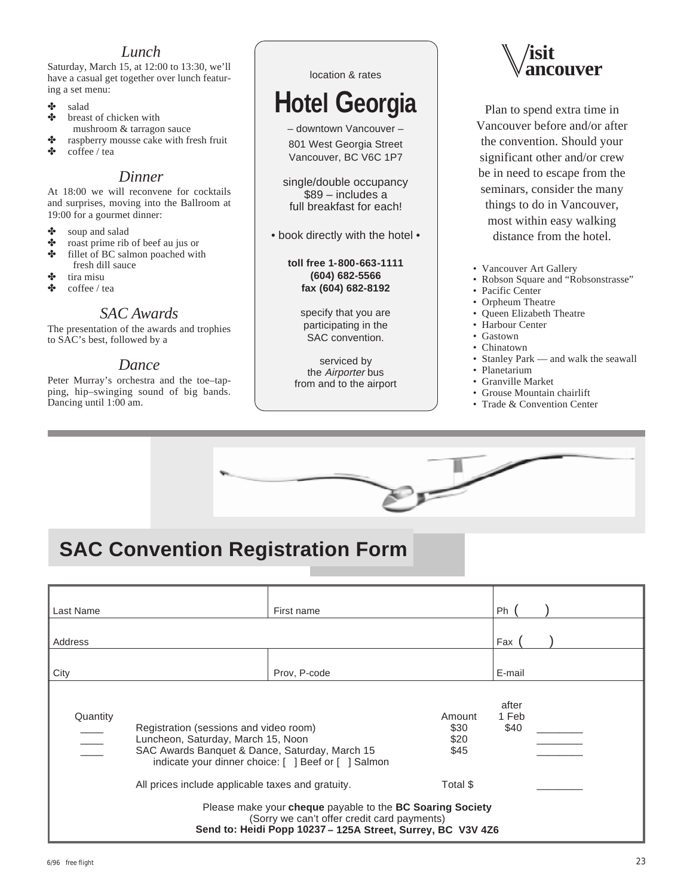## Lunch

Saturday, March 15, at 12:00 to 13:30, we'll have a casual get together over lunch featuring a set menu:

- salad
- breast of chicken with mushroom & tarragon sauce
- raspberry mousse cake with fresh fruit
- coffee / tea

## Dinner

At 18:00 we will reconvene for cocktails and surprises, moving into the Ballroom at 19:00 for a gourmet dinner:

- soup and salad
- roast prime rib of beef au jus or
- fillet of BC salmon poached with fresh dill sauce
- tira misu
- coffee / tea

## SAC Awards

The presentation of the awards and trophies to SAC's best, followed by a

## Dance

Peter Murray's orchestra and the toe–tapping, hip–swinging sound of big bands. Dancing until 1:00 am.

---

location & rates

# Hotel Georgia

– downtown Vancouver –

801 West Georgia Street
Vancouver, BC V6C 1P7

single/double occupancy
$89 – includes a
full breakfast for each!

• book directly with the hotel •

**toll free 1-800-663-1111**
**(604) 682-5566**
**fax (604) 682-8192**

specify that you are participating in the SAC convention.

serviced by the *Airporter* bus from and to the airport

---

## Visit Vancouver

Plan to spend extra time in Vancouver before and/or after the convention. Should your significant other and/or crew be in need to escape from the seminars, consider the many things to do in Vancouver, most within easy walking distance from the hotel.

- Vancouver Art Gallery
- Robson Square and "Robsonstrasse"
- Pacific Center
- Orpheum Theatre
- Queen Elizabeth Theatre
- Harbour Center
- Gastown
- Chinatown
- Stanley Park — and walk the seawall
- Planetarium
- Granville Market
- Grouse Mountain chairlift
- Trade & Convention Center

# SAC Convention Registration Form

| Last Name | First name | Ph ( ) |
|---|---|---|
| Address | | Fax ( ) |
| City | Prov, P-code | E-mail |

| Quantity | | Amount | after 1 Feb | |
|---|---|---|---|---|
| ____ | Registration (sessions and video room) | $30 | $40 | ________ |
| ____ | Luncheon, Saturday, March 15, Noon | $20 | | ________ |
| ____ | SAC Awards Banquet & Dance, Saturday, March 15 — indicate your dinner choice: [ ] Beef or [ ] Salmon | $45 | | ________ |
| | All prices include applicable taxes and gratuity. | Total $ | | ________ |

Please make your **cheque** payable to the **BC Soaring Society**
(Sorry we can't offer credit card payments)
**Send to: Heidi Popp 10237 – 125A Street, Surrey, BC V3V 4Z6**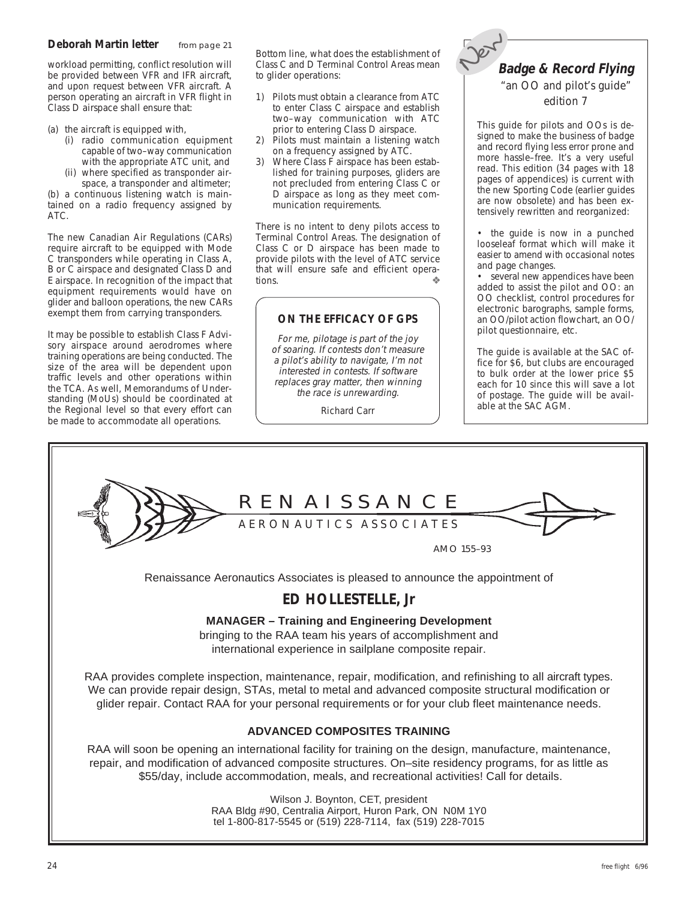**Deborah Martin letter** *from page 21*

workload permitting, conflict resolution will be provided between VFR and IFR aircraft, and upon request between VFR aircraft. A person operating an aircraft in VFR flight in Class D airspace shall ensure that:

(a) the aircraft is equipped with,
  (i) radio communication equipment capable of two–way communication with the appropriate ATC unit, and
  (ii) where specified as transponder airspace, a transponder and altimeter;

(b) a continuous listening watch is maintained on a radio frequency assigned by ATC.

The new Canadian Air Regulations (CARs) require aircraft to be equipped with Mode C transponders while operating in Class A, B or C airspace and designated Class D and E airspace. In recognition of the impact that equipment requirements would have on glider and balloon operations, the new CARs exempt them from carrying transponders.

It may be possible to establish Class F Advisory airspace around aerodromes where training operations are being conducted. The size of the area will be dependent upon traffic levels and other operations within the TCA. As well, Memorandums of Understanding (MoUs) should be coordinated at the Regional level so that every effort can be made to accommodate all operations.

Bottom line, what does the establishment of Class C and D Terminal Control Areas mean to glider operations:

1) Pilots must obtain a clearance from ATC to enter Class C airspace and establish two–way communication with ATC prior to entering Class D airspace.
2) Pilots must maintain a listening watch on a frequency assigned by ATC.
3) Where Class F airspace has been established for training purposes, gliders are not precluded from entering Class C or D airspace as long as they meet communication requirements.

There is no intent to deny pilots access to Terminal Control Areas. The designation of Class C or D airspace has been made to provide pilots with the level of ATC service that will ensure safe and efficient operations. ❖

### ON THE EFFICACY OF GPS

*For me, pilotage is part of the joy of soaring. If contests don't measure a pilot's ability to navigate, I'm not interested in contests. If software replaces gray matter, then winning the race is unrewarding.*

Richard Carr

*New*

### Badge & Record Flying

"an OO and pilot's guide"
edition 7

This guide for pilots and OOs is designed to make the business of badge and record flying less error prone and more hassle–free. It's a very useful read. This edition (34 pages with 18 pages of appendices) is current with the new Sporting Code (earlier guides are now obsolete) and has been extensively rewritten and reorganized:

- the guide is now in a punched looseleaf format which will make it easier to amend with occasional notes and page changes.
- several new appendices have been added to assist the pilot and OO: an OO checklist, control procedures for electronic barographs, sample forms, an OO/pilot action flowchart, an OO/pilot questionnaire, etc.

The guide is available at the SAC office for $6, but clubs are encouraged to bulk order at the lower price $5 each for 10 since this will save a lot of postage. The guide will be available at the SAC AGM.

---

## RENAISSANCE
AERONAUTICS ASSOCIATES

AMO 155–93

Renaissance Aeronautics Associates is pleased to announce the appointment of

## ED HOLLESTELLE, Jr

**MANAGER – Training and Engineering Development**
bringing to the RAA team his years of accomplishment and international experience in sailplane composite repair.

RAA provides complete inspection, maintenance, repair, modification, and refinishing to all aircraft types. We can provide repair design, STAs, metal to metal and advanced composite structural modification or glider repair. Contact RAA for your personal requirements or for your club fleet maintenance needs.

**ADVANCED COMPOSITES TRAINING**

RAA will soon be opening an international facility for training on the design, manufacture, maintenance, repair, and modification of advanced composite structures. On–site residency programs, for as little as $55/day, include accommodation, meals, and recreational activities! Call for details.

Wilson J. Boynton, CET, president
RAA Bldg #90, Centralia Airport, Huron Park, ON N0M 1Y0
tel 1-800-817-5545 or (519) 228-7114, fax (519) 228-7015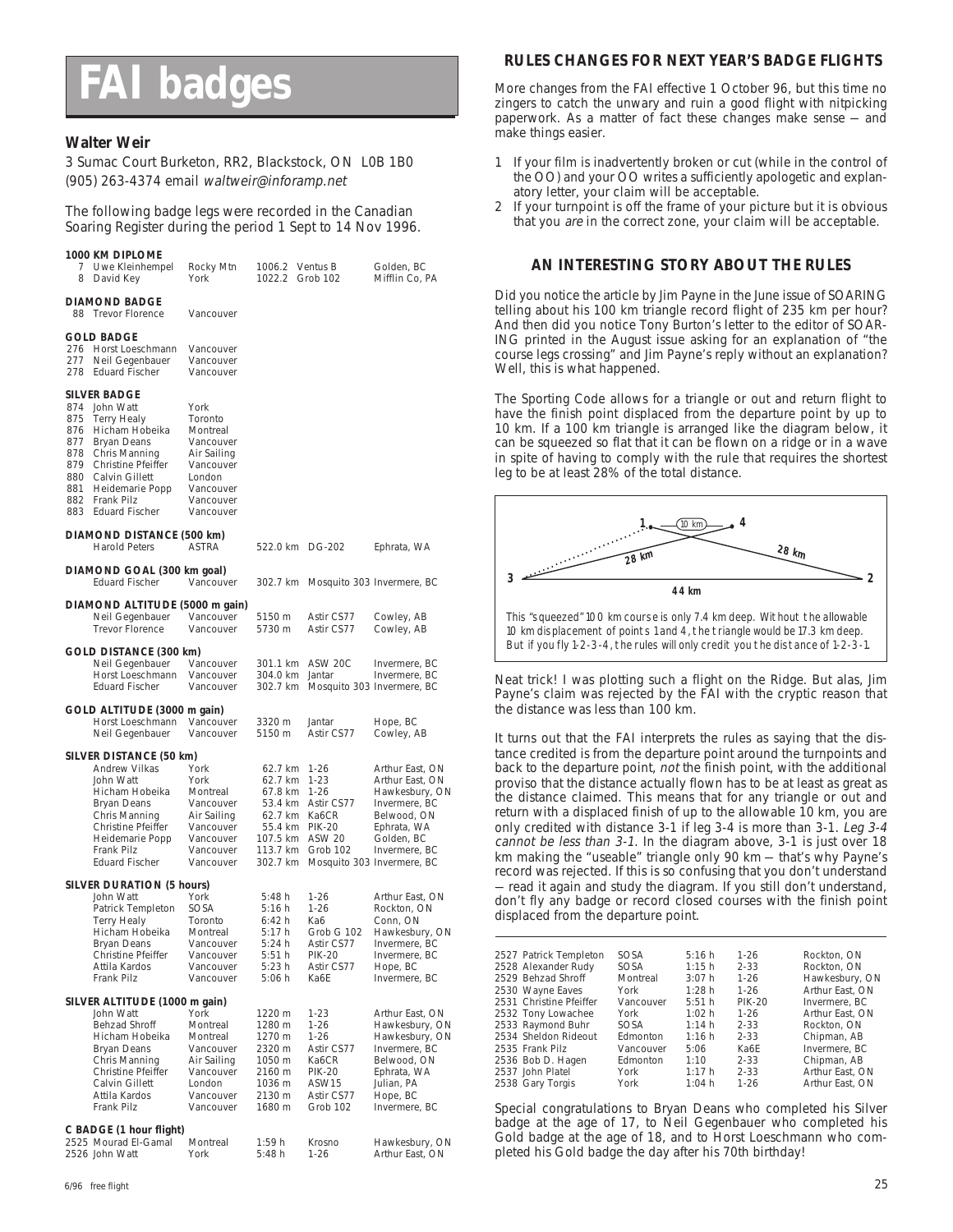# FAI badges

### Walter Weir

3 Sumac Court Burketon, RR2, Blackstock, ON L0B 1B0
(905) 263-4374 email *waltweir@inforamp.net*

The following badge legs were recorded in the Canadian Soaring Register during the period 1 Sept to 14 Nov 1996.

**1000 KM DIPLOME**

| | | | | | |
|---|---|---|---|---|---|
| 7 | Uwe Kleinhempel | Rocky Mtn | 1006.2 | Ventus B | Golden, BC |
| 8 | David Key | York | 1022.2 | Grob 102 | Mifflin Co, PA |

**DIAMOND BADGE**

| | | |
|---|---|---|
| 88 | Trevor Florence | Vancouver |

**GOLD BADGE**

| | | |
|---|---|---|
| 276 | Horst Loeschmann | Vancouver |
| 277 | Neil Gegenbauer | Vancouver |
| 278 | Eduard Fischer | Vancouver |

**SILVER BADGE**

| | | |
|---|---|---|
| 874 | John Watt | York |
| 875 | Terry Healy | Toronto |
| 876 | Hicham Hobeika | Montreal |
| 877 | Bryan Deans | Vancouver |
| 878 | Chris Manning | Air Sailing |
| 879 | Christine Pfeiffer | Vancouver |
| 880 | Calvin Gillett | London |
| 881 | Heidemarie Popp | Vancouver |
| 882 | Frank Pilz | Vancouver |
| 883 | Eduard Fischer | Vancouver |

**DIAMOND DISTANCE (500 km)**

| | | | | |
|---|---|---|---|---|
| Harold Peters | ASTRA | 522.0 km | DG-202 | Ephrata, WA |

**DIAMOND GOAL (300 km goal)**

| | | | | |
|---|---|---|---|---|
| Eduard Fischer | Vancouver | 302.7 km | Mosquito 303 | Invermere, BC |

**DIAMOND ALTITUDE (5000 m gain)**

| | | | | |
|---|---|---|---|---|
| Neil Gegenbauer | Vancouver | 5150 m | Astir CS77 | Cowley, AB |
| Trevor Florence | Vancouver | 5730 m | Astir CS77 | Cowley, AB |

**GOLD DISTANCE (300 km)**

| | | | | |
|---|---|---|---|---|
| Neil Gegenbauer | Vancouver | 301.1 km | ASW 20C | Invermere, BC |
| Horst Loeschmann | Vancouver | 304.0 km | Jantar | Invermere, BC |
| Eduard Fischer | Vancouver | 302.7 km | Mosquito 303 | Invermere, BC |

**GOLD ALTITUDE (3000 m gain)**

| | | | | |
|---|---|---|---|---|
| Horst Loeschmann | Vancouver | 3320 m | Jantar | Hope, BC |
| Neil Gegenbauer | Vancouver | 5150 m | Astir CS77 | Cowley, AB |

**SILVER DISTANCE (50 km)**

| | | | | |
|---|---|---|---|---|
| Andrew Vilkas | York | 62.7 km | 1-26 | Arthur East, ON |
| John Watt | York | 62.7 km | 1-23 | Arthur East, ON |
| Hicham Hobeika | Montreal | 67.8 km | 1-26 | Hawkesbury, ON |
| Bryan Deans | Vancouver | 53.4 km | Astir CS77 | Invermere, BC |
| Chris Manning | Air Sailing | 62.7 km | Ka6CR | Belwood, ON |
| Christine Pfeiffer | Vancouver | 55.4 km | PIK-20 | Ephrata, WA |
| Heidemarie Popp | Vancouver | 107.5 km | ASW 20 | Golden, BC |
| Frank Pilz | Vancouver | 113.7 km | Grob 102 | Invermere, BC |
| Eduard Fischer | Vancouver | 302.7 km | Mosquito 303 | Invermere, BC |

**SILVER DURATION (5 hours)**

| | | | | |
|---|---|---|---|---|
| John Watt | York | 5:48 h | 1-26 | Arthur East, ON |
| Patrick Templeton | SOSA | 5:16 h | 1-26 | Rockton, ON |
| Terry Healy | Toronto | 6:42 h | Ka6 | Conn, ON |
| Hicham Hobeika | Montreal | 5:17 h | Grob G 102 | Hawkesbury, ON |
| Bryan Deans | Vancouver | 5:24 h | Astir CS77 | Invermere, BC |
| Christine Pfeiffer | Vancouver | 5:51 h | PIK-20 | Invermere, BC |
| Attila Kardos | Vancouver | 5:23 h | Astir CS77 | Hope, BC |
| Frank Pilz | Vancouver | 5:06 h | Ka6E | Invermere, BC |

**SILVER ALTITUDE (1000 m gain)**

| | | | | |
|---|---|---|---|---|
| John Watt | York | 1220 m | 1-23 | Arthur East, ON |
| Behzad Shroff | Montreal | 1280 m | 1-26 | Hawkesbury, ON |
| Hicham Hobeika | Montreal | 1270 m | 1-26 | Hawkesbury, ON |
| Bryan Deans | Vancouver | 2320 m | Astir CS77 | Invermere, BC |
| Chris Manning | Air Sailing | 1050 m | Ka6CR | Belwood, ON |
| Christine Pfeiffer | Vancouver | 2160 m | PIK-20 | Ephrata, WA |
| Calvin Gillett | London | 1036 m | ASW15 | Julian, PA |
| Attila Kardos | Vancouver | 2130 m | Astir CS77 | Hope, BC |
| Frank Pilz | Vancouver | 1680 m | Grob 102 | Invermere, BC |

**C BADGE (1 hour flight)**

| | | | | |
|---|---|---|---|---|
| 2525 Mourad El-Gamal | Montreal | 1:59 h | Krosno | Hawkesbury, ON |
| 2526 John Watt | York | 5:48 h | 1-26 | Arthur East, ON |
| 2527 Patrick Templeton | SOSA | 5:16 h | 1-26 | Rockton, ON |
| 2528 Alexander Rudy | SOSA | 1:15 h | 2-33 | Rockton, ON |
| 2529 Behzad Shroff | Montreal | 3:07 h | 1-26 | Hawkesbury, ON |
| 2530 Wayne Eaves | York | 1:28 h | 1-26 | Arthur East, ON |
| 2531 Christine Pfeiffer | Vancouver | 5:51 h | PIK-20 | Invermere, BC |
| 2532 Tony Lowachee | York | 1:02 h | 1-26 | Arthur East, ON |
| 2533 Raymond Buhr | SOSA | 1:14 h | 2-33 | Rockton, ON |
| 2534 Sheldon Rideout | Edmonton | 1:16 h | 2-33 | Chipman, AB |
| 2535 Frank Pilz | Vancouver | 5:06 | Ka6E | Invermere, BC |
| 2536 Bob D. Hagen | Edmonton | 1:10 | 2-33 | Chipman, AB |
| 2537 John Platel | York | 1:17 h | 2-33 | Arthur East, ON |
| 2538 Gary Torgis | York | 1:04 h | 1-26 | Arthur East, ON |

Special congratulations to Bryan Deans who completed his Silver badge at the age of 17, to Neil Gegenbauer who completed his Gold badge at the age of 18, and to Horst Loeschmann who completed his Gold badge the day after his 70th birthday!

## RULES CHANGES FOR NEXT YEAR'S BADGE FLIGHTS

More changes from the FAI effective 1 October 96, but this time no zingers to catch the unwary and ruin a good flight with nitpicking paperwork. As a matter of fact these changes make sense – and make things easier.

1. If your film is inadvertently broken or cut (while in the control of the OO) and your OO writes a sufficiently apologetic and explanatory letter, your claim will be acceptable.
2. If your turnpoint is off the frame of your picture but it is obvious that you *are* in the correct zone, your claim will be acceptable.

## AN INTERESTING STORY ABOUT THE RULES

Did you notice the article by Jim Payne in the June issue of SOARING telling about his 100 km triangle record flight of 235 km per hour? And then did you notice Tony Burton's letter to the editor of SOARING printed in the August issue asking for an explanation of "the course legs crossing" and Jim Payne's reply without an explanation? Well, this is what happened.

The Sporting Code allows for a triangle or out and return flight to have the finish point displaced from the departure point by up to 10 km. If a 100 km triangle is arranged like the diagram below, it can be squeezed so flat that it can be flown on a ridge or in a wave in spite of having to comply with the rule that requires the shortest leg to be at least 28% of the total distance.

1 — 10 km — 4
28 km    28 km
3 — 44 km — 2

*This "squeezed" 100 km course is only 7.4 km deep. Without the allowable 10 km displacement of points 1 and 4, the triangle would be 17.3 km deep. But if you fly 1-2-3-4, the rules will only credit you the distance of 1-2-3-1.*

Neat trick! I was plotting such a flight on the Ridge. But alas, Jim Payne's claim was rejected by the FAI with the cryptic reason that the distance was less than 100 km.

It turns out that the FAI interprets the rules as saying that the distance credited is from the departure point around the turnpoints and back to the departure point, *not* the finish point, with the additional proviso that the distance actually flown has to be at least as great as the distance claimed. This means that for any triangle or out and return with a displaced finish of up to the allowable 10 km, you are only credited with distance 3-1 if leg 3-4 is more than 3-1. *Leg 3-4 cannot be less than 3-1.* In the diagram above, 3-1 is just over 18 km making the "useable" triangle only 90 km – that's why Payne's record was rejected. If this is so confusing that you don't understand – read it again and study the diagram. If you still don't understand, don't fly any badge or record closed courses with the finish point displaced from the departure point.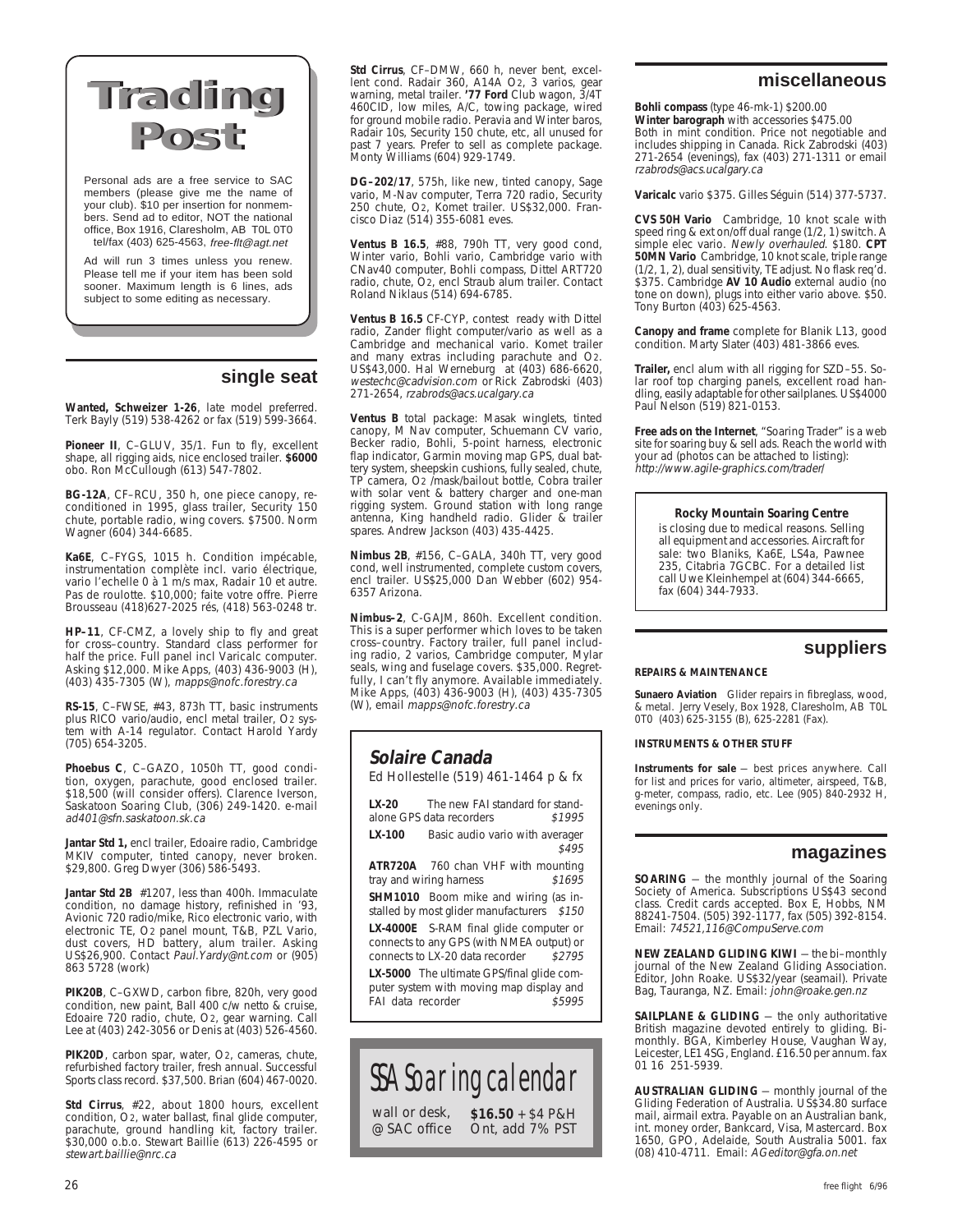# Trading Post

Personal ads are a free service to SAC members (please give me the name of your club). $10 per insertion for nonmembers. Send ad to editor, NOT the national office, Box 1916, Claresholm, AB T0L 0T0 tel/fax (403) 625-4563, *free-flt@agt.net*

Ad will run 3 times unless you renew. Please tell me if your item has been sold sooner. Maximum length is 6 lines, ads subject to some editing as necessary.

## single seat

**Wanted, Schweizer 1-26**, late model preferred. Terk Bayly (519) 538-4262 or fax (519) 599-3664.

**Pioneer II**, C–GLUV, 35/1. Fun to fly, excellent shape, all rigging aids, nice enclosed trailer. **$6000** obo. Ron McCullough (613) 547-7802.

**BG-12A**, CF–RCU, 350 h, one piece canopy, reconditioned in 1995, glass trailer, Security 150 chute, portable radio, wing covers. $7500. Norm Wagner (604) 344-6685.

**Ka6E**, C–FYGS, 1015 h. Condition impécable, instrumentation complète incl. vario électrique, vario l'echelle 0 à 1 m/s max, Radair 10 et autre. Pas de roulotte. $10,000; faite votre offre. Pierre Brousseau (418)627-2025 rés, (418) 563-0248 tr.

**HP–11**, CF-CMZ, a lovely ship to fly and great for cross–country. Standard class performer for half the price. Full panel incl Varicalc computer. Asking $12,000. Mike Apps, (403) 436-9003 (H), (403) 435-7305 (W), *mapps@nofc.forestry.ca*

**RS-15**, C–FWSE, #43, 873h TT, basic instruments plus RICO vario/audio, encl metal trailer, O2 system with A-14 regulator. Contact Harold Yardy (705) 654-3205.

**Phoebus C**, C–GAZO, 1050h TT, good condition, oxygen, parachute, good enclosed trailer. $18,500 (will consider offers). Clarence Iverson, Saskatoon Soaring Club, (306) 249-1420. e-mail *ad401@sfn.saskatoon.sk.ca*

**Jantar Std 1,** encl trailer, Edoaire radio, Cambridge MKIV computer, tinted canopy, never broken. $29,800. Greg Dwyer (306) 586-5493.

**Jantar Std 2B** #1207, less than 400h. Immaculate condition, no damage history, refinished in '93, Avionic 720 radio/mike, Rico electronic vario, with electronic TE, O2 panel mount, T&B, PZL Vario, dust covers, HD battery, alum trailer. Asking US$26,900. Contact *Paul.Yardy@nt.com* or (905) 863 5728 (work)

**PIK20B**, C–GXWD, carbon fibre, 820h, very good condition, new paint, Ball 400 c/w netto & cruise, Edoaire 720 radio, chute, O2, gear warning. Call Lee at (403) 242-3056 or Denis at (403) 526-4560.

**PIK20D**, carbon spar, water, O2, cameras, chute, refurbished factory trailer, fresh annual. Successful Sports class record. $37,500. Brian (604) 467-0020.

**Std Cirrus**, #22, about 1800 hours, excellent condition, O2, water ballast, final glide computer, parachute, ground handling kit, factory trailer. $30,000 o.b.o. Stewart Baillie (613) 226-4595 or *stewart.baillie@nrc.ca*

**Std Cirrus**, CF–DMW, 660 h, never bent, excellent cond. Radair 360, A14A O2, 3 varios, gear warning, metal trailer. **'77 Ford** Club wagon, 3/4T 460CID, low miles, A/C, towing package, wired for ground mobile radio. Peravia and Winter baros, Radair 10s, Security 150 chute, etc, all unused for past 7 years. Prefer to sell as complete package. Monty Williams (604) 929-1749.

**DG–202/17**, 575h, like new, tinted canopy, Sage vario, M-Nav computer, Terra 720 radio, Security 250 chute, O2, Komet trailer. US$32,000. Francisco Diaz (514) 355-6081 eves.

**Ventus B 16.5**, #88, 790h TT, very good cond, Winter vario, Bohli vario, Cambridge vario with CNav40 computer, Bohli compass, Dittel ART720 radio, chute, O2, encl Straub alum trailer. Contact Roland Niklaus (514) 694-6785.

**Ventus B 16.5** CF-CYP, contest ready with Dittel radio, Zander flight computer/vario as well as a Cambridge and mechanical vario. Komet trailer and many extras including parachute and O2. US$43,000. Hal Werneburg at (403) 686-6620, *westechc@cadvision.com* or Rick Zabrodski (403) 271-2654, *rzabrods@acs.ucalgary.ca*

**Ventus B** total package: Masak winglets, tinted canopy, M Nav computer, Schuemann CV vario, Becker radio, Bohli, 5-point harness, electronic flap indicator, Garmin moving map GPS, dual battery system, sheepskin cushions, fully sealed, chute, TP camera, O2 /mask/bailout bottle, Cobra trailer with solar vent & battery charger and one-man rigging system. Ground station with long range antenna, King handheld radio. Glider & trailer spares. Andrew Jackson (403) 435-4425.

**Nimbus 2B**, #156, C–GALA, 340h TT, very good cond, well instrumented, complete custom covers, encl trailer. US$25,000 Dan Webber (602) 954-6357 Arizona.

**Nimbus–2**, C-GAJM, 860h. Excellent condition. This is a super performer which loves to be taken cross–country. Factory trailer, full panel including radio, 2 varios, Cambridge computer, Mylar seals, wing and fuselage covers. $35,000. Regretfully, I can't fly anymore. Available immediately. Mike Apps, (403) 436-9003 (H), (403) 435-7305 (W), email *mapps@nofc.forestry.ca*

### Solaire Canada

Ed Hollestelle (519) 461-1464 p & fx

**LX-20** The new FAI standard for stand-alone GPS data recorders *$1995*

**LX-100** Basic audio vario with averager *$495*

**ATR720A** 760 chan VHF with mounting tray and wiring harness *$1695*

**SHM1010** Boom mike and wiring (as installed by most glider manufacturers *$150*

**LX-4000E** S-RAM final glide computer or connects to any GPS (with NMEA output) or connects to LX-20 data recorder *$2795*

**LX-5000** The ultimate GPS/final glide computer system with moving map display and FAI data recorder *$5995*

### SSA Soaring calendar

wall or desk, @ SAC office — **$16.50** + $4 P&H Ont, add 7% PST

## miscellaneous

**Bohli compass** (type 46-mk-1) $200.00
**Winter barograph** with accessories $475.00
Both in mint condition. Price not negotiable and includes shipping in Canada. Rick Zabrodski (403) 271-2654 (evenings), fax (403) 271-1311 or email *rzabrods@acs.ucalgary.ca*

**Varicalc** vario $375. Gilles Séguin (514) 377-5737.

**CVS 50H Vario** Cambridge, 10 knot scale with speed ring & ext on/off dual range (1/2, 1) switch. A simple elec vario. *Newly overhauled*. $180. **CPT 50MN Vario** Cambridge, 10 knot scale, triple range (1/2, 1, 2), dual sensitivity, TE adjust. No flask req'd. $375. Cambridge **AV 10 Audio** external audio (no tone on down), plugs into either vario above. $50. Tony Burton (403) 625-4563.

**Canopy and frame** complete for Blanik L13, good condition. Marty Slater (403) 481-3866 eves.

**Trailer,** encl alum with all rigging for SZD–55. Solar roof top charging panels, excellent road handling, easily adaptable for other sailplanes. US$4000 Paul Nelson (519) 821-0153.

**Free ads on the Internet**, "Soaring Trader" is a web site for soaring buy & sell ads. Reach the world with your ad (photos can be attached to listing): *http://www.agile-graphics.com/trader/*

**Rocky Mountain Soaring Centre**
is closing due to medical reasons. Selling all equipment and accessories. Aircraft for sale: two Blaniks, Ka6E, LS4a, Pawnee 235, Citabria 7GCBC. For a detailed list call Uwe Kleinhempel at (604) 344-6665, fax (604) 344-7933.

## suppliers

**REPAIRS & MAINTENANCE**

**Sunaero Aviation** Glider repairs in fibreglass, wood, & metal. Jerry Vesely, Box 1928, Claresholm, AB T0L 0T0 (403) 625-3155 (B), 625-2281 (Fax).

**INSTRUMENTS & OTHER STUFF**

**Instruments for sale** — best prices anywhere. Call for list and prices for vario, altimeter, airspeed, T&B, g-meter, compass, radio, etc. Lee (905) 840-2932 H, evenings only.

## magazines

**SOARING** — the monthly journal of the Soaring Society of America. Subscriptions US$43 second class. Credit cards accepted. Box E, Hobbs, NM 88241-7504. (505) 392-1177, fax (505) 392-8154. Email: *74521,116@CompuServe.com*

**NEW ZEALAND GLIDING KIWI** — the bi–monthly journal of the New Zealand Gliding Association. Editor, John Roake. US$32/year (seamail). Private Bag, Tauranga, NZ. Email: *john@roake.gen.nz*

**SAILPLANE & GLIDING** — the only authoritative British magazine devoted entirely to gliding. Bi-monthly. BGA, Kimberley House, Vaughan Way, Leicester, LE1 4SG, England. £16.50 per annum. fax 01 16 251-5939.

**AUSTRALIAN GLIDING** — monthly journal of the Gliding Federation of Australia. US$34.80 surface mail, airmail extra. Payable on an Australian bank, int. money order, Bankcard, Visa, Mastercard. Box 1650, GPO, Adelaide, South Australia 5001. fax (08) 410-4711. Email: *AGeditor@gfa.on.net*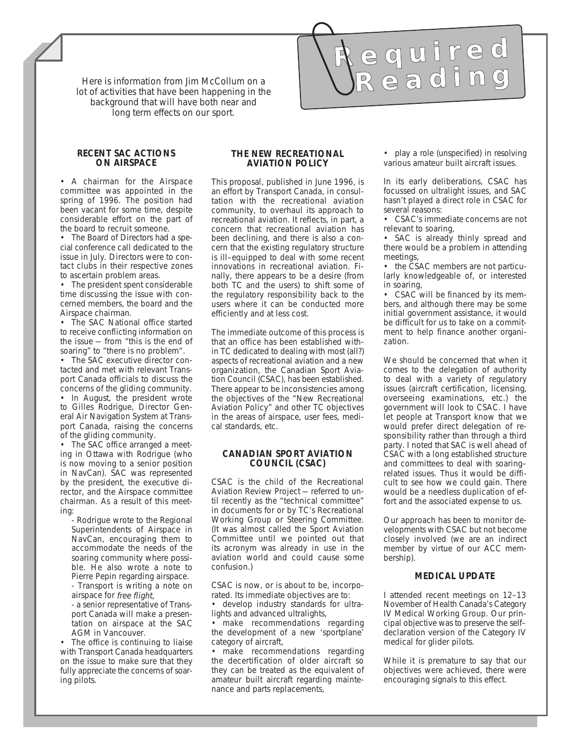# Required Reading

Here is information from Jim McCollum on a lot of activities that have been happening in the background that will have both near and long term effects on our sport.

### RECENT SAC ACTIONS ON AIRSPACE

- A chairman for the Airspace committee was appointed in the spring of 1996. The position had been vacant for some time, despite considerable effort on the part of the board to recruit someone.
- The Board of Directors had a special conference call dedicated to the issue in July. Directors were to contact clubs in their respective zones to ascertain problem areas.
- The president spent considerable time discussing the issue with concerned members, the board and the Airspace chairman.
- The SAC National office started to receive conflicting information on the issue — from "this is the end of soaring" to "there is no problem".
- The SAC executive director contacted and met with relevant Transport Canada officials to discuss the concerns of the gliding community.
- In August, the president wrote to Gilles Rodrigue, Director General Air Navigation System at Transport Canada, raising the concerns of the gliding community.
- The SAC office arranged a meeting in Ottawa with Rodrigue (who is now moving to a senior position in NavCan). SAC was represented by the president, the executive director, and the Airspace committee chairman. As a result of this meeting:
  - Rodrigue wrote to the Regional Superintendents of Airspace in NavCan, encouraging them to accommodate the needs of the soaring community where possible. He also wrote a note to Pierre Pepin regarding airspace.
  - Transport is writing a note on airspace for *free flight*,
  - a senior representative of Transport Canada will make a presentation on airspace at the SAC AGM in Vancouver.
- The office is continuing to liaise with Transport Canada headquarters on the issue to make sure that they fully appreciate the concerns of soaring pilots.

### THE NEW RECREATIONAL AVIATION POLICY

This proposal, published in June 1996, is an effort by Transport Canada, in consultation with the recreational aviation community, to overhaul its approach to recreational aviation. It reflects, in part, a concern that recreational aviation has been declining, and there is also a concern that the existing regulatory structure is ill–equipped to deal with some recent innovations in recreational aviation. Finally, there appears to be a desire (from both TC and the users) to shift some of the regulatory responsibility back to the users where it can be conducted more efficiently and at less cost.

The immediate outcome of this process is that an office has been established within TC dedicated to dealing with most (all?) aspects of recreational aviation and a new organization, the Canadian Sport Aviation Council (CSAC), has been established. There appear to be inconsistencies among the objectives of the "New Recreational Aviation Policy" and other TC objectives in the areas of airspace, user fees, medical standards, etc.

### CANADIAN SPORT AVIATION COUNCIL (CSAC)

CSAC is the child of the Recreational Aviation Review Project — referred to until recently as the "technical committee" in documents for or by TC's Recreational Working Group or Steering Committee. (It was almost called the Sport Aviation Committee until we pointed out that its acronym was already in use in the aviation world and could cause some confusion.)

CSAC is now, or is about to be, incorporated. Its immediate objectives are to:

- develop industry standards for ultralights and advanced ultralights,
- make recommendations regarding the development of a new 'sportplane' category of aircraft,
- make recommendations regarding the decertification of older aircraft so they can be treated as the equivalent of amateur built aircraft regarding maintenance and parts replacements,
- play a role (unspecified) in resolving various amateur built aircraft issues.

In its early deliberations, CSAC has focussed on ultralight issues, and SAC hasn't played a direct role in CSAC for several reasons:

- CSAC's immediate concerns are not relevant to soaring,
- SAC is already thinly spread and there would be a problem in attending meetings,
- the CSAC members are not particularly knowledgeable of, or interested in soaring,
- CSAC will be financed by its members, and although there may be some initial government assistance, it would be difficult for us to take on a commitment to help finance another organization.

We should be concerned that when it comes to the delegation of authority to deal with a variety of regulatory issues (aircraft certification, licensing, overseeing examinations, etc.) the government will look to CSAC. I have let people at Transport know that we would prefer direct delegation of responsibility rather than through a third party. I noted that SAC is well ahead of CSAC with a long established structure and committees to deal with soaring–related issues. Thus it would be difficult to see how we could gain. There would be a needless duplication of effort and the associated expense to us.

Our approach has been to monitor developments with CSAC but not become closely involved (we are an indirect member by virtue of our ACC membership).

### MEDICAL UPDATE

I attended recent meetings on 12–13 November of Health Canada's Category IV Medical Working Group. Our principal objective was to preserve the self–declaration version of the Category IV medical for glider pilots.

While it is premature to say that our objectives were achieved, there were encouraging signals to this effect.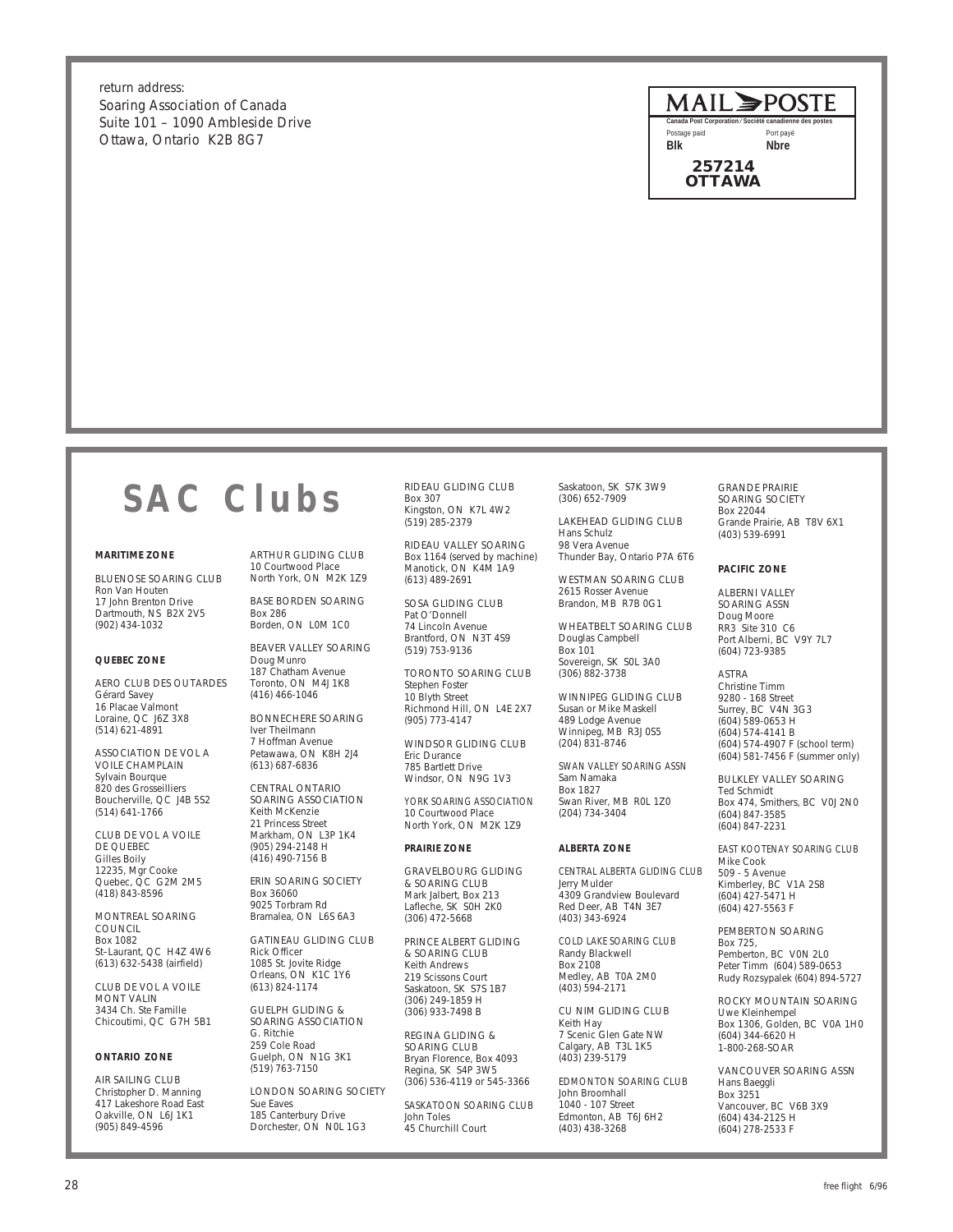return address:
Soaring Association of Canada
Suite 101 – 1090 Ambleside Drive
Ottawa, Ontario K2B 8G7

MAIL POSTE
Canada Post Corporation / Société canadienne des postes
Postage paid Port payé
Blk Nbre
257214
OTTAWA

# SAC Clubs

### MARITIME ZONE

BLUENOSE SOARING CLUB
Ron Van Houten
17 John Brenton Drive
Dartmouth, NS B2X 2V5
(902) 434-1032

### QUEBEC ZONE

AERO CLUB DES OUTARDES
Gérard Savey
16 Placae Valmont
Loraine, QC J6Z 3X8
(514) 621-4891

ASSOCIATION DE VOL A VOILE CHAMPLAIN
Sylvain Bourque
820 des Grosseilliers
Boucherville, QC J4B 5S2
(514) 641-1766

CLUB DE VOL A VOILE DE QUEBEC
Gilles Boily
12235, Mgr Cooke
Quebec, QC G2M 2M5
(418) 843-8596

MONTREAL SOARING COUNCIL
Box 1082
St-Laurant, QC H4Z 4W6
(613) 632-5438 (airfield)

CLUB DE VOL A VOILE MONT VALIN
3434 Ch. Ste Famille
Chicoutimi, QC G7H 5B1

### ONTARIO ZONE

AIR SAILING CLUB
Christopher D. Manning
417 Lakeshore Road East
Oakville, ON L6J 1K1
(905) 849-4596

ARTHUR GLIDING CLUB
10 Courtwood Place
North York, ON M2K 1Z9

BASE BORDEN SOARING
Box 286
Borden, ON L0M 1C0

BEAVER VALLEY SOARING
Doug Munro
187 Chatham Avenue
Toronto, ON M4J 1K8
(416) 466-1046

BONNECHERE SOARING
Iver Theilmann
7 Hoffman Avenue
Petawawa, ON K8H 2J4
(613) 687-6836

CENTRAL ONTARIO SOARING ASSOCIATION
Keith McKenzie
21 Princess Street
Markham, ON L3P 1K4
(905) 294-2148 H
(416) 490-7156 B

ERIN SOARING SOCIETY
Box 36060
9025 Torbram Rd
Bramalea, ON L6S 6A3

GATINEAU GLIDING CLUB
Rick Officer
1085 St. Jovite Ridge
Orleans, ON K1C 1Y6
(613) 824-1174

GUELPH GLIDING & SOARING ASSOCIATION
G. Ritchie
259 Cole Road
Guelph, ON N1G 3K1
(519) 763-7150

LONDON SOARING SOCIETY
Sue Eaves
185 Canterbury Drive
Dorchester, ON N0L 1G3

RIDEAU GLIDING CLUB
Box 307
Kingston, ON K7L 4W2
(519) 285-2379

RIDEAU VALLEY SOARING
Box 1164 (served by machine)
Manotick, ON K4M 1A9
(613) 489-2691

SOSA GLIDING CLUB
Pat O'Donnell
74 Lincoln Avenue
Brantford, ON N3T 4S9
(519) 753-9136

TORONTO SOARING CLUB
Stephen Foster
10 Blyth Street
Richmond Hill, ON L4E 2X7
(905) 773-4147

WINDSOR GLIDING CLUB
Eric Durance
785 Bartlett Drive
Windsor, ON N9G 1V3

YORK SOARING ASSOCIATION
10 Courtwood Place
North York, ON M2K 1Z9

### PRAIRIE ZONE

GRAVELBOURG GLIDING & SOARING CLUB
Mark Jalbert, Box 213
Lafleche, SK S0H 2K0
(306) 472-5668

PRINCE ALBERT GLIDING & SOARING CLUB
Keith Andrews
219 Scissons Court
Saskatoon, SK S7S 1B7
(306) 249-1859 H
(306) 933-7498 B

REGINA GLIDING & SOARING CLUB
Bryan Florence, Box 4093
Regina, SK S4P 3W5
(306) 536-4119 or 545-3366

SASKATOON SOARING CLUB
John Toles
45 Churchill Court
Saskatoon, SK S7K 3W9
(306) 652-7909

LAKEHEAD GLIDING CLUB
Hans Schulz
98 Vera Avenue
Thunder Bay, Ontario P7A 6T6

WESTMAN SOARING CLUB
2615 Rosser Avenue
Brandon, MB R7B 0G1

WHEATBELT SOARING CLUB
Douglas Campbell
Box 101
Sovereign, SK S0L 3A0
(306) 882-3738

WINNIPEG GLIDING CLUB
Susan or Mike Maskell
489 Lodge Avenue
Winnipeg, MB R3J 0S5
(204) 831-8746

SWAN VALLEY SOARING ASSN
Sam Namaka
Box 1827
Swan River, MB R0L 1Z0
(204) 734-3404

### ALBERTA ZONE

CENTRAL ALBERTA GLIDING CLUB
Jerry Mulder
4309 Grandview Boulevard
Red Deer, AB T4N 3E7
(403) 343-6924

COLD LAKE SOARING CLUB
Randy Blackwell
Box 2108
Medley, AB T0A 2M0
(403) 594-2171

CU NIM GLIDING CLUB
Keith Hay
7 Scenic Glen Gate NW
Calgary, AB T3L 1K5
(403) 239-5179

EDMONTON SOARING CLUB
John Broomhall
1040 - 107 Street
Edmonton, AB T6J 6H2
(403) 438-3268

GRANDE PRAIRIE SOARING SOCIETY
Box 22044
Grande Prairie, AB T8V 6X1
(403) 539-6991

### PACIFIC ZONE

ALBERNI VALLEY SOARING ASSN
Doug Moore
RR3 Site 310 C6
Port Alberni, BC V9Y 7L7
(604) 723-9385

ASTRA
Christine Timm
9280 - 168 Street
Surrey, BC V4N 3G3
(604) 589-0653 H
(604) 574-4141 B
(604) 574-4907 F (school term)
(604) 581-7456 F (summer only)

BULKLEY VALLEY SOARING
Ted Schmidt
Box 474, Smithers, BC V0J 2N0
(604) 847-3585
(604) 847-2231

EAST KOOTENAY SOARING CLUB
Mike Cook
509 - 5 Avenue
Kimberley, BC V1A 2S8
(604) 427-5471 H
(604) 427-5563 F

PEMBERTON SOARING
Box 725,
Pemberton, BC V0N 2L0
Peter Timm (604) 589-0653
Rudy Rozsypalek (604) 894-5727

ROCKY MOUNTAIN SOARING
Uwe Kleinhempel
Box 1306, Golden, BC V0A 1H0
(604) 344-6620 H
1-800-268-SOAR

VANCOUVER SOARING ASSN
Hans Baeggli
Box 3251
Vancouver, BC V6B 3X9
(604) 434-2125 H
(604) 278-2533 F